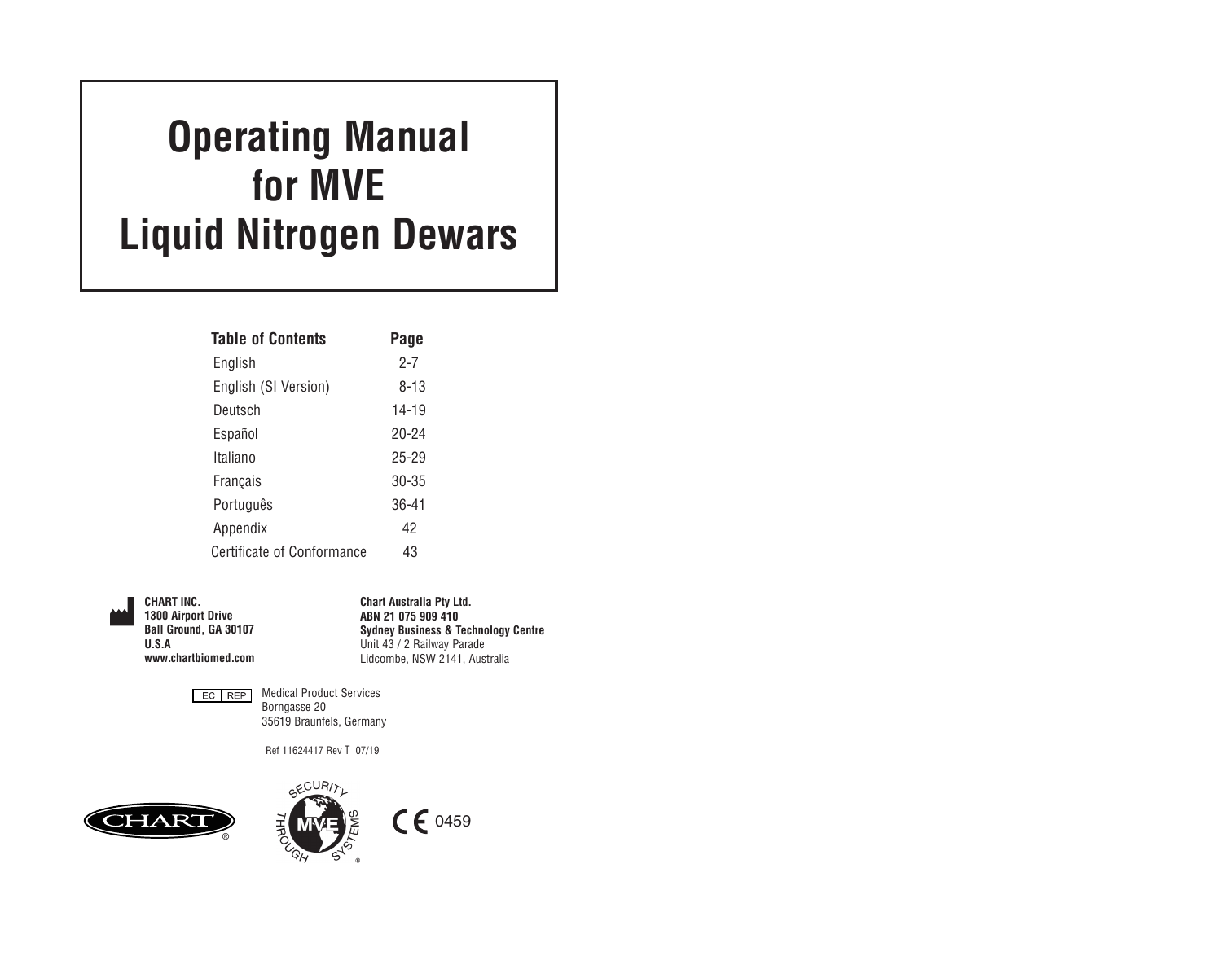# Operating Manual for MVE Liquid Nitrogen Dewars

| Table of Contents | Page |
| --- | --- |
| English | 2-7 |
| English (SI Version) | 8-13 |
| Deutsch | 14-19 |
| Español | 20-24 |
| Italiano | 25-29 |
| Français | 30-35 |
| Português | 36-41 |
| Appendix | 42 |
| Certificate of Conformance | 43 |

**CHART INC.**
**1300 Airport Drive**
**Ball Ground, GA 30107**
**U.S.A**
**www.chartbiomed.com**

**Chart Australia Pty Ltd.**
**ABN 21 075 909 410**
**Sydney Business & Technology Centre**
Unit 43 / 2 Railway Parade
Lidcombe, NSW 2141, Australia

EC REP
Medical Product Services
Borngasse 20
35619 Braunfels, Germany

Ref 11624417 Rev T 07/19

CHART®

SECURITY THROUGH SYSTEMS MVE®

CE 0459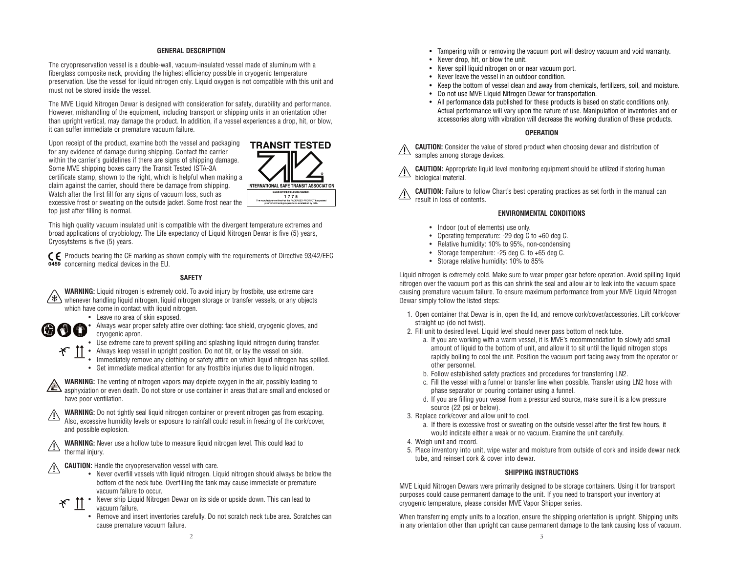## GENERAL DESCRIPTION

The cryopreservation vessel is a double-wall, vacuum-insulated vessel made of aluminum with a fiberglass composite neck, providing the highest efficiency possible in cryogenic temperature preservation. Use the vessel for liquid nitrogen only. Liquid oxygen is not compatible with this unit and must not be stored inside the vessel.

The MVE Liquid Nitrogen Dewar is designed with consideration for safety, durability and performance. However, mishandling of the equipment, including transport or shipping units in an orientation other than upright vertical, may damage the product. In addition, if a vessel experiences a drop, hit, or blow, it can suffer immediate or premature vacuum failure.

Upon receipt of the product, examine both the vessel and packaging for any evidence of damage during shipping. Contact the carrier within the carrier's guidelines if there are signs of shipping damage. Some MVE shipping boxes carry the Transit Tested ISTA-3A certificate stamp, shown to the right, which is helpful when making a claim against the carrier, should there be damage from shipping. Watch after the first fill for any signs of vacuum loss, such as excessive frost or sweating on the outside jacket. Some frost near the top just after filling is normal.

TRANSIT TESTED

INTERNATIONAL SAFE TRANSIT ASSOCIATION

MANUFACTURER'S LICENSE NUMBER: 1775

The manufacturer certifies that this PACKAGED-PRODUCT has passed preshipment testing requirements established by ISTA.

This high quality vacuum insulated unit is compatible with the divergent temperature extremes and broad applications of cryobiology. The Life expectancy of Liquid Nitrogen Dewar is five (5) years, Cryosytstems is five (5) years.

CE 0459 Products bearing the CE marking as shown comply with the requirements of Directive 93/42/EEC concerning medical devices in the EU.

## SAFETY

**WARNING:** Liquid nitrogen is extremely cold. To avoid injury by frostbite, use extreme care whenever handling liquid nitrogen, liquid nitrogen storage or transfer vessels, or any objects which have come in contact with liquid nitrogen.

- Leave no area of skin exposed.
- Always wear proper safety attire over clothing: face shield, cryogenic gloves, and cryogenic apron.
- Use extreme care to prevent spilling and splashing liquid nitrogen during transfer.
- Always keep vessel in upright position. Do not tilt, or lay the vessel on side.
- Immediately remove any clothing or safety attire on which liquid nitrogen has spilled.
- Get immediate medical attention for any frostbite injuries due to liquid nitrogen.

**WARNING:** The venting of nitrogen vapors may deplete oxygen in the air, possibly leading to asphyxiation or even death. Do not store or use container in areas that are small and enclosed or have poor ventilation.

**WARNING:** Do not tightly seal liquid nitrogen container or prevent nitrogen gas from escaping. Also, excessive humidity levels or exposure to rainfall could result in freezing of the cork/cover, and possible explosion.

**WARNING:** Never use a hollow tube to measure liquid nitrogen level. This could lead to thermal injury.

**CAUTION:** Handle the cryopreservation vessel with care.

- Never overfill vessels with liquid nitrogen. Liquid nitrogen should always be below the bottom of the neck tube. Overfilling the tank may cause immediate or premature vacuum failure to occur.
- Never ship Liquid Nitrogen Dewar on its side or upside down. This can lead to vacuum failure.
- Remove and insert inventories carefully. Do not scratch neck tube area. Scratches can cause premature vacuum failure.
- Tampering with or removing the vacuum port will destroy vacuum and void warranty.
- Never drop, hit, or blow the unit.
- Never spill liquid nitrogen on or near vacuum port.
- Never leave the vessel in an outdoor condition.
- Keep the bottom of vessel clean and away from chemicals, fertilizers, soil, and moisture.
- Do not use MVE Liquid Nitrogen Dewar for transportation.
- All performance data published for these products is based on static conditions only. Actual performance will vary upon the nature of use. Manipulation of inventories and or accessories along with vibration will decrease the working duration of these products.

## OPERATION

**CAUTION:** Consider the value of stored product when choosing dewar and distribution of samples among storage devices.

**CAUTION:** Appropriate liquid level monitoring equipment should be utilized if storing human biological material.

**CAUTION:** Failure to follow Chart's best operating practices as set forth in the manual can result in loss of contents.

## ENVIRONMENTAL CONDITIONS

- Indoor (out of elements) use only.
- Operating temperature: -29 deg C to +60 deg C.
- Relative humidity: 10% to 95%, non-condensing
- Storage temperature: -25 deg C. to +65 deg C.
- Storage relative humidity: 10% to 85%

Liquid nitrogen is extremely cold. Make sure to wear proper gear before operation. Avoid spilling liquid nitrogen over the vacuum port as this can shrink the seal and allow air to leak into the vacuum space causing premature vacuum failure. To ensure maximum performance from your MVE Liquid Nitrogen Dewar simply follow the listed steps:

1. Open container that Dewar is in, open the lid, and remove cork/cover/accessories. Lift cork/cover straight up (do not twist).
2. Fill unit to desired level. Liquid level should never pass bottom of neck tube.
   a. If you are working with a warm vessel, it is MVE's recommendation to slowly add small amount of liquid to the bottom of unit, and allow it to sit until the liquid nitrogen stops rapidly boiling to cool the unit. Position the vacuum port facing away from the operator or other personnel.
   b. Follow established safety practices and procedures for transferring LN2.
   c. Fill the vessel with a funnel or transfer line when possible. Transfer using LN2 hose with phase separator or pouring container using a funnel.
   d. If you are filling your vessel from a pressurized source, make sure it is a low pressure source (22 psi or below).
3. Replace cork/cover and allow unit to cool.
   a. If there is excessive frost or sweating on the outside vessel after the first few hours, it would indicate either a weak or no vacuum. Examine the unit carefully.
4. Weigh unit and record.
5. Place inventory into unit, wipe water and moisture from outside of cork and inside dewar neck tube, and reinsert cork & cover into dewar.

## SHIPPING INSTRUCTIONS

MVE Liquid Nitrogen Dewars were primarily designed to be storage containers. Using it for transport purposes could cause permanent damage to the unit. If you need to transport your inventory at cryogenic temperature, please consider MVE Vapor Shipper series.

When transferring empty units to a location, ensure the shipping orientation is upright. Shipping units in any orientation other than upright can cause permanent damage to the tank causing loss of vacuum.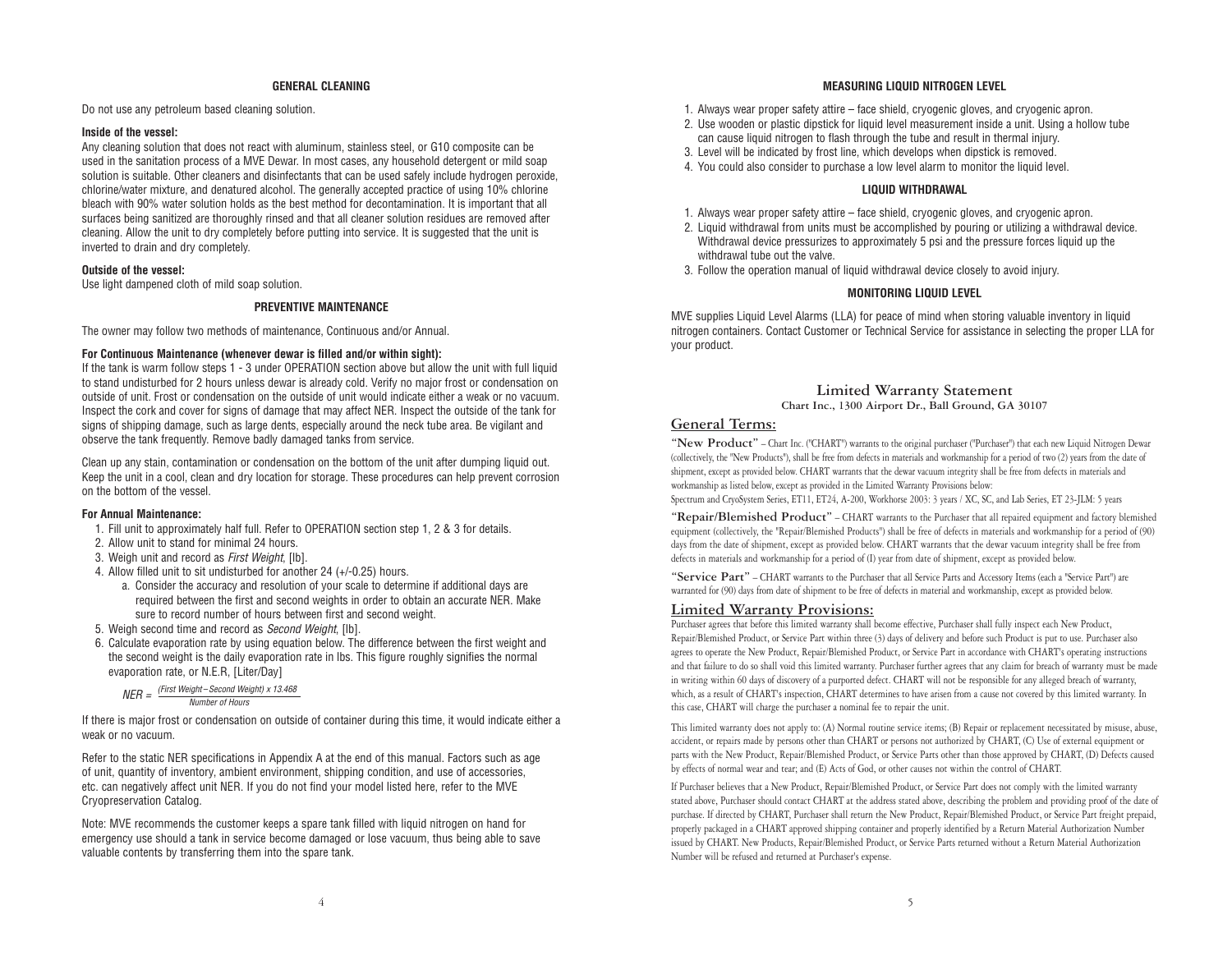## GENERAL CLEANING

Do not use any petroleum based cleaning solution.

**Inside of the vessel:**

Any cleaning solution that does not react with aluminum, stainless steel, or G10 composite can be used in the sanitation process of a MVE Dewar. In most cases, any household detergent or mild soap solution is suitable. Other cleaners and disinfectants that can be used safely include hydrogen peroxide, chlorine/water mixture, and denatured alcohol. The generally accepted practice of using 10% chlorine bleach with 90% water solution holds as the best method for decontamination. It is important that all surfaces being sanitized are thoroughly rinsed and that all cleaner solution residues are removed after cleaning. Allow the unit to dry completely before putting into service. It is suggested that the unit is inverted to drain and dry completely.

**Outside of the vessel:**

Use light dampened cloth of mild soap solution.

## PREVENTIVE MAINTENANCE

The owner may follow two methods of maintenance, Continuous and/or Annual.

**For Continuous Maintenance (whenever dewar is filled and/or within sight):**

If the tank is warm follow steps 1 - 3 under OPERATION section above but allow the unit with full liquid to stand undisturbed for 2 hours unless dewar is already cold. Verify no major frost or condensation on outside of unit. Frost or condensation on the outside of unit would indicate either a weak or no vacuum. Inspect the cork and cover for signs of damage that may affect NER. Inspect the outside of the tank for signs of shipping damage, such as large dents, especially around the neck tube area. Be vigilant and observe the tank frequently. Remove badly damaged tanks from service.

Clean up any stain, contamination or condensation on the bottom of the unit after dumping liquid out. Keep the unit in a cool, clean and dry location for storage. These procedures can help prevent corrosion on the bottom of the vessel.

**For Annual Maintenance:**

1. Fill unit to approximately half full. Refer to OPERATION section step 1, 2 & 3 for details.
2. Allow unit to stand for minimal 24 hours.
3. Weigh unit and record as *First Weight*, [lb].
4. Allow filled unit to sit undisturbed for another 24 (+/-0.25) hours.
   a. Consider the accuracy and resolution of your scale to determine if additional days are required between the first and second weights in order to obtain an accurate NER. Make sure to record number of hours between first and second weight.
5. Weigh second time and record as *Second Weight*, [lb].
6. Calculate evaporation rate by using equation below. The difference between the first weight and the second weight is the daily evaporation rate in lbs. This figure roughly signifies the normal evaporation rate, or N.E.R, [Liter/Day]

$$NER = \frac{(\text{First Weight} - \text{Second Weight}) \times 13.468}{\text{Number of Hours}}$$

If there is major frost or condensation on outside of container during this time, it would indicate either a weak or no vacuum.

Refer to the static NER specifications in Appendix A at the end of this manual. Factors such as age of unit, quantity of inventory, ambient environment, shipping condition, and use of accessories, etc. can negatively affect unit NER. If you do not find your model listed here, refer to the MVE Cryopreservation Catalog.

Note: MVE recommends the customer keeps a spare tank filled with liquid nitrogen on hand for emergency use should a tank in service become damaged or lose vacuum, thus being able to save valuable contents by transferring them into the spare tank.

## MEASURING LIQUID NITROGEN LEVEL

1. Always wear proper safety attire – face shield, cryogenic gloves, and cryogenic apron.
2. Use wooden or plastic dipstick for liquid level measurement inside a unit. Using a hollow tube can cause liquid nitrogen to flash through the tube and result in thermal injury.
3. Level will be indicated by frost line, which develops when dipstick is removed.
4. You could also consider to purchase a low level alarm to monitor the liquid level.

## LIQUID WITHDRAWAL

1. Always wear proper safety attire – face shield, cryogenic gloves, and cryogenic apron.
2. Liquid withdrawal from units must be accomplished by pouring or utilizing a withdrawal device. Withdrawal device pressurizes to approximately 5 psi and the pressure forces liquid up the withdrawal tube out the valve.
3. Follow the operation manual of liquid withdrawal device closely to avoid injury.

## MONITORING LIQUID LEVEL

MVE supplies Liquid Level Alarms (LLA) for peace of mind when storing valuable inventory in liquid nitrogen containers. Contact Customer or Technical Service for assistance in selecting the proper LLA for your product.

# Limited Warranty Statement

Chart Inc., 1300 Airport Dr., Ball Ground, GA 30107

## General Terms:

**"New Product"** – Chart Inc. ("CHART") warrants to the original purchaser ("Purchaser") that each new Liquid Nitrogen Dewar (collectively, the "New Products"), shall be free from defects in materials and workmanship for a period of two (2) years from the date of shipment, except as provided below. CHART warrants that the dewar vacuum integrity shall be free from defects in materials and workmanship as listed below, except as provided in the Limited Warranty Provisions below:
Spectrum and CryoSystem Series, ET11, ET24, A-200, Workhorse 2003: 3 years / XC, SC, and Lab Series, ET 23-JLM: 5 years

**"Repair/Blemished Product"** – CHART warrants to the Purchaser that all repaired equipment and factory blemished equipment (collectively, the "Repair/Blemished Products") shall be free of defects in materials and workmanship for a period of (90) days from the date of shipment, except as provided below. CHART warrants that the dewar vacuum integrity shall be free from defects in materials and workmanship for a period of (I) year from date of shipment, except as provided below.

**"Service Part"** – CHART warrants to the Purchaser that all Service Parts and Accessory Items (each a "Service Part") are warranted for (90) days from date of shipment to be free of defects in material and workmanship, except as provided below.

## Limited Warranty Provisions:

Purchaser agrees that before this limited warranty shall become effective, Purchaser shall fully inspect each New Product, Repair/Blemished Product, or Service Part within three (3) days of delivery and before such Product is put to use. Purchaser also agrees to operate the New Product, Repair/Blemished Product, or Service Part in accordance with CHART's operating instructions and that failure to do so shall void this limited warranty. Purchaser further agrees that any claim for breach of warranty must be made in writing within 60 days of discovery of a purported defect. CHART will not be responsible for any alleged breach of warranty, which, as a result of CHART's inspection, CHART determines to have arisen from a cause not covered by this limited warranty. In this case, CHART will charge the purchaser a nominal fee to repair the unit.

This limited warranty does not apply to: (A) Normal routine service items; (B) Repair or replacement necessitated by misuse, abuse, accident, or repairs made by persons other than CHART or persons not authorized by CHART, (C) Use of external equipment or parts with the New Product, Repair/Blemished Product, or Service Parts other than those approved by CHART, (D) Defects caused by effects of normal wear and tear; and (E) Acts of God, or other causes not within the control of CHART.

If Purchaser believes that a New Product, Repair/Blemished Product, or Service Part does not comply with the limited warranty stated above, Purchaser should contact CHART at the address stated above, describing the problem and providing proof of the date of purchase. If directed by CHART, Purchaser shall return the New Product, Repair/Blemished Product, or Service Part freight prepaid, properly packaged in a CHART approved shipping container and properly identified by a Return Material Authorization Number issued by CHART. New Products, Repair/Blemished Product, or Service Parts returned without a Return Material Authorization Number will be refused and returned at Purchaser's expense.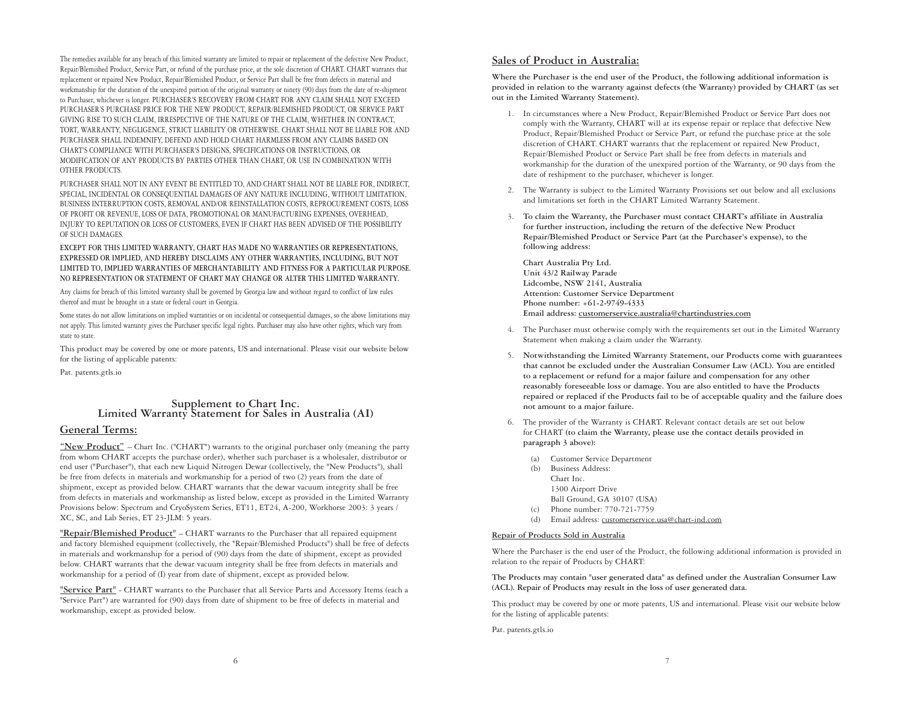The remedies available for any breach of this limited warranty are limited to repair or replacement of the defective New Product, Repair/Blemished Product, Service Part, or refund of the purchase price, at the sole discretion of CHART. CHART warrants that replacement or repaired New Product, Repair/Blemished Product, or Service Part shall be free from defects in material and workmanship for the duration of the unexpired portion of the original warranty or ninety (90) days from the date of re-shipment to Purchaser, whichever is longer. PURCHASER'S RECOVERY FROM CHART FOR ANY CLAIM SHALL NOT EXCEED PURCHASER'S PURCHASE PRICE FOR THE NEW PRODUCT, REPAIR/BLEMISHED PRODUCT, OR SERVICE PART GIVING RISE TO SUCH CLAIM, IRRESPECTIVE OF THE NATURE OF THE CLAIM, WHETHER IN CONTRACT, TORT, WARRANTY, NEGLIGENCE, STRICT LIABILITY OR OTHERWISE. CHART SHALL NOT BE LIABLE FOR AND PURCHASER SHALL INDEMNIFY, DEFEND AND HOLD CHART HARMLESS FROM ANY CLAIMS BASED ON CHART'S COMPLIANCE WITH PURCHASER'S DESIGNS, SPECIFICATIONS OR INSTRUCTIONS, OR MODIFICATION OF ANY PRODUCTS BY PARTIES OTHER THAN CHART, OR USE IN COMBINATION WITH OTHER PRODUCTS.

PURCHASER SHALL NOT IN ANY EVENT BE ENTITLED TO, AND CHART SHALL NOT BE LIABLE FOR, INDIRECT, SPECIAL, INCIDENTAL OR CONSEQUENTIAL DAMAGES OF ANY NATURE INCLUDING, WITHOUT LIMITATION, BUSINESS INTERRUPTION COSTS, REMOVAL AND/OR REINSTALLATION COSTS, REPROCUREMENT COSTS, LOSS OF PROFIT OR REVENUE, LOSS OF DATA, PROMOTIONAL OR MANUFACTURING EXPENSES, OVERHEAD, INJURY TO REPUTATION OR LOSS OF CUSTOMERS, EVEN IF CHART HAS BEEN ADVISED OF THE POSSIBILITY OF SUCH DAMAGES.

**EXCEPT FOR THIS LIMITED WARRANTY, CHART HAS MADE NO WARRANTIES OR REPRESENTATIONS, EXPRESSED OR IMPLIED, AND HEREBY DISCLAIMS ANY OTHER WARRANTIES, INCLUDING, BUT NOT LIMITED TO, IMPLIED WARRANTIES OF MERCHANTABILITY AND FITNESS FOR A PARTICULAR PURPOSE. NO REPRESENTATION OR STATEMENT OF CHART MAY CHANGE OR ALTER THIS LIMITED WARRANTY.**

Any claims for breach of this limited warranty shall be governed by Georgia law and without regard to conflict of law rules thereof and must be brought in a state or federal court in Georgia.

Some states do not allow limitations on implied warranties or on incidental or consequential damages, so the above limitations may not apply. This limited warranty gives the Purchaser specific legal rights. Purchaser may also have other rights, which vary from state to state.

This product may be covered by one or more patents, US and international. Please visit our website below for the listing of applicable patents:

Pat. patents.gtls.io

## Supplement to Chart Inc. Limited Warranty Statement for Sales in Australia (AI)

### General Terms:

**"New Product"** – Chart Inc. ("CHART") warrants to the original purchaser only (meaning the party from whom CHART accepts the purchase order), whether such purchaser is a wholesaler, distributor or end user ("Purchaser"), that each new Liquid Nitrogen Dewar (collectively, the "New Products"), shall be free from defects in materials and workmanship for a period of two (2) years from the date of shipment, except as provided below. CHART warrants that the dewar vacuum integrity shall be free from defects in materials and workmanship as listed below, except as provided in the Limited Warranty Provisions below: Spectrum and CryoSystem Series, ET11, ET24, A-200, Workhorse 2003: 3 years / XC, SC, and Lab Series, ET 23-JLM: 5 years.

**"Repair/Blemished Product"** – CHART warrants to the Purchaser that all repaired equipment and factory blemished equipment (collectively, the "Repair/Blemished Products") shall be free of defects in materials and workmanship for a period of (90) days from the date of shipment, except as provided below. CHART warrants that the dewar vacuum integrity shall be free from defects in materials and workmanship for a period of (I) year from date of shipment, except as provided below.

**"Service Part"** - CHART warrants to the Purchaser that all Service Parts and Accessory Items (each a "Service Part") are warranted for (90) days from date of shipment to be free of defects in material and workmanship, except as provided below.

### Sales of Product in Australia:

**Where the Purchaser is the end user of the Product, the following additional information is provided in relation to the warranty against defects (the Warranty) provided by CHART (as set out in the Limited Warranty Statement).**

1. In circumstances where a New Product, Repair/Blemished Product or Service Part does not comply with the Warranty, CHART will at its expense repair or replace that defective New Product, Repair/Blemished Product or Service Part, or refund the purchase price at the sole discretion of CHART. CHART warrants that the replacement or repaired New Product, Repair/Blemished Product or Service Part shall be free from defects in materials and workmanship for the duration of the unexpired portion of the Warranty, or 90 days from the date of reshipment to the purchaser, whichever is longer.
2. The Warranty is subject to the Limited Warranty Provisions set out below and all exclusions and limitations set forth in the CHART Limited Warranty Statement.
3. **To claim the Warranty, the Purchaser must contact CHART's affiliate in Australia for further instruction, including the return of the defective New Product Repair/Blemished Product or Service Part (at the Purchaser's expense), to the following address:**

   **Chart Australia Pty Ltd.**
   **Unit 43/2 Railway Parade**
   **Lidcombe, NSW 2141, Australia**
   **Attention: Customer Service Department**
   **Phone number: +61-2-9749-4333**
   **Email address: customerservice.australia@chartindustries.com**

4. The Purchaser must otherwise comply with the requirements set out in the Limited Warranty Statement when making a claim under the Warranty.
5. **Notwithstanding the Limited Warranty Statement, our Products come with guarantees that cannot be excluded under the Australian Consumer Law (ACL). You are entitled to a replacement or refund for a major failure and compensation for any other reasonably foreseeable loss or damage. You are also entitled to have the Products repaired or replaced if the Products fail to be of acceptable quality and the failure does not amount to a major failure.**
6. The provider of the Warranty is CHART. Relevant contact details are set out below for CHART **(to claim the Warranty, please use the contact details provided in paragraph 3 above):**
   (a) Customer Service Department
   (b) Business Address:
   Chart Inc.
   1300 Airport Drive
   Ball Ground, GA 30107 (USA)
   (c) Phone number: 770-721-7759
   (d) Email address: customerservice.usa@chart-ind.com

#### Repair of Products Sold in Australia

Where the Purchaser is the end user of the Product, the following additional information is provided in relation to the repair of Products by CHART:

**The Products may contain "user generated data" as defined under the Australian Consumer Law (ACL). Repair of Products may result in the loss of user generated data.**

This product may be covered by one or more patents, US and international. Please visit our website below for the listing of applicable patents:

Pat. patents.gtls.io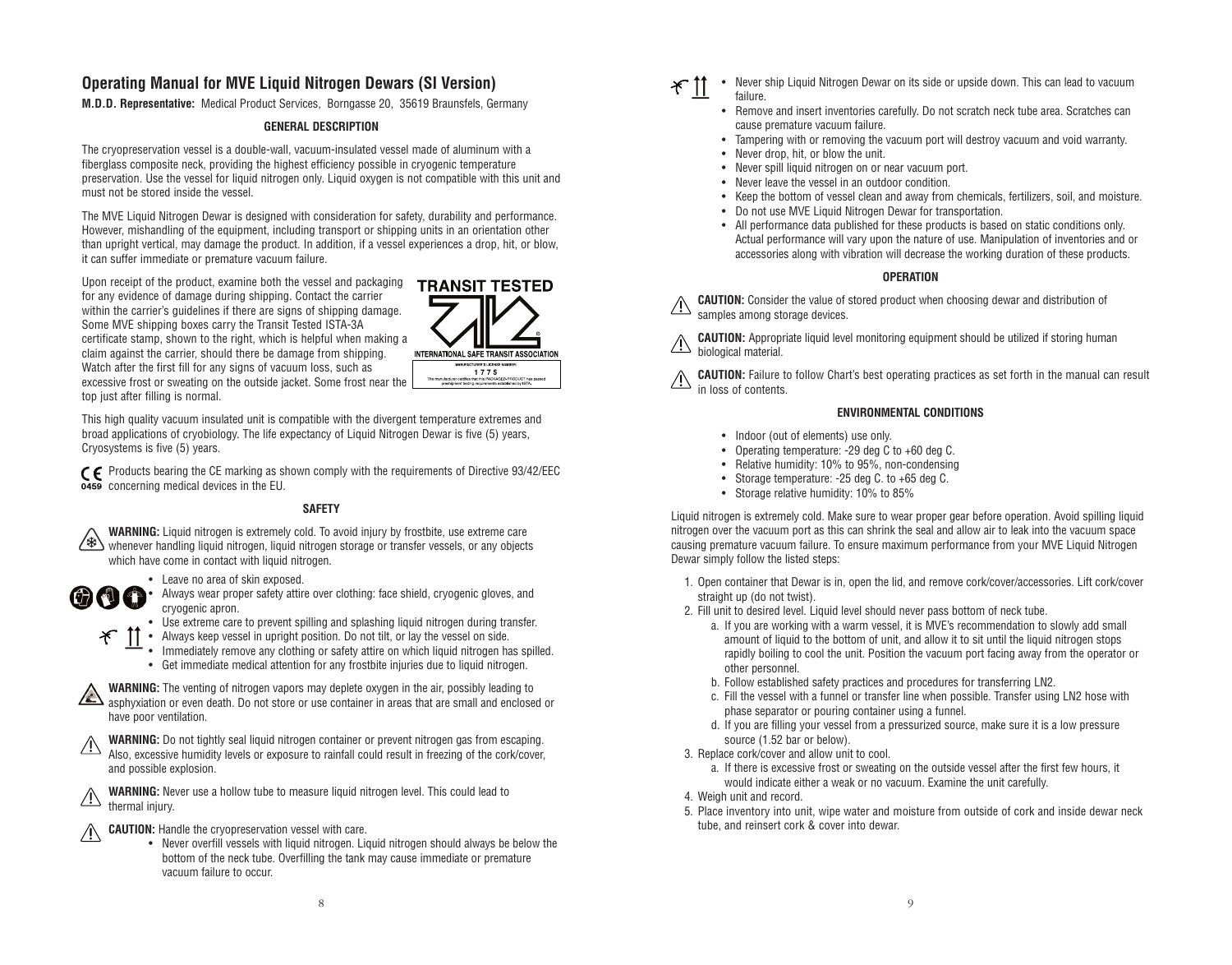# Operating Manual for MVE Liquid Nitrogen Dewars (SI Version)

**M.D.D. Representative:** Medical Product Services, Borngasse 20, 35619 Braunsfels, Germany

## GENERAL DESCRIPTION

The cryopreservation vessel is a double-wall, vacuum-insulated vessel made of aluminum with a fiberglass composite neck, providing the highest efficiency possible in cryogenic temperature preservation. Use the vessel for liquid nitrogen only. Liquid oxygen is not compatible with this unit and must not be stored inside the vessel.

The MVE Liquid Nitrogen Dewar is designed with consideration for safety, durability and performance. However, mishandling of the equipment, including transport or shipping units in an orientation other than upright vertical, may damage the product. In addition, if a vessel experiences a drop, hit, or blow, it can suffer immediate or premature vacuum failure.

Upon receipt of the product, examine both the vessel and packaging for any evidence of damage during shipping. Contact the carrier within the carrier's guidelines if there are signs of shipping damage. Some MVE shipping boxes carry the Transit Tested ISTA-3A certificate stamp, shown to the right, which is helpful when making a claim against the carrier, should there be damage from shipping. Watch after the first fill for any signs of vacuum loss, such as excessive frost or sweating on the outside jacket. Some frost near the top just after filling is normal.

TRANSIT TESTED

INTERNATIONAL SAFE TRANSIT ASSOCIATION

MANUFACTURER'S LICENSE NUMBER
1775
The manufacturer certifies that this PACKAGED-PRODUCT has passed preshipment testing requirements established by ISTA.

This high quality vacuum insulated unit is compatible with the divergent temperature extremes and broad applications of cryobiology. The life expectancy of Liquid Nitrogen Dewar is five (5) years, Cryosystems is five (5) years.

CE 0459 Products bearing the CE marking as shown comply with the requirements of Directive 93/42/EEC concerning medical devices in the EU.

## SAFETY

**WARNING:** Liquid nitrogen is extremely cold. To avoid injury by frostbite, use extreme care whenever handling liquid nitrogen, liquid nitrogen storage or transfer vessels, or any objects which have come in contact with liquid nitrogen.

- Leave no area of skin exposed.
- Always wear proper safety attire over clothing: face shield, cryogenic gloves, and cryogenic apron.
- Use extreme care to prevent spilling and splashing liquid nitrogen during transfer.
- Always keep vessel in upright position. Do not tilt, or lay the vessel on side.
- Immediately remove any clothing or safety attire on which liquid nitrogen has spilled.
- Get immediate medical attention for any frostbite injuries due to liquid nitrogen.

**WARNING:** The venting of nitrogen vapors may deplete oxygen in the air, possibly leading to asphyxiation or even death. Do not store or use container in areas that are small and enclosed or have poor ventilation.

**WARNING:** Do not tightly seal liquid nitrogen container or prevent nitrogen gas from escaping. Also, excessive humidity levels or exposure to rainfall could result in freezing of the cork/cover, and possible explosion.

**WARNING:** Never use a hollow tube to measure liquid nitrogen level. This could lead to thermal injury.

**CAUTION:** Handle the cryopreservation vessel with care.

- Never overfill vessels with liquid nitrogen. Liquid nitrogen should always be below the bottom of the neck tube. Overfilling the tank may cause immediate or premature vacuum failure to occur.
- Never ship Liquid Nitrogen Dewar on its side or upside down. This can lead to vacuum failure.
- Remove and insert inventories carefully. Do not scratch neck tube area. Scratches can cause premature vacuum failure.
- Tampering with or removing the vacuum port will destroy vacuum and void warranty.
- Never drop, hit, or blow the unit.
- Never spill liquid nitrogen on or near vacuum port.
- Never leave the vessel in an outdoor condition.
- Keep the bottom of vessel clean and away from chemicals, fertilizers, soil, and moisture.
- Do not use MVE Liquid Nitrogen Dewar for transportation.
- All performance data published for these products is based on static conditions only. Actual performance will vary upon the nature of use. Manipulation of inventories and or accessories along with vibration will decrease the working duration of these products.

## OPERATION

**CAUTION:** Consider the value of stored product when choosing dewar and distribution of samples among storage devices.

**CAUTION:** Appropriate liquid level monitoring equipment should be utilized if storing human biological material.

**CAUTION:** Failure to follow Chart's best operating practices as set forth in the manual can result in loss of contents.

## ENVIRONMENTAL CONDITIONS

- Indoor (out of elements) use only.
- Operating temperature: -29 deg C to +60 deg C.
- Relative humidity: 10% to 95%, non-condensing
- Storage temperature: -25 deg C. to +65 deg C.
- Storage relative humidity: 10% to 85%

Liquid nitrogen is extremely cold. Make sure to wear proper gear before operation. Avoid spilling liquid nitrogen over the vacuum port as this can shrink the seal and allow air to leak into the vacuum space causing premature vacuum failure. To ensure maximum performance from your MVE Liquid Nitrogen Dewar simply follow the listed steps:

1. Open container that Dewar is in, open the lid, and remove cork/cover/accessories. Lift cork/cover straight up (do not twist).
2. Fill unit to desired level. Liquid level should never pass bottom of neck tube.
   a. If you are working with a warm vessel, it is MVE's recommendation to slowly add small amount of liquid to the bottom of unit, and allow it to sit until the liquid nitrogen stops rapidly boiling to cool the unit. Position the vacuum port facing away from the operator or other personnel.
   b. Follow established safety practices and procedures for transferring LN2.
   c. Fill the vessel with a funnel or transfer line when possible. Transfer using LN2 hose with phase separator or pouring container using a funnel.
   d. If you are filling your vessel from a pressurized source, make sure it is a low pressure source (1.52 bar or below).
3. Replace cork/cover and allow unit to cool.
   a. If there is excessive frost or sweating on the outside vessel after the first few hours, it would indicate either a weak or no vacuum. Examine the unit carefully.
4. Weigh unit and record.
5. Place inventory into unit, wipe water and moisture from outside of cork and inside dewar neck tube, and reinsert cork & cover into dewar.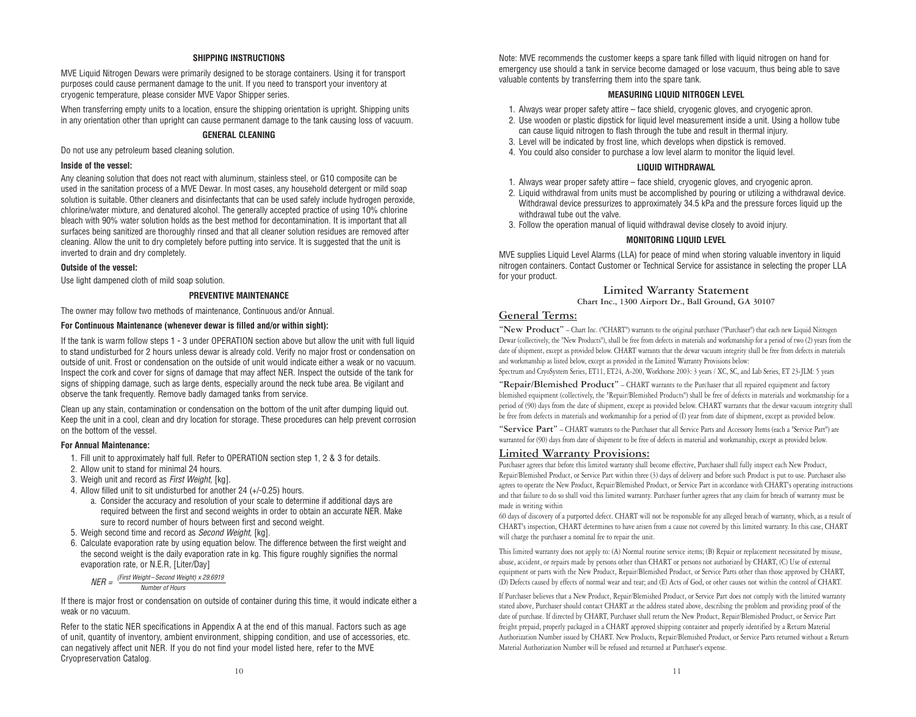### SHIPPING INSTRUCTIONS

MVE Liquid Nitrogen Dewars were primarily designed to be storage containers. Using it for transport purposes could cause permanent damage to the unit. If you need to transport your inventory at cryogenic temperature, please consider MVE Vapor Shipper series.

When transferring empty units to a location, ensure the shipping orientation is upright. Shipping units in any orientation other than upright can cause permanent damage to the tank causing loss of vacuum.

### GENERAL CLEANING

Do not use any petroleum based cleaning solution.

**Inside of the vessel:**

Any cleaning solution that does not react with aluminum, stainless steel, or G10 composite can be used in the sanitation process of a MVE Dewar. In most cases, any household detergent or mild soap solution is suitable. Other cleaners and disinfectants that can be used safely include hydrogen peroxide, chlorine/water mixture, and denatured alcohol. The generally accepted practice of using 10% chlorine bleach with 90% water solution holds as the best method for decontamination. It is important that all surfaces being sanitized are thoroughly rinsed and that all cleaner solution residues are removed after cleaning. Allow the unit to dry completely before putting into service. It is suggested that the unit is inverted to drain and dry completely.

**Outside of the vessel:**

Use light dampened cloth of mild soap solution.

### PREVENTIVE MAINTENANCE

The owner may follow two methods of maintenance, Continuous and/or Annual.

**For Continuous Maintenance (whenever dewar is filled and/or within sight):**

If the tank is warm follow steps 1 - 3 under OPERATION section above but allow the unit with full liquid to stand undisturbed for 2 hours unless dewar is already cold. Verify no major frost or condensation on outside of unit. Frost or condensation on the outside of unit would indicate either a weak or no vacuum. Inspect the cork and cover for signs of damage that may affect NER. Inspect the outside of the tank for signs of shipping damage, such as large dents, especially around the neck tube area. Be vigilant and observe the tank frequently. Remove badly damaged tanks from service.

Clean up any stain, contamination or condensation on the bottom of the unit after dumping liquid out. Keep the unit in a cool, clean and dry location for storage. These procedures can help prevent corrosion on the bottom of the vessel.

**For Annual Maintenance:**

1. Fill unit to approximately half full. Refer to OPERATION section step 1, 2 & 3 for details.
2. Allow unit to stand for minimal 24 hours.
3. Weigh unit and record as *First Weight*, [kg].
4. Allow filled unit to sit undisturbed for another 24 (+/-0.25) hours.
   a. Consider the accuracy and resolution of your scale to determine if additional days are required between the first and second weights in order to obtain an accurate NER. Make sure to record number of hours between first and second weight.
5. Weigh second time and record as *Second Weight*, [kg].
6. Calculate evaporation rate by using equation below. The difference between the first weight and the second weight is the daily evaporation rate in kg. This figure roughly signifies the normal evaporation rate, or N.E.R, [Liter/Day]

$$NER = \frac{(\text{First Weight} - \text{Second Weight}) \times 29.6919}{\text{Number of Hours}}$$

If there is major frost or condensation on outside of container during this time, it would indicate either a weak or no vacuum.

Refer to the static NER specifications in Appendix A at the end of this manual. Factors such as age of unit, quantity of inventory, ambient environment, shipping condition, and use of accessories, etc. can negatively affect unit NER. If you do not find your model listed here, refer to the MVE Cryopreservation Catalog.

Note: MVE recommends the customer keeps a spare tank filled with liquid nitrogen on hand for emergency use should a tank in service become damaged or lose vacuum, thus being able to save valuable contents by transferring them into the spare tank.

### MEASURING LIQUID NITROGEN LEVEL

1. Always wear proper safety attire – face shield, cryogenic gloves, and cryogenic apron.
2. Use wooden or plastic dipstick for liquid level measurement inside a unit. Using a hollow tube can cause liquid nitrogen to flash through the tube and result in thermal injury.
3. Level will be indicated by frost line, which develops when dipstick is removed.
4. You could also consider to purchase a low level alarm to monitor the liquid level.

### LIQUID WITHDRAWAL

1. Always wear proper safety attire – face shield, cryogenic gloves, and cryogenic apron.
2. Liquid withdrawal from units must be accomplished by pouring or utilizing a withdrawal device. Withdrawal device pressurizes to approximately 34.5 kPa and the pressure forces liquid up the withdrawal tube out the valve.
3. Follow the operation manual of liquid withdrawal devise closely to avoid injury.

### MONITORING LIQUID LEVEL

MVE supplies Liquid Level Alarms (LLA) for peace of mind when storing valuable inventory in liquid nitrogen containers. Contact Customer or Technical Service for assistance in selecting the proper LLA for your product.

## Limited Warranty Statement

**Chart Inc., 1300 Airport Dr., Ball Ground, GA 30107**

## General Terms:

**"New Product"** – Chart Inc. ("CHART") warrants to the original purchaser ("Purchaser") that each new Liquid Nitrogen Dewar (collectively, the "New Products"), shall be free from defects in materials and workmanship for a period of two (2) years from the date of shipment, except as provided below. CHART warrants that the dewar vacuum integrity shall be free from defects in materials and workmanship as listed below, except as provided in the Limited Warranty Provisions below:
Spectrum and CryoSystem Series, ET11, ET24, A-200, Workhorse 2003: 3 years / XC, SC, and Lab Series, ET 23-JLM: 5 years

**"Repair/Blemished Product"** – CHART warrants to the Purchaser that all repaired equipment and factory blemished equipment (collectively, the "Repair/Blemished Products") shall be free of defects in materials and workmanship for a period of (90) days from the date of shipment, except as provided below. CHART warrants that the dewar vacuum integrity shall be free from defects in materials and workmanship for a period of (1) year from date of shipment, except as provided below.

**"Service Part"** – CHART warrants to the Purchaser that all Service Parts and Accessory Items (each a "Service Part") are warranted for (90) days from date of shipment to be free of defects in material and workmanship, except as provided below.

## Limited Warranty Provisions:

Purchaser agrees that before this limited warranty shall become effective, Purchaser shall fully inspect each New Product, Repair/Blemished Product, or Service Part within three (3) days of delivery and before such Product is put to use. Purchaser also agrees to operate the New Product, Repair/Blemished Product, or Service Part in accordance with CHART's operating instructions and that failure to do so shall void this limited warranty. Purchaser further agrees that any claim for breach of warranty must be made in writing within
60 days of discovery of a purported defect. CHART will not be responsible for any alleged breach of warranty, which, as a result of CHART's inspection, CHART determines to have arisen from a cause not covered by this limited warranty. In this case, CHART will charge the purchaser a nominal fee to repair the unit.

This limited warranty does not apply to: (A) Normal routine service items; (B) Repair or replacement necessitated by misuse, abuse, accident, or repairs made by persons other than CHART or persons not authorized by CHART, (C) Use of external equipment or parts with the New Product, Repair/Blemished Product, or Service Parts other than those approved by CHART, (D) Defects caused by effects of normal wear and tear; and (E) Acts of God, or other causes not within the control of CHART.

If Purchaser believes that a New Product, Repair/Blemished Product, or Service Part does not comply with the limited warranty stated above, Purchaser should contact CHART at the address stated above, describing the problem and providing proof of the date of purchase. If directed by CHART, Purchaser shall return the New Product, Repair/Blemished Product, or Service Part freight prepaid, properly packaged in a CHART approved shipping container and properly identified by a Return Material Authorization Number issued by CHART. New Products, Repair/Blemished Product, or Service Parts returned without a Return Material Authorization Number will be refused and returned at Purchaser's expense.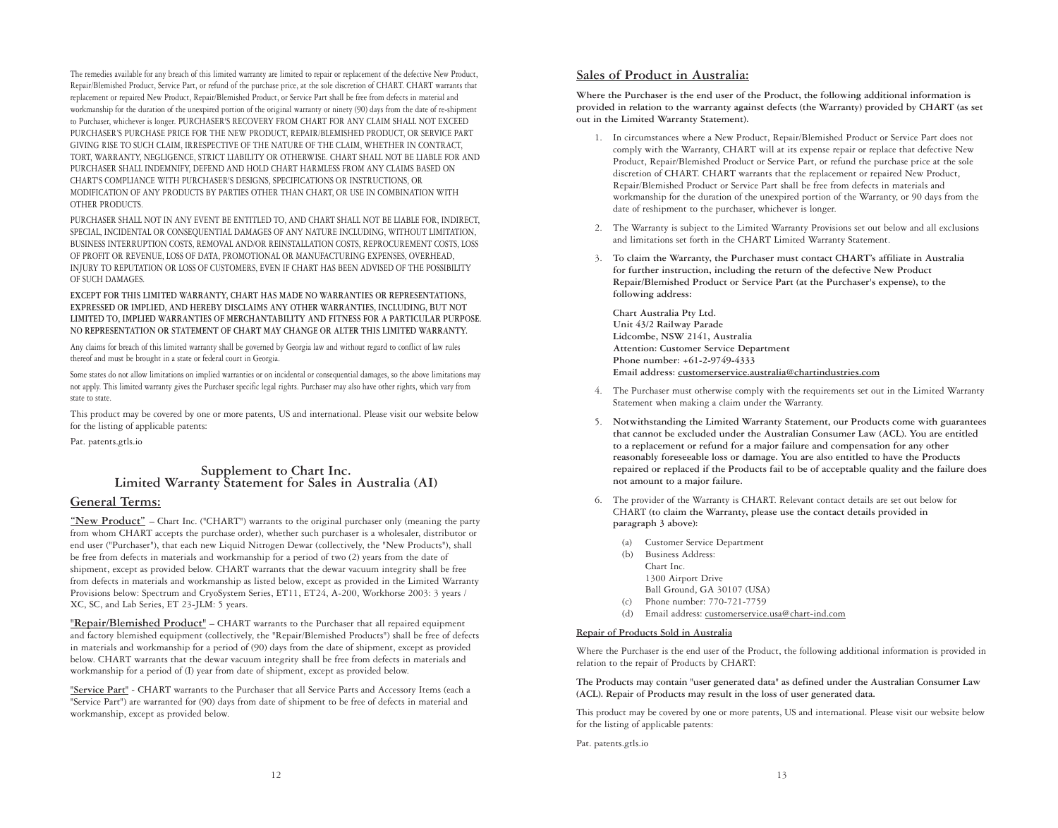The remedies available for any breach of this limited warranty are limited to repair or replacement of the defective New Product, Repair/Blemished Product, Service Part, or refund of the purchase price, at the sole discretion of CHART. CHART warrants that replacement or repaired New Product, Repair/Blemished Product, or Service Part shall be free from defects in material and workmanship for the duration of the unexpired portion of the original warranty or ninety (90) days from the date of re-shipment to Purchaser, whichever is longer. PURCHASER'S RECOVERY FROM CHART FOR ANY CLAIM SHALL NOT EXCEED PURCHASER'S PURCHASE PRICE FOR THE NEW PRODUCT, REPAIR/BLEMISHED PRODUCT, OR SERVICE PART GIVING RISE TO SUCH CLAIM, IRRESPECTIVE OF THE NATURE OF THE CLAIM, WHETHER IN CONTRACT, TORT, WARRANTY, NEGLIGENCE, STRICT LIABILITY OR OTHERWISE. CHART SHALL NOT BE LIABLE FOR AND PURCHASER SHALL INDEMNIFY, DEFEND AND HOLD CHART HARMLESS FROM ANY CLAIMS BASED ON CHART'S COMPLIANCE WITH PURCHASER'S DESIGNS, SPECIFICATIONS OR INSTRUCTIONS, OR MODIFICATION OF ANY PRODUCTS BY PARTIES OTHER THAN CHART, OR USE IN COMBINATION WITH OTHER PRODUCTS.

PURCHASER SHALL NOT IN ANY EVENT BE ENTITLED TO, AND CHART SHALL NOT BE LIABLE FOR, INDIRECT, SPECIAL, INCIDENTAL OR CONSEQUENTIAL DAMAGES OF ANY NATURE INCLUDING, WITHOUT LIMITATION, BUSINESS INTERRUPTION COSTS, REMOVAL AND/OR REINSTALLATION COSTS, REPROCUREMENT COSTS, LOSS OF PROFIT OR REVENUE, LOSS OF DATA, PROMOTIONAL OR MANUFACTURING EXPENSES, OVERHEAD, INJURY TO REPUTATION OR LOSS OF CUSTOMERS, EVEN IF CHART HAS BEEN ADVISED OF THE POSSIBILITY OF SUCH DAMAGES.

**EXCEPT FOR THIS LIMITED WARRANTY, CHART HAS MADE NO WARRANTIES OR REPRESENTATIONS, EXPRESSED OR IMPLIED, AND HEREBY DISCLAIMS ANY OTHER WARRANTIES, INCLUDING, BUT NOT LIMITED TO, IMPLIED WARRANTIES OF MERCHANTABILITY AND FITNESS FOR A PARTICULAR PURPOSE. NO REPRESENTATION OR STATEMENT OF CHART MAY CHANGE OR ALTER THIS LIMITED WARRANTY.**

Any claims for breach of this limited warranty shall be governed by Georgia law and without regard to conflict of law rules thereof and must be brought in a state or federal court in Georgia.

Some states do not allow limitations on implied warranties or on incidental or consequential damages, so the above limitations may not apply. This limited warranty gives the Purchaser specific legal rights. Purchaser may also have other rights, which vary from state to state.

This product may be covered by one or more patents, US and international. Please visit our website below for the listing of applicable patents:

Pat. patents.gtls.io

## Supplement to Chart Inc. Limited Warranty Statement for Sales in Australia (AI)

## General Terms:

**"New Product"** – Chart Inc. ("CHART") warrants to the original purchaser only (meaning the party from whom CHART accepts the purchase order), whether such purchaser is a wholesaler, distributor or end user ("Purchaser"), that each new Liquid Nitrogen Dewar (collectively, the "New Products"), shall be free from defects in materials and workmanship for a period of two (2) years from the date of shipment, except as provided below. CHART warrants that the dewar vacuum integrity shall be free from defects in materials and workmanship as listed below, except as provided in the Limited Warranty Provisions below: Spectrum and CryoSystem Series, ET11, ET24, A-200, Workhorse 2003: 3 years / XC, SC, and Lab Series, ET 23-JLM: 5 years.

**"Repair/Blemished Product"** – CHART warrants to the Purchaser that all repaired equipment and factory blemished equipment (collectively, the "Repair/Blemished Products") shall be free of defects in materials and workmanship for a period of (90) days from the date of shipment, except as provided below. CHART warrants that the dewar vacuum integrity shall be free from defects in materials and workmanship for a period of (I) year from date of shipment, except as provided below.

**"Service Part"** - CHART warrants to the Purchaser that all Service Parts and Accessory Items (each a "Service Part") are warranted for (90) days from date of shipment to be free of defects in material and workmanship, except as provided below.

## Sales of Product in Australia:

**Where the Purchaser is the end user of the Product, the following additional information is provided in relation to the warranty against defects (the Warranty) provided by CHART (as set out in the Limited Warranty Statement).**

1. In circumstances where a New Product, Repair/Blemished Product or Service Part does not comply with the Warranty, CHART will at its expense repair or replace that defective New Product, Repair/Blemished Product or Service Part, or refund the purchase price at the sole discretion of CHART. CHART warrants that the replacement or repaired New Product, Repair/Blemished Product or Service Part shall be free from defects in materials and workmanship for the duration of the unexpired portion of the Warranty, or 90 days from the date of reshipment to the purchaser, whichever is longer.
2. The Warranty is subject to the Limited Warranty Provisions set out below and all exclusions and limitations set forth in the CHART Limited Warranty Statement.
3. **To claim the Warranty, the Purchaser must contact CHART's affiliate in Australia for further instruction, including the return of the defective New Product Repair/Blemished Product or Service Part (at the Purchaser's expense), to the following address:**

   **Chart Australia Pty Ltd.**
   **Unit 43/2 Railway Parade**
   **Lidcombe, NSW 2141, Australia**
   **Attention: Customer Service Department**
   **Phone number: +61-2-9749-4333**
   **Email address: customerservice.australia@chartindustries.com**

4. The Purchaser must otherwise comply with the requirements set out in the Limited Warranty Statement when making a claim under the Warranty.
5. **Notwithstanding the Limited Warranty Statement, our Products come with guarantees that cannot be excluded under the Australian Consumer Law (ACL). You are entitled to a replacement or refund for a major failure and compensation for any other reasonably foreseeable loss or damage. You are also entitled to have the Products repaired or replaced if the Products fail to be of acceptable quality and the failure does not amount to a major failure.**
6. The provider of the Warranty is CHART. Relevant contact details are set out below for CHART **(to claim the Warranty, please use the contact details provided in paragraph 3 above):**
   - (a) Customer Service Department
   - (b) Business Address:
     Chart Inc.
     1300 Airport Drive
     Ball Ground, GA 30107 (USA)
   - (c) Phone number: 770-721-7759
   - (d) Email address: customerservice.usa@chart-ind.com

**Repair of Products Sold in Australia**

Where the Purchaser is the end user of the Product, the following additional information is provided in relation to the repair of Products by CHART:

**The Products may contain "user generated data" as defined under the Australian Consumer Law (ACL). Repair of Products may result in the loss of user generated data.**

This product may be covered by one or more patents, US and international. Please visit our website below for the listing of applicable patents:

Pat. patents.gtls.io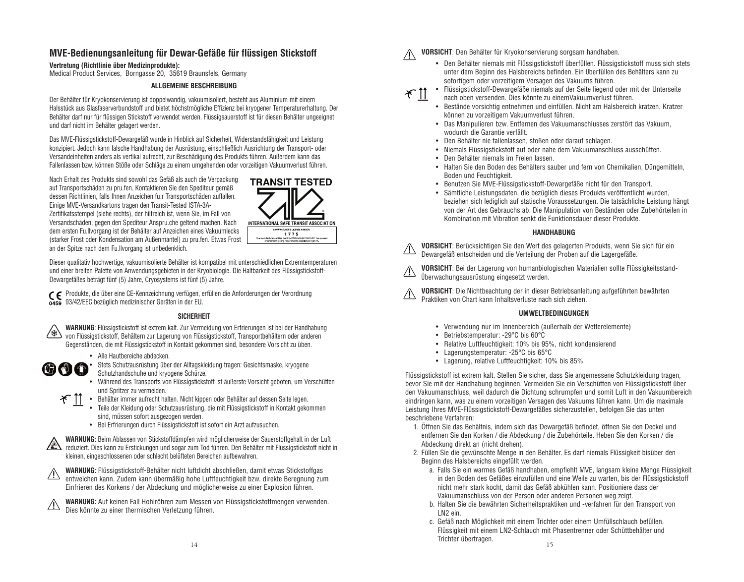# MVE-Bedienungsanleitung für Dewar-Gefäße für flüssigen Stickstoff

**Vertretung (Richtlinie über Medizinprodukte):**
Medical Product Services, Borngasse 20, 35619 Braunsfels, Germany

### ALLGEMEINE BESCHREIBUNG

Der Behälter für Kryokonservierung ist doppelwandig, vakuumisoliert, besteht aus Aluminium mit einem Halsstück aus Glasfaserverbundstoff und bietet höchstmögliche Effizienz bei kryogener Temperaturerhaltung. Der Behälter darf nur für flüssigen Stickstoff verwendet werden. Flüssigsauerstoff ist für diesen Behälter ungeeignet und darf nicht im Behälter gelagert werden.

Das MVE-Flüssigstickstoff-Dewargefäß wurde in Hinblick auf Sicherheit, Widerstandsfähigkeit und Leistung konzipiert. Jedoch kann falsche Handhabung der Ausrüstung, einschließlich Ausrichtung der Transport- oder Versandeinheiten anders als vertikal aufrecht, zur Beschädigung des Produkts führen. Außerdem kann das Fallenlassen bzw. können Stöße oder Schläge zu einem umgehenden oder vorzeitigen Vakuumverlust führen.

Nach Erhalt des Produkts sind sowohl das Gefäß als auch die Verpackung auf Transportschäden zu pru.fen. Kontaktieren Sie den Spediteur gemäß dessen Richtlinien, falls Ihnen Anzeichen fu.r Transportschäden auffallen. Einige MVE-Versandkartons tragen den Transit-Tested ISTA-3A-Zertifikatsstempel (siehe rechts), der hilfreich ist, wenn Sie, im Fall von Versandschäden, gegen den Spediteur Anspru.che geltend machen. Nach dem ersten Fu.llvorgang ist der Behälter auf Anzeichen eines Vakuumlecks (starker Frost oder Kondensation am Außenmantel) zu pru.fen. Etwas Frost an der Spitze nach dem Fu.llvorgang ist unbedenklich.

TRANSIT TESTED
INTERNATIONAL SAFE TRANSIT ASSOCIATION
MANUFACTURER'S LICENSE NUMBER: 1775
The manufacturer certifies that this PACKAGED-PRODUCT has passed preshipment testing requirements established by ISTA.

Dieser qualitativ hochwertige, vakuumisolierte Behälter ist kompatibel mit unterschiedlichen Extremtemperaturen und einer breiten Palette von Anwendungsgebieten in der Kryobiologie. Die Haltbarkeit des Flüssigstickstoff-Dewargefäßes beträgt fünf (5) Jahre, Cryosystems ist fünf (5) Jahre.

CE 0459 Produkte, die über eine CE-Kennzeichnung verfügen, erfüllen die Anforderungen der Verordnung 93/42/EEC bezüglich medizinischer Geräten in der EU.

### SICHERHEIT

**WARNUNG**: Flüssigstickstoff ist extrem kalt. Zur Vermeidung von Erfrierungen ist bei der Handhabung von Flüssigstickstoff, Behältern zur Lagerung von Flüssigstickstoff, Transportbehältern oder anderen Gegenständen, die mit Flüssigstickstoff in Kontakt gekommen sind, besondere Vorsicht zu üben.

- Alle Hautbereiche abdecken.
- Stets Schutzausrüstung über der Alltagskleidung tragen: Gesichtsmaske, kryogene Schutzhandschuhe und kryogene Schürze.
- Während des Transports von Flüssigstickstoff ist äußerste Vorsicht geboten, um Verschütten und Spritzer zu vermeiden.
- Behälter immer aufrecht halten. Nicht kippen oder Behälter auf dessen Seite legen.
- Teile der Kleidung oder Schutzausrüstung, die mit Flüssigstickstoff in Kontakt gekommen sind, müssen sofort ausgezogen werden.
- Bei Erfrierungen durch Flüssigstickstoff ist sofort ein Arzt aufzusuchen.

**WARNUNG:** Beim Ablassen von Stickstoffdämpfen wird möglicherweise der Sauerstoffgehalt in der Luft reduziert. Dies kann zu Erstickungen und sogar zum Tod führen. Den Behälter mit Flüssigstickstoff nicht in kleinen, eingeschlossenen oder schlecht belüfteten Bereichen aufbewahren.

**WARNUNG:** Flüssigstickstoff-Behälter nicht luftdicht abschließen, damit etwas Stickstoffgas entweichen kann. Zudem kann übermäßig hohe Luftfeuchtigkeit bzw. direkte Beregnung zum Einfrieren des Korkens / der Abdeckung und möglicherweise zu einer Explosion führen.

**WARNUNG:** Auf keinen Fall Hohlröhren zum Messen von Flüssigstickstoffmengen verwenden. Dies könnte zu einer thermischen Verletzung führen.

**VORSICHT**: Den Behälter für Kryokonservierung sorgsam handhaben.

- Den Behälter niemals mit Flüssigstickstoff überfüllen. Flüssigstickstoff muss sich stets unter dem Beginn des Halsbereichs befinden. Ein Überfüllen des Behälters kann zu sofortigem oder vorzeitigem Versagen des Vakuums führen.
- Flüssigstickstoff-Dewargefäße niemals auf der Seite liegend oder mit der Unterseite nach oben versenden. Dies könnte zu einemVakuumverlust führen.
- Bestände vorsichtig entnehmen und einfüllen. Nicht am Halsbereich kratzen. Kratzer können zu vorzeitigem Vakuumverlust führen.
- Das Manipulieren bzw. Entfernen des Vakuumanschlusses zerstört das Vakuum, wodurch die Garantie verfällt.
- Den Behälter nie fallenlassen, stoßen oder darauf schlagen.
- Niemals Flüssigstickstoff auf oder nahe dem Vakuumanschluss ausschütten.
- Den Behälter niemals im Freien lassen.
- Halten Sie den Boden des Behälters sauber und fern von Chemikalien, Düngemitteln, Boden und Feuchtigkeit.
- Benutzen Sie MVE-Flüssigstickstoff-Dewargefäße nicht für den Transport.
- Sämtliche Leistungsdaten, die bezüglich dieses Produkts veröffentlicht wurden, beziehen sich lediglich auf statische Voraussetzungen. Die tatsächliche Leistung hängt von der Art des Gebrauchs ab. Die Manipulation von Beständen oder Zubehörteilen in Kombination mit Vibration senkt die Funktionsdauer dieser Produkte.

### HANDHABUNG

**VORSICHT**: Berücksichtigen Sie den Wert des gelagerten Produkts, wenn Sie sich für ein Dewargefäß entscheiden und die Verteilung der Proben auf die Lagergefäße.

**VORSICHT**: Bei der Lagerung von humanbiologischen Materialien sollte Flüssigkeitsstand-Überwachungsausrüstung eingesetzt werden.

**VORSICHT**: Die Nichtbeachtung der in dieser Betriebsanleitung aufgeführten bewährten Praktiken von Chart kann Inhaltsverluste nach sich ziehen.

### UMWELTBEDINGUNGEN

- Verwendung nur im Innenbereich (außerhalb der Wetterelemente)
- Betriebstemperatur: -29°C bis 60°C
- Relative Luftfeuchtigkeit: 10% bis 95%, nicht kondensierend
- Lagerungstemperatur: -25°C bis 65°C
- Lagerung, relative Luftfeuchtigkeit: 10% bis 85%

Flüssigstickstoff ist extrem kalt. Stellen Sie sicher, dass Sie angemessene Schutzkleidung tragen, bevor Sie mit der Handhabung beginnen. Vermeiden Sie ein Verschütten von Flüssigstickstoff über den Vakuumanschluss, weil dadurch die Dichtung schrumpfen und somit Luft in den Vakuumbereich eindringen kann, was zu einem vorzeitigen Versagen des Vakuums führen kann. Um die maximale Leistung Ihres MVE-Flüssigstickstoff-Dewargefäßes sicherzustellen, befolgen Sie das unten beschriebene Verfahren:

1. Öffnen Sie das Behältnis, indem sich das Dewargefäß befindet, öffnen Sie den Deckel und entfernen Sie den Korken / die Abdeckung / die Zubehörteile. Heben Sie den Korken / die Abdeckung direkt an (nicht drehen).
2. Füllen Sie die gewünschte Menge in den Behälter. Es darf niemals Flüssigkeit bisüber den Beginn des Halsbereichs eingefüllt werden.
   a. Falls Sie ein warmes Gefäß handhaben, empfiehlt MVE, langsam kleine Menge Flüssigkeit in den Boden des Gefäßes einzufüllen und eine Weile zu warten, bis der Flüssigstickstoff nicht mehr stark kocht, damit das Gefäß abkühlen kann. Positioniere dass der Vakuumanschluss von der Person oder anderen Personen weg zeigt.
   b. Halten Sie die bewährten Sicherheitspraktiken und -verfahren für den Transport von LN2 ein.
   c. Gefäß nach Möglichkeit mit einem Trichter oder einem Umfüllschlauch befüllen. Flüssigkeit mit einem LN2-Schlauch mit Phasentrenner oder Schüttbehälter und Trichter übertragen.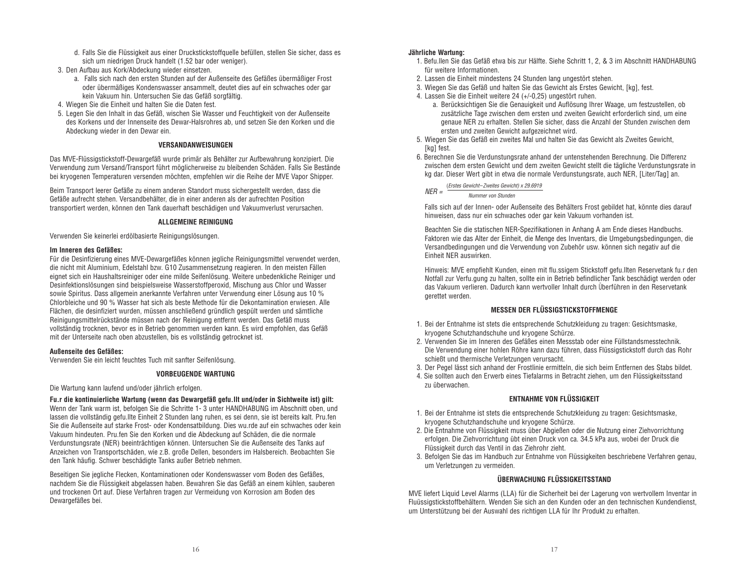d. Falls Sie die Flüssigkeit aus einer Druckstickstoffquelle befüllen, stellen Sie sicher, dass es sich um niedrigen Druck handelt (1.52 bar oder weniger).

3. Den Aufbau aus Kork/Abdeckung wieder einsetzen.
   a. Falls sich nach den ersten Stunden auf der Außenseite des Gefäßes übermäßiger Frost oder übermäßiges Kondenswasser ansammelt, deutet dies auf ein schwaches oder gar kein Vakuum hin. Untersuchen Sie das Gefäß sorgfältig.
4. Wiegen Sie die Einheit und halten Sie die Daten fest.
5. Legen Sie den Inhalt in das Gefäß, wischen Sie Wasser und Feuchtigkeit von der Außenseite des Korkens und der Innenseite des Dewar-Halsrohres ab, und setzen Sie den Korken und die Abdeckung wieder in den Dewar ein.

### VERSANDANWEISUNGEN

Das MVE-Flüssigstickstoff-Dewargefäß wurde primär als Behälter zur Aufbewahrung konzipiert. Die Verwendung zum Versand/Transport führt möglicherweise zu bleibenden Schäden. Falls Sie Bestände bei kryogenen Temperaturen versenden möchten, empfehlen wir die Reihe der MVE Vapor Shipper.

Beim Transport leerer Gefäße zu einem anderen Standort muss sichergestellt werden, dass die Gefäße aufrecht stehen. Versandbehälter, die in einer anderen als der aufrechten Position transportiert werden, können den Tank dauerhaft beschädigen und Vakuumverlust verursachen.

### ALLGEMEINE REINIGUNG

Verwenden Sie keinerlei erdölbasierte Reinigungslösungen.

**Im Inneren des Gefäßes:**
Für die Desinfizierung eines MVE-Dewargefäßes können jegliche Reinigungsmittel verwendet werden, die nicht mit Aluminium, Edelstahl bzw. G10 Zusammensetzung reagieren. In den meisten Fällen eignet sich ein Haushaltsreiniger oder eine milde Seifenlösung. Weitere unbedenkliche Reiniger und Desinfektionslösungen sind beispielsweise Wasserstoffperoxid, Mischung aus Chlor und Wasser sowie Spiritus. Dass allgemein anerkannte Verfahren unter Verwendung einer Lösung aus 10 % Chlorbleiche und 90 % Wasser hat sich als beste Methode für die Dekontamination erwiesen. Alle Flächen, die desinfiziert wurden, müssen anschließend gründlich gespült werden und sämtliche Reinigungsmittelrückstände müssen nach der Reinigung entfernt werden. Das Gefäß muss vollständig trocknen, bevor es in Betrieb genommen werden kann. Es wird empfohlen, das Gefäß mit der Unterseite nach oben abzustellen, bis es vollständig getrocknet ist.

**Außenseite des Gefäßes:**
Verwenden Sie ein leicht feuchtes Tuch mit sanfter Seifenlösung.

### VORBEUGENDE WARTUNG

Die Wartung kann laufend und/oder jährlich erfolgen.

**Fu.r die kontinuierliche Wartung (wenn das Dewargefäß gefu.llt und/oder in Sichtweite ist) gilt:**
Wenn der Tank warm ist, befolgen Sie die Schritte 1- 3 unter HANDHABUNG im Abschnitt oben, und lassen die vollständig gefu.llte Einheit 2 Stunden lang ruhen, es sei denn, sie ist bereits kalt. Pru.fen Sie die Außenseite auf starke Frost- oder Kondensatbildung. Dies wu.rde auf ein schwaches oder kein Vakuum hindeuten. Pru.fen Sie den Korken und die Abdeckung auf Schäden, die die normale Verdunstungsrate (NER) beeinträchtigen können. Untersuchen Sie die Außenseite des Tanks auf Anzeichen von Transportschäden, wie z.B. große Dellen, besonders im Halsbereich. Beobachten Sie den Tank häufig. Schwer beschädigte Tanks außer Betrieb nehmen.

Beseitigen Sie jegliche Flecken, Kontaminationen oder Kondenswasser vom Boden des Gefäßes, nachdem Sie die Flüssigkeit abgelassen haben. Bewahren Sie das Gefäß an einem kühlen, sauberen und trockenen Ort auf. Diese Verfahren tragen zur Vermeidung von Korrosion am Boden des Dewargefäßes bei.

**Jährliche Wartung:**

1. Befu.llen Sie das Gefäß etwa bis zur Hälfte. Siehe Schritt 1, 2, & 3 im Abschnitt HANDHABUNG für weitere Informationen.
2. Lassen Sie die Einheit mindestens 24 Stunden lang ungestört stehen.
3. Wiegen Sie das Gefäß und halten Sie das Gewicht als Erstes Gewicht, [kg], fest.
4. Lassen Sie die Einheit weitere 24 (+/-0,25) ungestört ruhen.
   a. Berücksichtigen Sie die Genauigkeit und Auflösung Ihrer Waage, um festzustellen, ob zusätzliche Tage zwischen dem ersten und zweiten Gewicht erforderlich sind, um eine genaue NER zu erhalten. Stellen Sie sicher, dass die Anzahl der Stunden zwischen dem ersten und zweiten Gewicht aufgezeichnet wird.
5. Wiegen Sie das Gefäß ein zweites Mal und halten Sie das Gewicht als Zweites Gewicht, [kg] fest.
6. Berechnen Sie die Verdunstungsrate anhand der untenstehenden Berechnung. Die Differenz zwischen dem ersten Gewicht und dem zweiten Gewicht stellt die tägliche Verdunstungsrate in kg dar. Dieser Wert gibt in etwa die normale Verdunstungsrate, auch NER, [Liter/Tag] an.

$$NER = \frac{(\text{Erstes Gewicht} - \text{Zweites Gewicht}) \times 29.6919}{\text{Nummer von Stunden}}$$

Falls sich auf der Innen- oder Außenseite des Behälters Frost gebildet hat, könnte dies darauf hinweisen, dass nur ein schwaches oder gar kein Vakuum vorhanden ist.

Beachten Sie die statischen NER-Spezifikationen in Anhang A am Ende dieses Handbuchs. Faktoren wie das Alter der Einheit, die Menge des Inventars, die Umgebungsbedingungen, die Versandbedingungen und die Verwendung von Zubehör usw. können sich negativ auf die Einheit NER auswirken.

Hinweis: MVE empfiehlt Kunden, einen mit flu.ssigem Stickstoff gefu.llten Reservetank fu.r den Notfall zur Verfu.gung zu halten, sollte ein in Betrieb befindlicher Tank beschädigt werden oder das Vakuum verlieren. Dadurch kann wertvoller Inhalt durch Überführen in den Reservetank gerettet werden.

### MESSEN DER FLÜSSIGSTICKSTOFFMENGE

1. Bei der Entnahme ist stets die entsprechende Schutzkleidung zu tragen: Gesichtsmaske, kryogene Schutzhandschuhe und kryogene Schürze.
2. Verwenden Sie im Inneren des Gefäßes einen Messstab oder eine Füllstandsmesstechnik. Die Verwendung einer hohlen Röhre kann dazu führen, dass Flüssigstickstoff durch das Rohr schießt und thermische Verletzungen verursacht.
3. Der Pegel lässt sich anhand der Frostlinie ermitteln, die sich beim Entfernen des Stabs bildet.
4. Sie sollten auch den Erwerb eines Tiefalarms in Betracht ziehen, um den Flüssigkeitsstand zu überwachen.

### ENTNAHME VON FLÜSSIGKEIT

1. Bei der Entnahme ist stets die entsprechende Schutzkleidung zu tragen: Gesichtsmaske, kryogene Schutzhandschuhe und kryogene Schürze.
2. Die Entnahme von Flüssigkeit muss über Abgießen oder die Nutzung einer Ziehvorrichtung erfolgen. Die Ziehvorrichtung übt einen Druck von ca. 34.5 kPa aus, wobei der Druck die Flüssigkeit durch das Ventil in das Ziehrohr zieht.
3. Befolgen Sie das im Handbuch zur Entnahme von Flüssigkeiten beschriebene Verfahren genau, um Verletzungen zu vermeiden.

### ÜBERWACHUNG FLÜSSIGKEITSSTAND

MVE liefert Liquid Level Alarms (LLA) für die Sicherheit bei der Lagerung von wertvollem Inventar in Fluüssigstickstoffbehältern. Wenden Sie sich an den Kunden oder an den technischen Kundendienst, um Unterstützung bei der Auswahl des richtigen LLA für Ihr Produkt zu erhalten.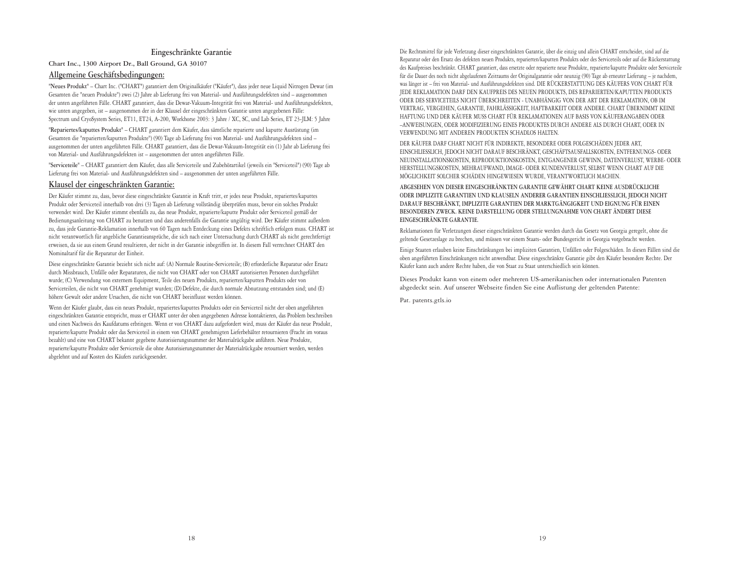# Eingeschränkte Garantie

Chart Inc., 1300 Airport Dr., Ball Ground, GA 30107

## Allgemeine Geschäftsbedingungen:

"**Neues Produkt**" – Chart Inc. ("CHART") garantiert dem Originalkäufer ("Käufer"), dass jeder neue Liquid Nitrogen Dewar (im Gesamten die "neuen Produkte") zwei (2) Jahre ab Lieferung frei von Material- und Ausführungsdefekten sind – ausgenommen der unten angeführten Fälle. CHART garantiert, dass die Dewar-Vakuum-Integrität frei von Material- und Ausführungsdefekten, wie unten angegeben, ist – ausgenommen der in der Klausel der eingeschränkten Garantie unten angegebenen Fälle: Spectrum und CryoSystem Series, ET11, ET24, A-200, Workhorse 2003: 3 Jahre / XC, SC, und Lab Series, ET 23-JLM: 5 Jahre

"**Repariertes/kaputtes Produkt**" – CHART garantiert dem Käufer, dass sämtliche reparierte und kaputte Ausrüstung (im Gesamten die "reparierten/kaputten Produkte") (90) Tage ab Lieferung frei von Material- und Ausführungsdefekten sind – ausgenommen der unten angeführten Fälle. CHART garantiert, dass die Dewar-Vakuum-Integrität ein (1) Jahr ab Lieferung frei von Material- und Ausführungsdefekten ist – ausgenommen der unten angeführten Fälle.

"**Serviceteile**" – CHART garantiert dem Käufer, dass alle Serviceteile und Zubehörartikel (jeweils ein "Serviceteil") (90) Tage ab Lieferung frei von Material- und Ausführungsdefekten sind – ausgenommen der unten angeführten Fälle.

## Klausel der eingeschränkten Garantie:

Der Käufer stimmt zu, dass, bevor diese eingeschränkte Garantie in Kraft tritt, er jedes neue Produkt, repariertes/kaputtes Produkt oder Serviceteil innerhalb von drei (3) Tagen ab Lieferung vollständig überprüfen muss, bevor ein solches Produkt verwendet wird. Der Käufer stimmt ebenfalls zu, das neue Produkt, reparierte/kaputte Produkt oder Serviceteil gemäß der Bedienungsanleitung von CHART zu benutzen und dass anderenfalls die Garantie ungültig wird. Der Käufer stimmt außerdem zu, dass jede Garantie-Reklamation innerhalb von 60 Tagen nach Entdeckung eines Defekts schriftlich erfolgen muss. CHART ist nicht verantwortlich für angebliche Garantieansprüche, die sich nach einer Untersuchung durch CHART als nicht gerechtfertigt erweisen, da sie aus einem Grund resultieren, der nicht in der Garantie inbegriffen ist. In diesem Fall verrechnet CHART den Nominaltarif für die Reparatur der Einheit.

Diese eingeschränkte Garantie bezieht sich nicht auf: (A) Normale Routine-Serviceteile; (B) erforderliche Reparatur oder Ersatz durch Missbrauch, Unfälle oder Reparaturen, die nicht von CHART oder von CHART autorisierten Personen durchgeführt wurde; (C) Verwendung von externem Equipment, Teile des neuen Produkts, reparierten/kaputten Produkts oder von Serviceteilen, die nicht von CHART genehmigt wurden; (D) Defekte, die durch normale Abnutzung entstanden sind; und (E) höhere Gewalt oder andere Ursachen, die nicht von CHART beeinflusst werden können.

Wenn der Käufer glaubt, dass ein neues Produkt, repariertes/kaputtes Produkts oder ein Serviceteil nicht der oben angeführten eingeschränkten Garantie entspricht, muss er CHART unter der oben angegebenen Adresse kontaktieren, das Problem beschreiben und einen Nachweis des Kaufdatums erbringen. Wenn er von CHART dazu aufgefordert wird, muss der Käufer das neue Produkt, reparierte/kaputte Produkt oder das Serviceteil in einem von CHART genehmigten Lieferbehälter retournieren (Fracht im voraus bezahlt) und eine von CHART bekannt gegebene Autorisierungsnummer der Materialrückgabe anführen. Neue Produkte, reparierte/kaputte Produkte oder Serviceteile die ohne Autorisierungsnummer der Materialrückgabe retourniert werden, werden abgelehnt und auf Kosten des Käufers zurückgesendet.

Die Rechtsmittel für jede Verletzung dieser eingeschränkten Garantie, über die einzig und allein CHART entscheidet, sind auf die Reparatur oder den Ersatz des defekten neuen Produkts, reparierten/kaputten Produkts oder des Serviceteils oder auf die Rückerstattung des Kaufpreises beschränkt. CHART garantiert, dass ersetzte oder reparierte neue Produkte, reparierte/kaputte Produkte oder Serviceteile für die Dauer des noch nicht abgelaufenen Zeitraums der Originalgarantie oder neunzig (90) Tage ab erneuter Lieferung – je nachdem, was länger ist – frei von Material- und Ausführungsdefekten sind. DIE RÜCKERSTATTUNG DES KÄUFERS VON CHART FÜR JEDE REKLAMATION DARF DEN KAUFPREIS DES NEUEN PRODUKTS, DES REPARIERTEN/KAPUTTEN PRODUKTS ODER DES SERVICETEILS NICHT ÜBERSCHREITEN - UNABHÄNGIG VON DER ART DER REKLAMATION, OB IM VERTRAG, VERGEHEN, GARANTIE, FAHRLÄSSIGKEIT, HAFTBARKEIT ODER ANDERE. CHART ÜBERNIMMT KEINE HAFTUNG UND DER KÄUFER MUSS CHART FÜR REKLAMATIONEN AUF BASIS VON KÄUFERANGABEN ODER –ANWEISUNGEN, ODER MODIFIZIERUNG EINES PRODUKTES DURCH ANDERE ALS DURCH CHART, ODER IN VERWENDUNG MIT ANDEREN PRODUKTEN SCHADLOS HALTEN.

DER KÄUFER DARF CHART NICHT FÜR INDIREKTE, BESONDERE ODER FOLGESCHÄDEN JEDER ART, EINSCHLIESSLICH, JEDOCH NICHT DARAUF BESCHRÄNKT, GESCHÄFTSAUSFALLSKOSTEN, ENTFERNUNGS- ODER NEUINSTALLATIONSKOSTEN, REPRODUKTIONSKOSTEN, ENTGANGENER GEWINN, DATENVERLUST, WERBE- ODER HERSTELLUNGSKOSTEN, MEHRAUFWAND, IMAGE- ODER KUNDENVERLUST, SELBST WENN CHART AUF DIE MÖGLICHKEIT SOLCHER SCHÄDEN HINGEWIESEN WURDE, VERANTWORTLICH MACHEN.

**ABGESEHEN VON DIESER EINGESCHRÄNKTEN GARANTIE GEWÄHRT CHART KEINE AUSDRÜCKLICHE ODER IMPLIZITE GARANTIEN UND KLAUSELN ANDERER GARANTIEN EINSCHLIESSLICH, JEDOCH NICHT DARAUF BESCHRÄNKT, IMPLIZITE GARANTIEN DER MARKTGÄNGIGKEIT UND EIGNUNG FÜR EINEN BESONDEREN ZWECK. KEINE DARSTELLUNG ODER STELLUNGNAHME VON CHART ÄNDERT DIESE EINGESCHRÄNKTE GARANTIE.**

Reklamationen für Verletzungen dieser eingeschränkten Garantie werden durch das Gesetz von Georgia geregelt, ohne die geltende Gesetzeslage zu brechen, und müssen vor einem Staats- oder Bundesgericht in Georgia vorgebracht werden.

Einige Staaten erlauben keine Einschränkungen bei impliziten Garantien, Unfällen oder Folgeschäden. In diesen Fällen sind die oben angeführten Einschränkungen nicht anwendbar. Diese eingeschränkte Garantie gibt den Käufer besondere Rechte. Der Käufer kann auch andere Rechte haben, die von Staat zu Staat unterschiedlich sein können.

Dieses Produkt kann von einem oder mehreren US-amerikanischen oder internationalen Patenten abgedeckt sein. Auf unserer Webseite finden Sie eine Auflistung der geltenden Patente:

Pat. patents.gtls.io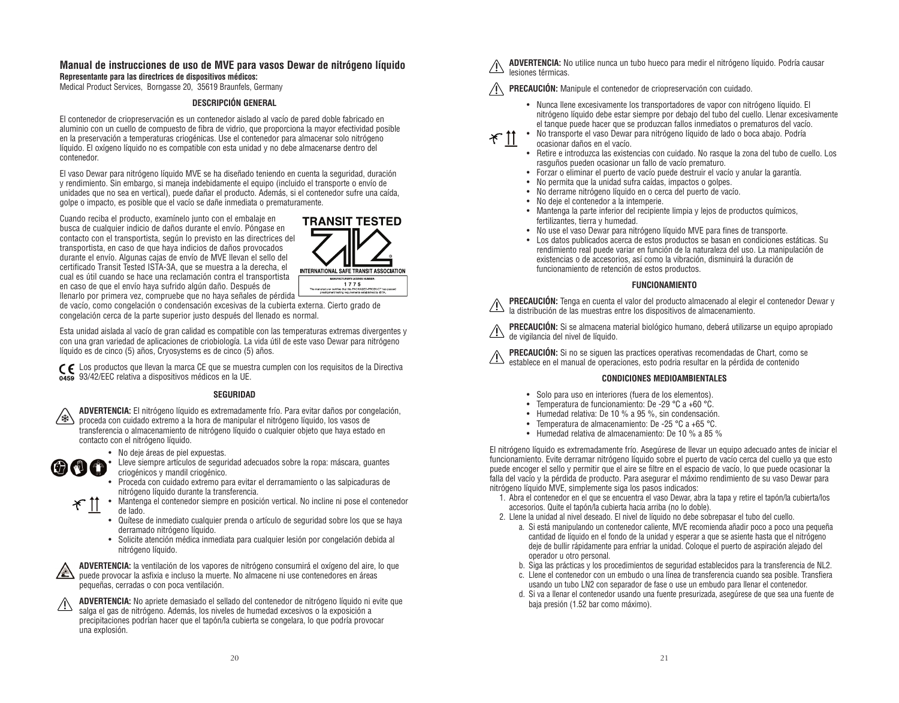# Manual de instrucciones de uso de MVE para vasos Dewar de nitrógeno líquido

**Representante para las directrices de dispositivos médicos:**

Medical Product Services, Borngasse 20, 35619 Braunfels, Germany

## DESCRIPCIÓN GENERAL

El contenedor de criopreservación es un contenedor aislado al vacío de pared doble fabricado en aluminio con un cuello de compuesto de fibra de vidrio, que proporciona la mayor efectividad posible en la preservación a temperaturas criogénicas. Use el contenedor para almacenar solo nitrógeno líquido. El oxígeno líquido no es compatible con esta unidad y no debe almacenarse dentro del contenedor.

El vaso Dewar para nitrógeno líquido MVE se ha diseñado teniendo en cuenta la seguridad, duración y rendimiento. Sin embargo, si maneja indebidamente el equipo (incluido el transporte o envío de unidades que no sea en vertical), puede dañar el producto. Además, si el contenedor sufre una caída, golpe o impacto, es posible que el vacío se dañe inmediata o prematuramente.

Cuando reciba el producto, examínelo junto con el embalaje en busca de cualquier indicio de daños durante el envío. Póngase en contacto con el transportista, según lo previsto en las directrices del transportista, en caso de que haya indicios de daños provocados durante el envío. Algunas cajas de envío de MVE llevan el sello del certificado Transit Tested ISTA-3A, que se muestra a la derecha, el cual es útil cuando se hace una reclamación contra el transportista en caso de que el envío haya sufrido algún daño. Después de llenarlo por primera vez, compruebe que no haya señales de pérdida de vacío, como congelación o condensación excesivas de la cubierta externa. Cierto grado de congelación cerca de la parte superior justo después del llenado es normal.

TRANSIT TESTED
INTERNATIONAL SAFE TRANSIT ASSOCIATION
MANUFACTURER'S LICENSE NUMBER:
1775
The manufacturer certifies that this PACKAGED-PRODUCT has passed preshipment testing requirements established by ISTA.

Esta unidad aislada al vacío de gran calidad es compatible con las temperaturas extremas divergentes y con una gran variedad de aplicaciones de criobiología. La vida útil de este vaso Dewar para nitrógeno líquido es de cinco (5) años, Cryosystems es de cinco (5) años.

CE 0459 Los productos que llevan la marca CE que se muestra cumplen con los requisitos de la Directiva 93/42/EEC relativa a dispositivos médicos en la UE.

## SEGURIDAD

**ADVERTENCIA:** El nitrógeno líquido es extremadamente frío. Para evitar daños por congelación, proceda con cuidado extremo a la hora de manipular el nitrógeno líquido, los vasos de transferencia o almacenamiento de nitrógeno líquido o cualquier objeto que haya estado en contacto con el nitrógeno líquido.

- No deje áreas de piel expuestas.
- Lleve siempre artículos de seguridad adecuados sobre la ropa: máscara, guantes criogénicos y mandil criogénico.
- Proceda con cuidado extremo para evitar el derramamiento o las salpicaduras de nitrógeno líquido durante la transferencia.
- Mantenga el contenedor siempre en posición vertical. No incline ni pose el contenedor de lado.
- Quítese de inmediato cualquier prenda o artículo de seguridad sobre los que se haya derramado nitrógeno líquido.
- Solicite atención médica inmediata para cualquier lesión por congelación debida al nitrógeno líquido.

**ADVERTENCIA:** la ventilación de los vapores de nitrógeno consumirá el oxígeno del aire, lo que puede provocar la asfixia e incluso la muerte. No almacene ni use contenedores en áreas pequeñas, cerradas o con poca ventilación.

**ADVERTENCIA:** No apriete demasiado el sellado del contenedor de nitrógeno líquido ni evite que salga el gas de nitrógeno. Además, los niveles de humedad excesivos o la exposición a precipitaciones podrían hacer que el tapón/la cubierta se congelara, lo que podría provocar una explosión.

**ADVERTENCIA:** No utilice nunca un tubo hueco para medir el nitrógeno líquido. Podría causar lesiones térmicas.

**PRECAUCIÓN:** Manipule el contenedor de criopreservación con cuidado.

- Nunca llene excesivamente los transportadores de vapor con nitrógeno líquido. El nitrógeno líquido debe estar siempre por debajo del tubo del cuello. Llenar excesivamente el tanque puede hacer que se produzcan fallos inmediatos o prematuros del vacío.
- No transporte el vaso Dewar para nitrógeno líquido de lado o boca abajo. Podría ocasionar daños en el vacío.
- Retire e introduzca las existencias con cuidado. No rasque la zona del tubo de cuello. Los rasguños pueden ocasionar un fallo de vacío prematuro.
- Forzar o eliminar el puerto de vacío puede destruir el vacío y anular la garantía.
- No permita que la unidad sufra caídas, impactos o golpes.
- No derrame nitrógeno líquido en o cerca del puerto de vacío.
- No deje el contenedor a la intemperie.
- Mantenga la parte inferior del recipiente limpia y lejos de productos químicos, fertilizantes, tierra y humedad.
- No use el vaso Dewar para nitrógeno líquido MVE para fines de transporte.
- Los datos publicados acerca de estos productos se basan en condiciones estáticas. Su rendimiento real puede variar en función de la naturaleza del uso. La manipulación de existencias o de accesorios, así como la vibración, disminuirá la duración de funcionamiento de retención de estos productos.

## FUNCIONAMIENTO

**PRECAUCIÓN:** Tenga en cuenta el valor del producto almacenado al elegir el contenedor Dewar y la distribución de las muestras entre los dispositivos de almacenamiento.

**PRECAUCIÓN:** Si se almacena material biológico humano, deberá utilizarse un equipo apropiado de vigilancia del nivel de líquido.

**PRECAUCIÓN:** Si no se siguen las practices operativas recomendadas de Chart, como se establece en el manual de operaciones, esto podria resultar en la pérdida de contenido

## CONDICIONES MEDIOAMBIENTALES

- Solo para uso en interiores (fuera de los elementos).
- Temperatura de funcionamiento: De -29 °C a +60 °C.
- Humedad relativa: De 10 % a 95 %, sin condensación.
- Temperatura de almacenamiento: De -25 °C a +65 °C.
- Humedad relativa de almacenamiento: De 10 % a 85 %

El nitrógeno líquido es extremadamente frío. Asegúrese de llevar un equipo adecuado antes de iniciar el funcionamiento. Evite derramar nitrógeno líquido sobre el puerto de vacío cerca del cuello ya que esto puede encoger el sello y permitir que el aire se filtre en el espacio de vacío, lo que puede ocasionar la falla del vacío y la pérdida de producto. Para asegurar el máximo rendimiento de su vaso Dewar para nitrógeno líquido MVE, simplemente siga los pasos indicados:

1. Abra el contenedor en el que se encuentra el vaso Dewar, abra la tapa y retire el tapón/la cubierta/los accesorios. Quite el tapón/la cubierta hacia arriba (no lo doble).
2. Llene la unidad al nivel deseado. El nivel de líquido no debe sobrepasar el tubo del cuello.
   a. Si está manipulando un contenedor caliente, MVE recomienda añadir poco a poco una pequeña cantidad de líquido en el fondo de la unidad y esperar a que se asiente hasta que el nitrógeno deje de bullir rápidamente para enfriar la unidad. Coloque el puerto de aspiración alejado del operador u otro personal.
   b. Siga las prácticas y los procedimientos de seguridad establecidos para la transferencia de NL2.
   c. Llene el contenedor con un embudo o una línea de transferencia cuando sea posible. Transfiera usando un tubo LN2 con separador de fase o use un embudo para llenar el contenedor.
   d. Si va a llenar el contenedor usando una fuente presurizada, asegúrese de que sea una fuente de baja presión (1.52 bar como máximo).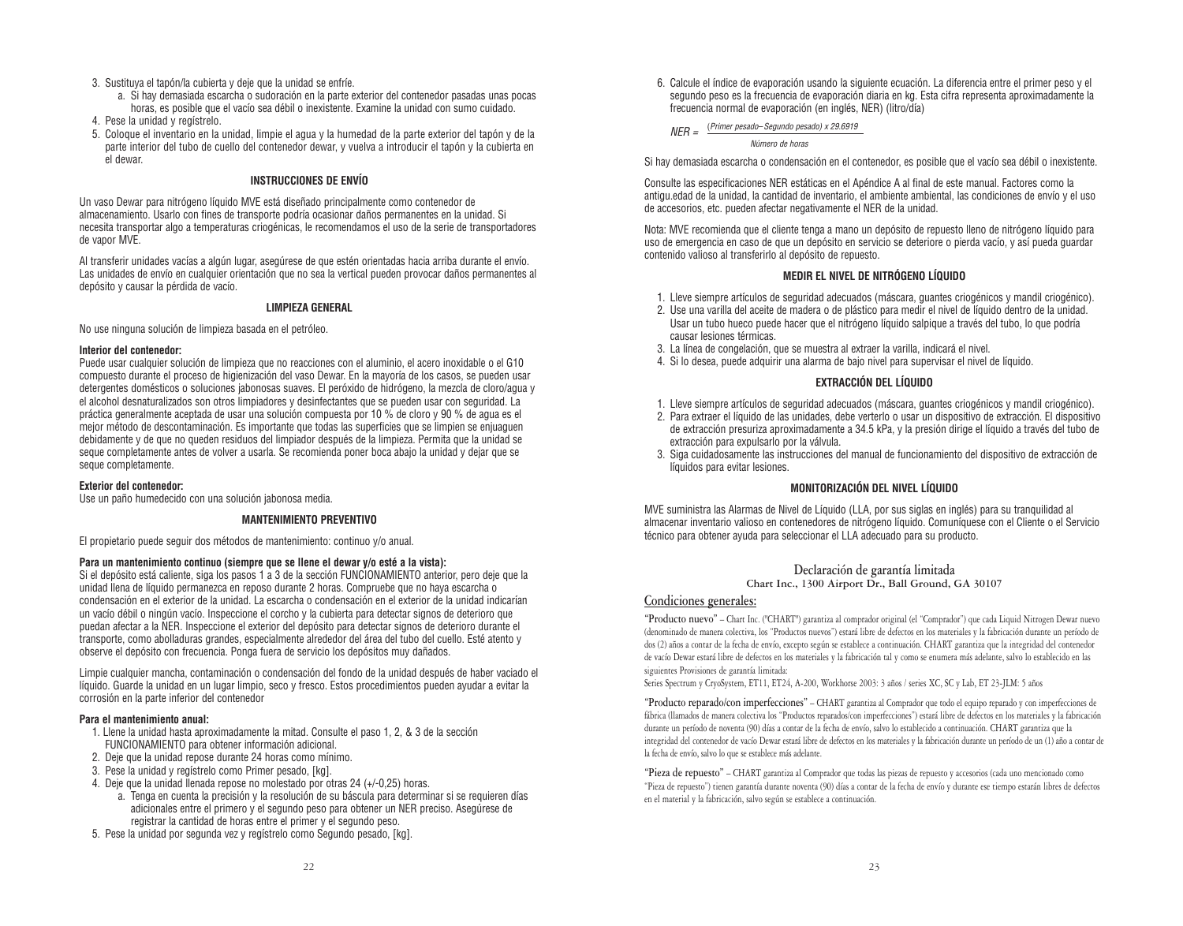3. Sustituya el tapón/la cubierta y deje que la unidad se enfríe.
   a. Si hay demasiada escarcha o sudoración en la parte exterior del contenedor pasadas unas pocas horas, es posible que el vacío sea débil o inexistente. Examine la unidad con sumo cuidado.
4. Pese la unidad y regístrelo.
5. Coloque el inventario en la unidad, limpie el agua y la humedad de la parte exterior del tapón y de la parte interior del tubo de cuello del contenedor dewar, y vuelva a introducir el tapón y la cubierta en el dewar.

### INSTRUCCIONES DE ENVÍO

Un vaso Dewar para nitrógeno líquido MVE está diseñado principalmente como contenedor de almacenamiento. Usarlo con fines de transporte podría ocasionar daños permanentes en la unidad. Si necesita transportar algo a temperaturas criogénicas, le recomendamos el uso de la serie de transportadores de vapor MVE.

Al transferir unidades vacías a algún lugar, asegúrese de que estén orientadas hacia arriba durante el envío. Las unidades de envío en cualquier orientación que no sea la vertical pueden provocar daños permanentes al depósito y causar la pérdida de vacío.

### LIMPIEZA GENERAL

No use ninguna solución de limpieza basada en el petróleo.

**Interior del contenedor:**
Puede usar cualquier solución de limpieza que no reacciones con el aluminio, el acero inoxidable o el G10 compuesto durante el proceso de higienización del vaso Dewar. En la mayoría de los casos, se pueden usar detergentes domésticos o soluciones jabonosas suaves. El peróxido de hidrógeno, la mezcla de cloro/agua y el alcohol desnaturalizados son otros limpiadores y desinfectantes que se pueden usar con seguridad. La práctica generalmente aceptada de usar una solución compuesta por 10 % de cloro y 90 % de agua es el mejor método de descontaminación. Es importante que todas las superficies que se limpien se enjuaguen debidamente y de que no queden residuos del limpiador después de la limpieza. Permita que la unidad se seque completamente antes de volver a usarla. Se recomienda poner boca abajo la unidad y dejar que se seque completamente.

**Exterior del contenedor:**
Use un paño humedecido con una solución jabonosa media.

### MANTENIMIENTO PREVENTIVO

El propietario puede seguir dos métodos de mantenimiento: continuo y/o anual.

**Para un mantenimiento continuo (siempre que se llene el dewar y/o esté a la vista):**
Si el depósito está caliente, siga los pasos 1 a 3 de la sección FUNCIONAMIENTO anterior, pero deje que la unidad llena de líquido permanezca en reposo durante 2 horas. Compruebe que no haya escarcha o condensación en el exterior de la unidad. La escarcha o condensación en el exterior de la unidad indicarían un vacío débil o ningún vacío. Inspeccione el corcho y la cubierta para detectar signos de deterioro que puedan afectar a la NER. Inspeccione el exterior del depósito para detectar signos de deterioro durante el transporte, como abolladuras grandes, especialmente alrededor del área del tubo del cuello. Esté atento y observe el depósito con frecuencia. Ponga fuera de servicio los depósitos muy dañados.

Limpie cualquier mancha, contaminación o condensación del fondo de la unidad después de haber vaciado el líquido. Guarde la unidad en un lugar limpio, seco y fresco. Estos procedimientos pueden ayudar a evitar la corrosión en la parte inferior del contenedor

**Para el mantenimiento anual:**
1. Llene la unidad hasta aproximadamente la mitad. Consulte el paso 1, 2, & 3 de la sección FUNCIONAMIENTO para obtener información adicional.
2. Deje que la unidad repose durante 24 horas como mínimo.
3. Pese la unidad y regístrelo como Primer pesado, [kg].
4. Deje que la unidad llenada repose no molestado por otras 24 (+/-0,25) horas.
   a. Tenga en cuenta la precisión y la resolución de su báscula para determinar si se requieren días adicionales entre el primero y el segundo peso para obtener un NER preciso. Asegúrese de registrar la cantidad de horas entre el primer y el segundo peso.
5. Pese la unidad por segunda vez y regístrelo como Segundo pesado, [kg].
6. Calcule el índice de evaporación usando la siguiente ecuación. La diferencia entre el primer peso y el segundo peso es la frecuencia de evaporación diaria en kg. Esta cifra representa aproximadamente la frecuencia normal de evaporación (en inglés, NER) (litro/día)

$$NER = \frac{(\text{Primer pesado} - \text{Segundo pesado}) \times 29.6919}{\text{Número de horas}}$$

Si hay demasiada escarcha o condensación en el contenedor, es posible que el vacío sea débil o inexistente.

Consulte las especificaciones NER estáticas en el Apéndice A al final de este manual. Factores como la antigu.edad de la unidad, la cantidad de inventario, el ambiente ambiental, las condiciones de envío y el uso de accesorios, etc. pueden afectar negativamente el NER de la unidad.

Nota: MVE recomienda que el cliente tenga a mano un depósito de repuesto lleno de nitrógeno líquido para uso de emergencia en caso de que un depósito en servicio se deteriore o pierda vacío, y así pueda guardar contenido valioso al transferirlo al depósito de repuesto.

### MEDIR EL NIVEL DE NITRÓGENO LÍQUIDO

1. Lleve siempre artículos de seguridad adecuados (máscara, guantes criogénicos y mandil criogénico).
2. Use una varilla del aceite de madera o de plástico para medir el nivel de líquido dentro de la unidad. Usar un tubo hueco puede hacer que el nitrógeno líquido salpique a través del tubo, lo que podría causar lesiones térmicas.
3. La línea de congelación, que se muestra al extraer la varilla, indicará el nivel.
4. Si lo desea, puede adquirir una alarma de bajo nivel para supervisar el nivel de líquido.

### EXTRACCIÓN DEL LÍQUIDO

1. Lleve siempre artículos de seguridad adecuados (máscara, guantes criogénicos y mandil criogénico).
2. Para extraer el líquido de las unidades, debe verterlo o usar un dispositivo de extracción. El dispositivo de extracción presuriza aproximadamente a 34.5 kPa, y la presión dirige el líquido a través del tubo de extracción para expulsarlo por la válvula.
3. Siga cuidadosamente las instrucciones del manual de funcionamiento del dispositivo de extracción de líquidos para evitar lesiones.

### MONITORIZACIÓN DEL NIVEL LÍQUIDO

MVE suministra las Alarmas de Nivel de Líquido (LLA, por sus siglas en inglés) para su tranquilidad al almacenar inventario valioso en contenedores de nitrógeno líquido. Comuníquese con el Cliente o el Servicio técnico para obtener ayuda para seleccionar el LLA adecuado para su producto.

## Declaración de garantía limitada

**Chart Inc., 1300 Airport Dr., Ball Ground, GA 30107**

### Condiciones generales:

"Producto nuevo" – Chart Inc. ("CHART") garantiza al comprador original (el "Comprador") que cada Liquid Nitrogen Dewar nuevo (denominado de manera colectiva, los "Productos nuevos") estará libre de defectos en los materiales y la fabricación durante un período de dos (2) años a contar de la fecha de envío, excepto según se establece a continuación. CHART garantiza que la integridad del contenedor de vacío Dewar estará libre de defectos en los materiales y la fabricación tal y como se enumera más adelante, salvo lo establecido en las siguientes Provisiones de garantía limitada:
Series Spectrum y CryoSystem, ET11, ET24, A-200, Workhorse 2003: 3 años / series XC, SC y Lab, ET 23-JLM: 5 años

"Producto reparado/con imperfecciones" – CHART garantiza al Comprador que todo el equipo reparado y con imperfecciones de fábrica (llamados de manera colectiva los "Productos reparados/con imperfecciones") estará libre de defectos en los materiales y la fabricación durante un período de noventa (90) días a contar de la fecha de envío, salvo lo establecido a continuación. CHART garantiza que la integridad del contenedor de vacío Dewar estará libre de defectos en los materiales y la fabricación durante un período de un (1) año a contar de la fecha de envío, salvo lo que se establece más adelante.

"Pieza de repuesto" – CHART garantiza al Comprador que todas las piezas de repuesto y accesorios (cada uno mencionado como "Pieza de repuesto") tienen garantía durante noventa (90) días a contar de la fecha de envío y durante ese tiempo estarán libres de defectos en el material y la fabricación, salvo según se establece a continuación.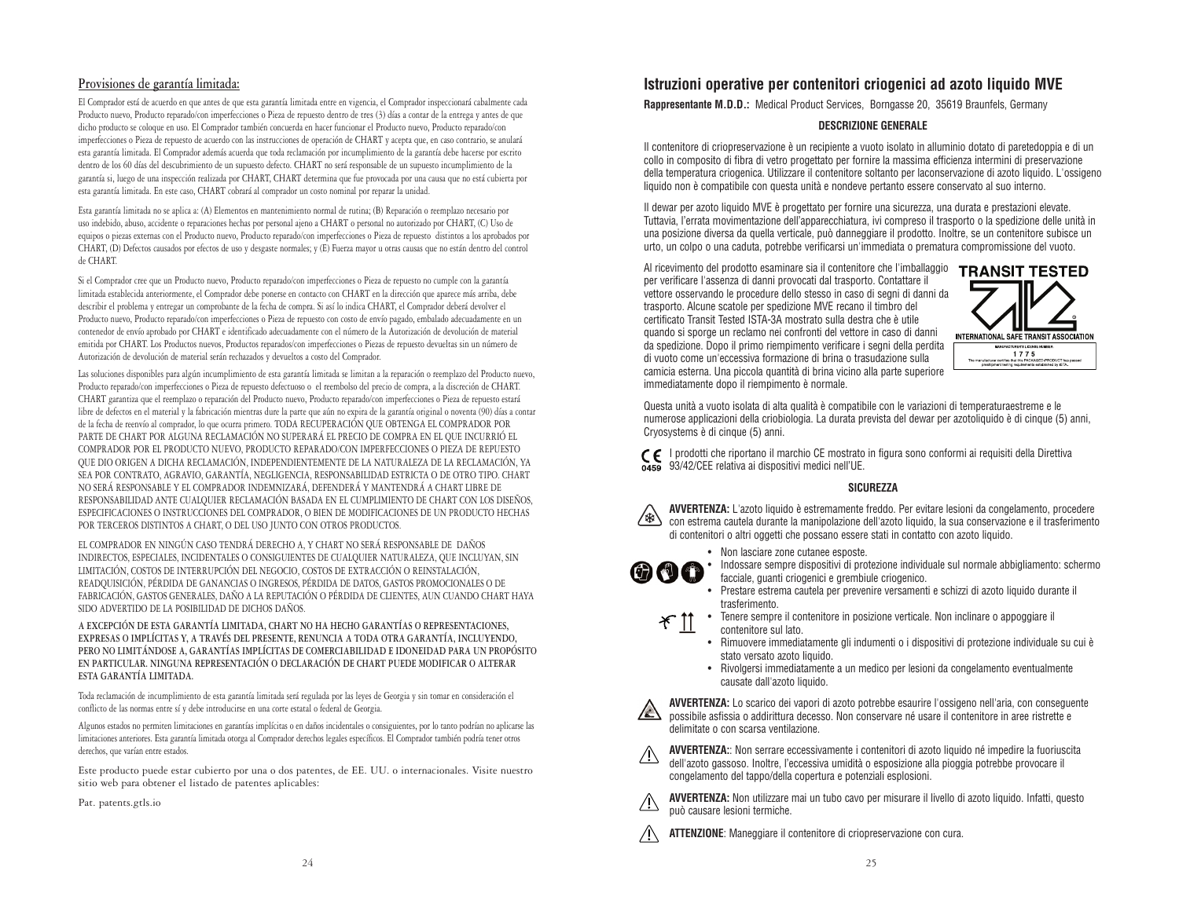## Provisiones de garantía limitada:

El Comprador está de acuerdo en que antes de que esta garantía limitada entre en vigencia, el Comprador inspeccionará cabalmente cada Producto nuevo, Producto reparado/con imperfecciones o Pieza de repuesto dentro de tres (3) días a contar de la entrega y antes de que dicho producto se coloque en uso. El Comprador también concuerda en hacer funcionar el Producto nuevo, Producto reparado/con imperfecciones o Pieza de repuesto de acuerdo con las instrucciones de operación de CHART y acepta que, en caso contrario, se anulará esta garantía limitada. El Comprador además acuerda que toda reclamación por incumplimiento de la garantía debe hacerse por escrito dentro de los 60 días del descubrimiento de un supuesto defecto. CHART no será responsable de un supuesto incumplimiento de la garantía si, luego de una inspección realizada por CHART, CHART determina que fue provocada por una causa que no está cubierta por esta garantía limitada. En este caso, CHART cobrará al comprador un costo nominal por reparar la unidad.

Esta garantía limitada no se aplica a: (A) Elementos en mantenimiento normal de rutina; (B) Reparación o reemplazo necesario por uso indebido, abuso, accidente o reparaciones hechas por personal ajeno a CHART o personal no autorizado por CHART, (C) Uso de equipos o piezas externas con el Producto nuevo, Producto reparado/con imperfecciones o Pieza de repuesto distintos a los aprobados por CHART, (D) Defectos causados por efectos de uso y desgaste normales; y (E) Fuerza mayor u otras causas que no están dentro del control de CHART.

Si el Comprador cree que un Producto nuevo, Producto reparado/con imperfecciones o Pieza de repuesto no cumple con la garantía limitada establecida anteriormente, el Comprador debe ponerse en contacto con CHART en la dirección que aparece más arriba, debe describir el problema y entregar un comprobante de la fecha de compra. Si así lo indica CHART, el Comprador deberá devolver el Producto nuevo, Producto reparado/con imperfecciones o Pieza de repuesto con costo de envío pagado, embalado adecuadamente en un contenedor de envío aprobado por CHART e identificado adecuadamente con el número de la Autorización de devolución de material emitida por CHART. Los Productos nuevos, Productos reparados/con imperfecciones o Piezas de repuesto devueltas sin un número de Autorización de devolución de material serán rechazados y devueltos a costo del Comprador.

Las soluciones disponibles para algún incumplimiento de esta garantía limitada se limitan a la reparación o reemplazo del Producto nuevo, Producto reparado/con imperfecciones o Pieza de repuesto defectuoso o el reembolso del precio de compra, a la discreción de CHART. CHART garantiza que el reemplazo o reparación del Producto nuevo, Producto reparado/con imperfecciones o Pieza de repuesto estará libre de defectos en el material y la fabricación mientras dure la parte que aún no expira de la garantía original o noventa (90) días a contar de la fecha de reenvío al comprador, lo que ocurra primero. TODA RECUPERACIÓN QUE OBTENGA EL COMPRADOR POR PARTE DE CHART POR ALGUNA RECLAMACIÓN NO SUPERARÁ EL PRECIO DE COMPRA EN EL QUE INCURRIÓ EL COMPRADOR POR EL PRODUCTO NUEVO, PRODUCTO REPARADO/CON IMPERFECCIONES O PIEZA DE REPUESTO QUE DIO ORIGEN A DICHA RECLAMACIÓN, INDEPENDIENTEMENTE DE LA NATURALEZA DE LA RECLAMACIÓN, YA SEA POR CONTRATO, AGRAVIO, GARANTÍA, NEGLIGENCIA, RESPONSABILIDAD ESTRICTA O DE OTRO TIPO. CHART NO SERÁ RESPONSABLE Y EL COMPRADOR INDEMNIZARÁ, DEFENDERÁ Y MANTENDRÁ A CHART LIBRE DE RESPONSABILIDAD ANTE CUALQUIER RECLAMACIÓN BASADA EN EL CUMPLIMIENTO DE CHART CON LOS DISEÑOS, ESPECIFICACIONES O INSTRUCCIONES DEL COMPRADOR, O BIEN DE MODIFICACIONES DE UN PRODUCTO HECHAS POR TERCEROS DISTINTOS A CHART, O DEL USO JUNTO CON OTROS PRODUCTOS.

EL COMPRADOR EN NINGÚN CASO TENDRÁ DERECHO A, Y CHART NO SERÁ RESPONSABLE DE DAÑOS INDIRECTOS, ESPECIALES, INCIDENTALES O CONSIGUIENTES DE CUALQUIER NATURALEZA, QUE INCLUYAN, SIN LIMITACIÓN, COSTOS DE INTERRUPCIÓN DEL NEGOCIO, COSTOS DE EXTRACCIÓN O REINSTALACIÓN, READQUISICIÓN, PÉRDIDA DE GANANCIAS O INGRESOS, PÉRDIDA DE DATOS, GASTOS PROMOCIONALES O DE FABRICACIÓN, GASTOS GENERALES, DAÑO A LA REPUTACIÓN O PÉRDIDA DE CLIENTES, AUN CUANDO CHART HAYA SIDO ADVERTIDO DE LA POSIBILIDAD DE DICHOS DAÑOS.

**A EXCEPCIÓN DE ESTA GARANTÍA LIMITADA, CHART NO HA HECHO GARANTÍAS O REPRESENTACIONES, EXPRESAS O IMPLÍCITAS Y, A TRAVÉS DEL PRESENTE, RENUNCIA A TODA OTRA GARANTÍA, INCLUYENDO, PERO NO LIMITÁNDOSE A, GARANTÍAS IMPLÍCITAS DE COMERCIABILIDAD E IDONEIDAD PARA UN PROPÓSITO EN PARTICULAR. NINGUNA REPRESENTACIÓN O DECLARACIÓN DE CHART PUEDE MODIFICAR O ALTERAR ESTA GARANTÍA LIMITADA.**

Toda reclamación de incumplimiento de esta garantía limitada será regulada por las leyes de Georgia y sin tomar en consideración el conflicto de las normas entre sí y debe introducirse en una corte estatal o federal de Georgia.

Algunos estados no permiten limitaciones en garantías implícitas o en daños incidentales o consiguientes, por lo tanto podrían no aplicarse las limitaciones anteriores. Esta garantía limitada otorga al Comprador derechos legales específicos. El Comprador también podría tener otros derechos, que varían entre estados.

Este producto puede estar cubierto por una o dos patentes, de EE. UU. o internacionales. Visite nuestro sitio web para obtener el listado de patentes aplicables:

Pat. patents.gtls.io

# Istruzioni operative per contenitori criogenici ad azoto liquido MVE

**Rappresentante M.D.D.:** Medical Product Services, Borngasse 20, 35619 Braunfels, Germany

### DESCRIZIONE GENERALE

Il contenitore di criopreservazione è un recipiente a vuoto isolato in alluminio dotato di paretedoppia e di un collo in composito di fibra di vetro progettato per fornire la massima efficienza intermini di preservazione della temperatura criogenica. Utilizzare il contenitore soltanto per laconservazione di azoto liquido. L'ossigeno liquido non è compatibile con questa unità e nondeve pertanto essere conservato al suo interno.

Il dewar per azoto liquido MVE è progettato per fornire una sicurezza, una durata e prestazioni elevate. Tuttavia, l'errata movimentazione dell'apparecchiatura, ivi compreso il trasporto o la spedizione delle unità in una posizione diversa da quella verticale, può danneggiare il prodotto. Inoltre, se un contenitore subisce un urto, un colpo o una caduta, potrebbe verificarsi un'immediata o prematura compromissione del vuoto.

Al ricevimento del prodotto esaminare sia il contenitore che l'imballaggio per verificare l'assenza di danni provocati dal trasporto. Contattare il vettore osservando le procedure dello stesso in caso di segni di danni da trasporto. Alcune scatole per spedizione MVE recano il timbro del certificato Transit Tested ISTA-3A mostrato sulla destra che è utile quando si sporge un reclamo nei confronti del vettore in caso di danni da spedizione. Dopo il primo riempimento verificare i segni della perdita di vuoto come un'eccessiva formazione di brina o trasudazione sulla camicia esterna. Una piccola quantità di brina vicino alla parte superiore immediatamente dopo il riempimento è normale.

TRANSIT TESTED — INTERNATIONAL SAFE TRANSIT ASSOCIATION — MANUFACTURER'S LICENSE NUMBER 1775 — The manufacturer certifies that this PACKAGED-PRODUCT has passed preshipment testing requirements established by ISTA.

Questa unità a vuoto isolata di alta qualità è compatibile con le variazioni di temperaturaestreme e le numerose applicazioni della criobiologia. La durata prevista del dewar per azotoliquido è di cinque (5) anni, Cryosystems è di cinque (5) anni.

CE 0459 I prodotti che riportano il marchio CE mostrato in figura sono conformi ai requisiti della Direttiva 93/42/CEE relativa ai dispositivi medici nell'UE.

### SICUREZZA

**AVVERTENZA:** L'azoto liquido è estremamente freddo. Per evitare lesioni da congelamento, procedere con estrema cautela durante la manipolazione dell'azoto liquido, la sua conservazione e il trasferimento di contenitori o altri oggetti che possano essere stati in contatto con azoto liquido.

- Non lasciare zone cutanee esposte.
- Indossare sempre dispositivi di protezione individuale sul normale abbigliamento: schermo facciale, guanti criogenici e grembiule criogenico.
- Prestare estrema cautela per prevenire versamenti e schizzi di azoto liquido durante il trasferimento.
- Tenere sempre il contenitore in posizione verticale. Non inclinare o appoggiare il contenitore sul lato.
- Rimuovere immediatamente gli indumenti o i dispositivi di protezione individuale su cui è stato versato azoto liquido.
- Rivolgersi immediatamente a un medico per lesioni da congelamento eventualmente causate dall'azoto liquido.

**AVVERTENZA:** Lo scarico dei vapori di azoto potrebbe esaurire l'ossigeno nell'aria, con conseguente possibile asfissia o addirittura decesso. Non conservare né usare il contenitore in aree ristrette e delimitate o con scarsa ventilazione.

**AVVERTENZA:**: Non serrare eccessivamente i contenitori di azoto liquido né impedire la fuoriuscita dell'azoto gassoso. Inoltre, l'eccessiva umidità o esposizione alla pioggia potrebbe provocare il congelamento del tappo/della copertura e potenziali esplosioni.

**AVVERTENZA:** Non utilizzare mai un tubo cavo per misurare il livello di azoto liquido. Infatti, questo può causare lesioni termiche.

**ATTENZIONE**: Maneggiare il contenitore di criopreservazione con cura.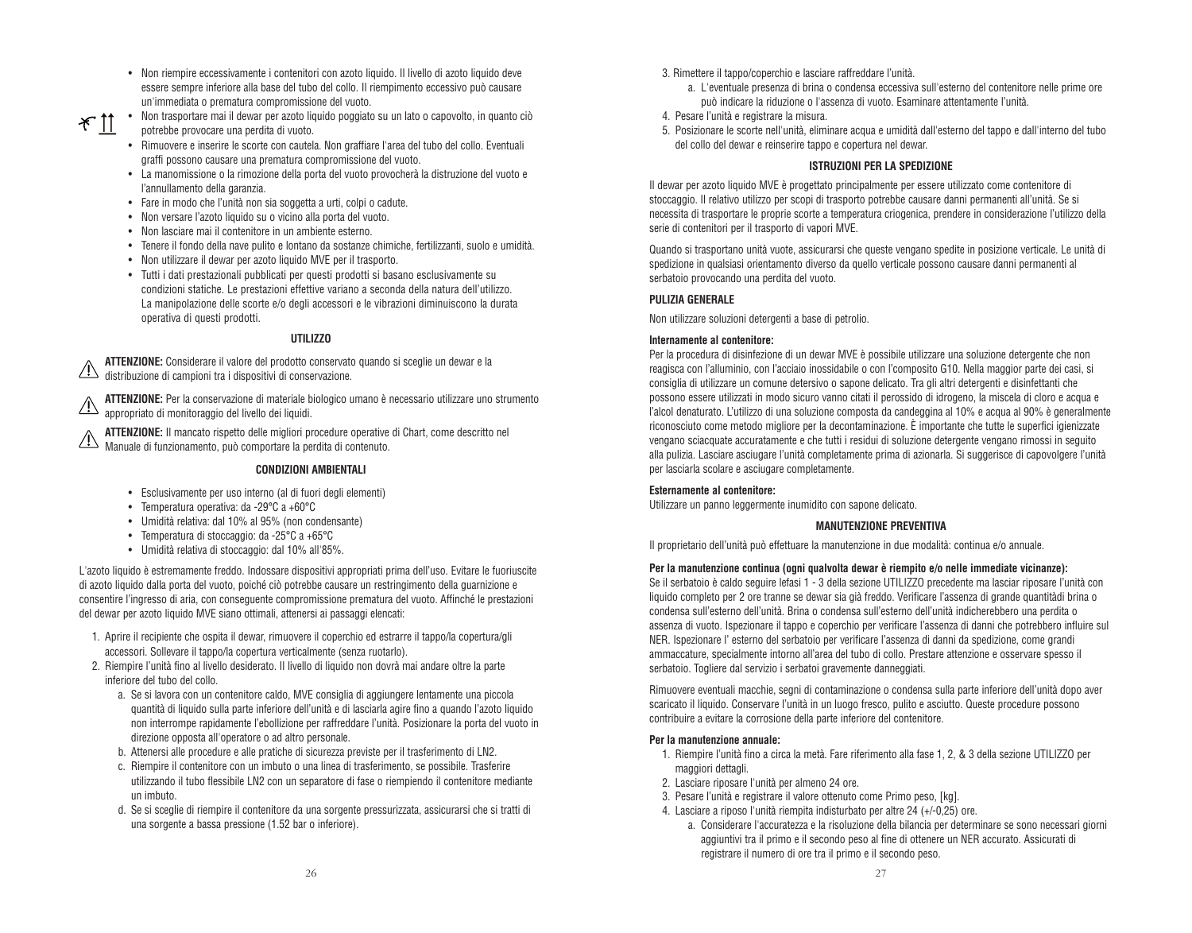- Non riempire eccessivamente i contenitori con azoto liquido. Il livello di azoto liquido deve essere sempre inferiore alla base del tubo del collo. Il riempimento eccessivo può causare un'immediata o prematura compromissione del vuoto.
- Non trasportare mai il dewar per azoto liquido poggiato su un lato o capovolto, in quanto ciò potrebbe provocare una perdita di vuoto.
- Rimuovere e inserire le scorte con cautela. Non graffiare l'area del tubo del collo. Eventuali graffi possono causare una prematura compromissione del vuoto.
- La manomissione o la rimozione della porta del vuoto provocherà la distruzione del vuoto e l'annullamento della garanzia.
- Fare in modo che l'unità non sia soggetta a urti, colpi o cadute.
- Non versare l'azoto liquido su o vicino alla porta del vuoto.
- Non lasciare mai il contenitore in un ambiente esterno.
- Tenere il fondo della nave pulito e lontano da sostanze chimiche, fertilizzanti, suolo e umidità.
- Non utilizzare il dewar per azoto liquido MVE per il trasporto.
- Tutti i dati prestazionali pubblicati per questi prodotti si basano esclusivamente su condizioni statiche. Le prestazioni effettive variano a seconda della natura dell'utilizzo. La manipolazione delle scorte e/o degli accessori e le vibrazioni diminuiscono la durata operativa di questi prodotti.

### UTILIZZO

**ATTENZIONE:** Considerare il valore del prodotto conservato quando si sceglie un dewar e la distribuzione di campioni tra i dispositivi di conservazione.

**ATTENZIONE:** Per la conservazione di materiale biologico umano è necessario utilizzare uno strumento appropriato di monitoraggio del livello dei liquidi.

**ATTENZIONE:** Il mancato rispetto delle migliori procedure operative di Chart, come descritto nel Manuale di funzionamento, può comportare la perdita di contenuto.

### CONDIZIONI AMBIENTALI

- Esclusivamente per uso interno (al di fuori degli elementi)
- Temperatura operativa: da -29°C a +60°C
- Umidità relativa: dal 10% al 95% (non condensante)
- Temperatura di stoccaggio: da -25°C a +65°C
- Umidità relativa di stoccaggio: dal 10% all'85%.

L'azoto liquido è estremamente freddo. Indossare dispositivi appropriati prima dell'uso. Evitare le fuoriuscite di azoto liquido dalla porta del vuoto, poiché ciò potrebbe causare un restringimento della guarnizione e consentire l'ingresso di aria, con conseguente compromissione prematura del vuoto. Affinché le prestazioni del dewar per azoto liquido MVE siano ottimali, attenersi ai passaggi elencati:

1. Aprire il recipiente che ospita il dewar, rimuovere il coperchio ed estrarre il tappo/la copertura/gli accessori. Sollevare il tappo/la copertura verticalmente (senza ruotarlo).
2. Riempire l'unità fino al livello desiderato. Il livello di liquido non dovrà mai andare oltre la parte inferiore del tubo del collo.
   a. Se si lavora con un contenitore caldo, MVE consiglia di aggiungere lentamente una piccola quantità di liquido sulla parte inferiore dell'unità e di lasciarla agire fino a quando l'azoto liquido non interrompe rapidamente l'ebollizione per raffreddare l'unità. Posizionare la porta del vuoto in direzione opposta all'operatore o ad altro personale.
   b. Attenersi alle procedure e alle pratiche di sicurezza previste per il trasferimento di LN2.
   c. Riempire il contenitore con un imbuto o una linea di trasferimento, se possibile. Trasferire utilizzando il tubo flessibile LN2 con un separatore di fase o riempiendo il contenitore mediante un imbuto.
   d. Se si sceglie di riempire il contenitore da una sorgente pressurizzata, assicurarsi che si tratti di una sorgente a bassa pressione (1.52 bar o inferiore).
3. Rimettere il tappo/coperchio e lasciare raffreddare l'unità.
   a. L'eventuale presenza di brina o condensa eccessiva sull'esterno del contenitore nelle prime ore può indicare la riduzione o l'assenza di vuoto. Esaminare attentamente l'unità.
4. Pesare l'unità e registrare la misura.
5. Posizionare le scorte nell'unità, eliminare acqua e umidità dall'esterno del tappo e dall'interno del tubo del collo del dewar e reinserire tappo e copertura nel dewar.

### ISTRUZIONI PER LA SPEDIZIONE

Il dewar per azoto liquido MVE è progettato principalmente per essere utilizzato come contenitore di stoccaggio. Il relativo utilizzo per scopi di trasporto potrebbe causare danni permanenti all'unità. Se si necessita di trasportare le proprie scorte a temperatura criogenica, prendere in considerazione l'utilizzo della serie di contenitori per il trasporto di vapori MVE.

Quando si trasportano unità vuote, assicurarsi che queste vengano spedite in posizione verticale. Le unità di spedizione in qualsiasi orientamento diverso da quello verticale possono causare danni permanenti al serbatoio provocando una perdita del vuoto.

### PULIZIA GENERALE

Non utilizzare soluzioni detergenti a base di petrolio.

**Internamente al contenitore:**
Per la procedura di disinfezione di un dewar MVE è possibile utilizzare una soluzione detergente che non reagisca con l'alluminio, con l'acciaio inossidabile o con l'composito G10. Nella maggior parte dei casi, si consiglia di utilizzare un comune detersivo o sapone delicato. Tra gli altri detergenti e disinfettanti che possono essere utilizzati in modo sicuro vanno citati il perossido di idrogeno, la miscela di cloro e acqua e l'alcol denaturato. L'utilizzo di una soluzione composta da candeggina al 10% e acqua al 90% è generalmente riconosciuto come metodo migliore per la decontaminazione. È importante che tutte le superfici igienizzate vengano sciacquate accuratamente e che tutti i residui di soluzione detergente vengano rimossi in seguito alla pulizia. Lasciare asciugare l'unità completamente prima di azionarla. Si suggerisce di capovolgere l'unità per lasciarla scolare e asciugare completamente.

**Esternamente al contenitore:**
Utilizzare un panno leggermente inumidito con sapone delicato.

### MANUTENZIONE PREVENTIVA

Il proprietario dell'unità può effettuare la manutenzione in due modalità: continua e/o annuale.

**Per la manutenzione continua (ogni qualvolta dewar è riempito e/o nelle immediate vicinanze):**
Se il serbatoio è caldo seguire lefasi 1 - 3 della sezione UTILIZZO precedente ma lasciar riposare l'unità con liquido completo per 2 ore tranne se dewar sia già freddo. Verificare l'assenza di grande quantitàdi brina o condensa sull'esterno dell'unità. Brina o condensa sull'esterno dell'unità indicherebbero una perdita o assenza di vuoto. Ispezionare il tappo e coperchio per verificare l'assenza di danni che potrebbero influire sul NER. Ispezionare l' esterno del serbatoio per verificare l'assenza di danni da spedizione, come grandi ammaccature, specialmente intorno all'area del tubo di collo. Prestare attenzione e osservare spesso il serbatoio. Togliere dal servizio i serbatoi gravemente danneggiati.

Rimuovere eventuali macchie, segni di contaminazione o condensa sulla parte inferiore dell'unità dopo aver scaricato il liquido. Conservare l'unità in un luogo fresco, pulito e asciutto. Queste procedure possono contribuire a evitare la corrosione della parte inferiore del contenitore.

**Per la manutenzione annuale:**

1. Riempire l'unità fino a circa la metà. Fare riferimento alla fase 1, 2, & 3 della sezione UTILIZZO per maggiori dettagli.
2. Lasciare riposare l'unità per almeno 24 ore.
3. Pesare l'unità e registrare il valore ottenuto come Primo peso, [kg].
4. Lasciare a riposo l'unità riempita indisturbato per altre 24 (+/-0,25) ore.
   a. Considerare l'accuratezza e la risoluzione della bilancia per determinare se sono necessari giorni aggiuntivi tra il primo e il secondo peso al fine di ottenere un NER accurato. Assicurati di registrare il numero di ore tra il primo e il secondo peso.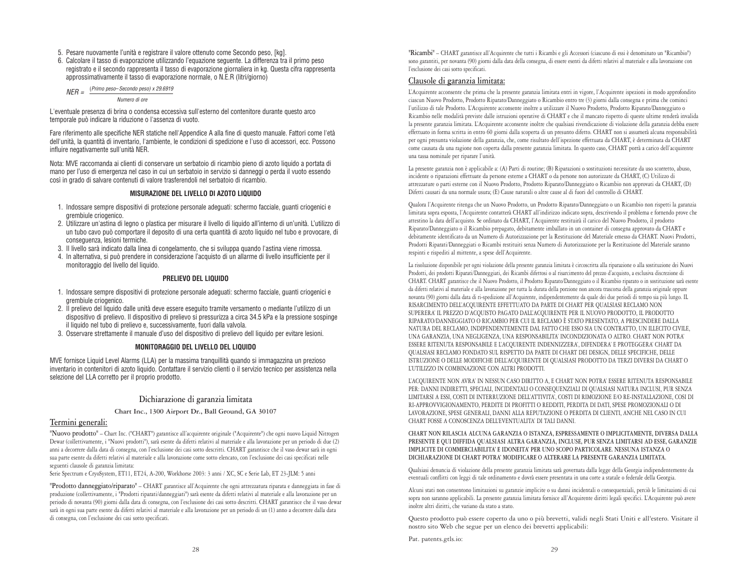5. Pesare nuovamente l'unità e registrare il valore ottenuto come Secondo peso, [kg].
6. Calcolare il tasso di evaporazione utilizzando l'equazione seguente. La differenza tra il primo peso registrato e il secondo rappresenta il tasso di evaporazione giornaliera in kg. Questa cifra rappresenta approssimativamente il tasso di evaporazione normale, o N.E.R (litri/giorno)

$$NER = \frac{(\textit{Primo peso} - \textit{Secondo peso}) \times 29.6919}{\textit{Numero di ore}}$$

L'eventuale presenza di brina o condensa eccessiva sull'esterno del contenitore durante questo arco temporale può indicare la riduzione o l'assenza di vuoto.

Fare riferimento alle specifiche NER statiche nell'Appendice A alla fine di questo manuale. Fattori come l'età dell'unità, la quantità di inventario, l'ambiente, le condizioni di spedizione e l'uso di accessori, ecc. Possono influire negativamente sull'unità NER.

Nota: MVE raccomanda ai clienti di conservare un serbatoio di ricambio pieno di azoto liquido a portata di mano per l'uso di emergenza nel caso in cui un serbatoio in servizio si danneggi o perda il vuoto essendo così in grado di salvare contenuti di valore trasferendoli nel serbatoio di ricambio.

### MISURAZIONE DEL LIVELLO DI AZOTO LIQUIDO

1. Indossare sempre dispositivi di protezione personale adeguati: schermo facciale, guanti criogenici e grembiule criogenico.
2. Utilizzare un'astina di legno o plastica per misurare il livello di liquido all'interno di un'unità. L'utilizzo di un tubo cavo può comportare il deposito di una certa quantità di azoto liquido nel tubo e provocare, di conseguenza, lesioni termiche.
3. Il livello sarà indicato dalla linea di congelamento, che si sviluppa quando l'astina viene rimossa.
4. In alternativa, si può prendere in considerazione l'acquisto di un allarme di livello insufficiente per il monitoraggio del livello del liquido.

### PRELIEVO DEL LIQUIDO

1. Indossare sempre dispositivi di protezione personale adeguati: schermo facciale, guanti criogenici e grembiule criogenico.
2. Il prelievo del liquido dalle unità deve essere eseguito tramite versamento o mediante l'utilizzo di un dispositivo di prelievo. Il dispositivo di prelievo si pressurizza a circa 34.5 kPa e la pressione sospinge il liquido nel tubo di prelievo e, successivamente, fuori dalla valvola.
3. Osservare strettamente il manuale d'uso del dispositivo di prelievo dell liquido per evitare lesioni.

### MONITORAGGIO DEL LIVELLO DEL LIQUIDO

MVE fornisce Liquid Level Alarms (LLA) per la massima tranquillità quando si immagazzina un prezioso inventario in contenitori di azoto liquido. Contattare il servizio clienti o il servizio tecnico per assistenza nella selezione del LLA corretto per il proprio prodotto.

## Dichiarazione di garanzia limitata

**Chart Inc., 1300 Airport Dr., Ball Ground, GA 30107**

### Termini generali:

"**Nuovo prodotto**" – Chart Inc. ("CHART") garantisce all'acquirente originale ("Acquirente") che ogni nuovo Liquid Nitrogen Dewar (collettivamente, i "Nuovi prodotti"), sarà esente da difetti relativi al materiale e alla lavorazione per un periodo di due (2) anni a decorrere dalla data di consegna, con l'esclusione dei casi sotto descritti. CHART garantisce che il vaso dewar sarà in ogni sua parte esente da difetti relativi al materiale e alla lavorazione come sotto elencato, con l'esclusione dei casi specificati nelle seguenti clausole di garanzia limitata:

Serie Spectrum e CryoSystem, ET11, ET24, A-200, Workhorse 2003: 3 anni / XC, SC e Serie Lab, ET 23-JLM: 5 anni

"**Prodotto danneggiato/riparato**" – CHART garantisce all'Acquirente che ogni attrezzatura riparata e danneggiata in fase di produzione (collettivamente, i "Prodotti riparati/danneggiati") sarà esente da difetti relativi al materiale e alla lavorazione per un periodo di novanta (90) giorni dalla data di consegna, con l'esclusione dei casi sotto descritti. CHART garantisce che il vaso dewar sarà in ogni sua parte esente da difetti relativi al materiale e alla lavorazione per un periodo di un (1) anno a decorrere dalla data di consegna, con l'esclusione dei casi sotto specificati.

"**Ricambi**" – CHART garantisce all'Acquirente che tutti i Ricambi e gli Accessori (ciascuno di essi è denominato un "Ricambio") sono garantiti, per novanta (90) giorni dalla data della consegna, di essere esenti da difetti relativi al materiale e alla lavorazione con l'esclusione dei casi sotto specificati.

### Clausole di garanzia limitata:

L'Acquirente acconsente che prima che la presente garanzia limitata entri in vigore, l'Acquirente ispezioni in modo approfondito ciascun Nuovo Prodotto, Prodotto Riparato/Danneggiato o Ricambio entro tre (3) giorni dalla consegna e prima che cominci l'utilizzo di tale Prodotto. L'Acquirente acconsente inoltre a utilizzare il Nuovo Prodotto, Prodotto Riparato/Danneggiato o Ricambio nelle modalità previste dalle istruzioni operative di CHART e che il mancato rispetto di queste ultime renderà invalida la presente garanzia limitata. L'Acquirente acconsente inoltre che qualsiasi rivendicazione di violazione della garanzia debba essere effettuato in forma scritta in entro 60 giorni dalla scoperta di un presunto difetto. CHART non si assumerà alcuna responsabilità per ogni presunta violazione della garanzia, che, come risultato dell'ispezione effettuata da CHART, è determinata da CHART come causata da una ragione non coperta dalla presente garanzia limitata. In questo caso, CHART porrà a carico dell'acquirente una tassa nominale per riparare l'unità.

La presente garanzia non è applicabile a: (A) Parti di routine; (B) Riparazioni o sostituzioni necessitate da uso scorretto, abuso, incidente o riparazioni effettuate da persone esterne a CHART o da persone non autorizzate da CHART, (C) Utilizzo di attrezzature o parti esterne con il Nuovo Prodotto, Prodotto Riparato/Danneggiato o Ricambio non approvati da CHART, (D) Difetti causati da una normale usura; (E) Cause naturali o altre cause al di fuori del controllo di CHART.

Qualora l'Acquirente ritenga che un Nuovo Prodotto, un Prodotto Riparato/Danneggiato o un Ricambio non rispetti la garanzia limitata sopra esposta, l'Acquirente contatterà CHART all'indirizzo indicato sopra, descrivendo il problema e fornendo prove che attestino la data dell'acquisto. Se ordinato da CHART, l'Acquirente restituirà il carico del Nuovo Prodotto, il prodotto Riparato/Danneggiato o il Ricambio prepagato, debitamente imballato in un container di consegna approvato da CHART e debitamente identificato da un Numero di Autorizzazione per la Restituzione del Materiale emesso da CHART. Nuovi Prodotti, Prodotti Riparati/Danneggiati o Ricambi restituiti senza Numero di Autorizzazione per la Restituzione del Materiale saranno respinti e rispediti al mittente, a spese dell'Acquirente.

La risoluzione disponibile per ogni violazione della presente garanzia limitata è circoscritta alla riparazione o alla sostituzione dei Nuovi Prodotti, dei prodotti Riparati/Danneggiati, dei Ricambi difettosi o al risarcimento del prezzo d'acquisto, a esclusiva discrezione di CHART. CHART garantisce che il Nuovo Prodotto, il Prodotto Riparato/Danneggiato o il Ricambio riparato o in sostituzione sarà esente da difetti relativi al materiale e alla lavorazione per tutta la durata della porzione non ancora trascorsa della garanzia originale oppure novanta (90) giorni dalla data di ri-spedizione all'Acquirente, indipendentemente da quale dei due periodi di tempo sia più lungo. IL RISARCIMENTO DELL'ACQUIRENTE EFFETTUATO DA PARTE DI CHART PER QUALSIASI RECLAMO NON SUPERERA' IL PREZZO D'ACQUISTO PAGATO DALL'ACQUIRENTE PER IL NUOVO PRODOTTO, IL PRODOTTO RIPARATO/DANNEGGIATO O RICAMBIO PER CUI IL RECLAMO È STATO PRESENTATO, A PRESCINDERE DALLA NATURA DEL RECLAMO, INDIPENDENTEMENTE DAL FATTO CHE ESSO SIA UN CONTRATTO, UN ILLECITO CIVILE, UNA GARANZIA, UNA NEGLIGENZA, UNA RESPONSABILITA' INCONDIZIONATA O ALTRO. CHART NON POTRA' ESSERE RITENUTA RESPONSABILE E L'ACQUIRENTE INDENNIZZERA', DIFENDERA' E PROTEGGERA' CHART DA QUALSIASI RECLAMO FONDATO SUL RISPETTO DA PARTE DI CHART DEI DESIGN, DELLE SPECIFICHE, DELLE ISTRUZIONE O DELLE MODIFICHE DELL'ACQUIRENTE DI QUALSIASI PRODOTTO DA TERZI DIVERSI DA CHART O L'UTILIZZO IN COMBINAZIONE CON ALTRI PRODOTTI.

L'ACQUIRENTE NON AVRA' IN NESSUN CASO DIRITTO A, E CHART NON POTRA' ESSERE RITENUTA RESPONSABILE PER: DANNI INDIRETTI, SPECIALI, INCIDENTALI O CONSEQUENZIALI DI QUALSIASI NATURA INCLUSI, PUR SENZA LIMITARSI A ESSI, COSTI DI INTERRUZIONE DELL'ATTIVITA', COSTI DI RIMOZIONE E/O RE-INSTALLAZIONE, COSI DI RI-APPROVVIGIONAMENTO, PERDITE DI PROFITTI O REDDITI, PERDITA DI DATI, SPESE PROMOZIONALI O DI LAVORAZIONE, SPESE GENERALI, DANNI ALLA REPUTAZIONE O PERDITA DI CLIENTI, ANCHE NEL CASO IN CUI CHART FOSSE A CONOSCENZA DELL'EVENTUALITA' DI TALI DANNI.

**CHART NON RILASCIA ALCUNA GARANZIA O ISTANZA, ESPRESSAMENTE O IMPLICITAMENTE, DIVERSA DALLA PRESENTE E QUI DIFFIDA QUALSIASI ALTRA GARANZIA, INCLUSE, PUR SENZA LIMITARSI AD ESSE, GARANZIE IMPLICITE DI COMMERCIABILITA' E IDONEITA' PER UNO SCOPO PARTICOLARE. NESSUNA ISTANZA O DICHIARAZIONE DI CHART POTRA' MODIFICARE O ALTERARE LA PRESENTE GARANZIA LIMITATA.**

Qualsiasi denuncia di violazione della presente garanzia limitata sarà governata dalla legge della Georgia indipendentemente da eventuali conflitti con leggi di tale ordinamento e dovrà essere presentata in una corte a statale o federale della Georgia.

Alcuni stati non consentono limitazioni su garanzie implicite o su danni incidentali o consequenziali, perciò le limitazioni di cui sopra non saranno applicabili. La presente garanzia limitata fornisce all'Acquirente diritti legali specifici. L'Acquirente può avere inoltre altri diritti, che variano da stato a stato.

Questo prodotto può essere coperto da uno o più brevetti, validi negli Stati Uniti e all'estero. Visitare il nostro sito Web che segue per un elenco dei brevetti applicabili:

Pat. patents.gtls.io: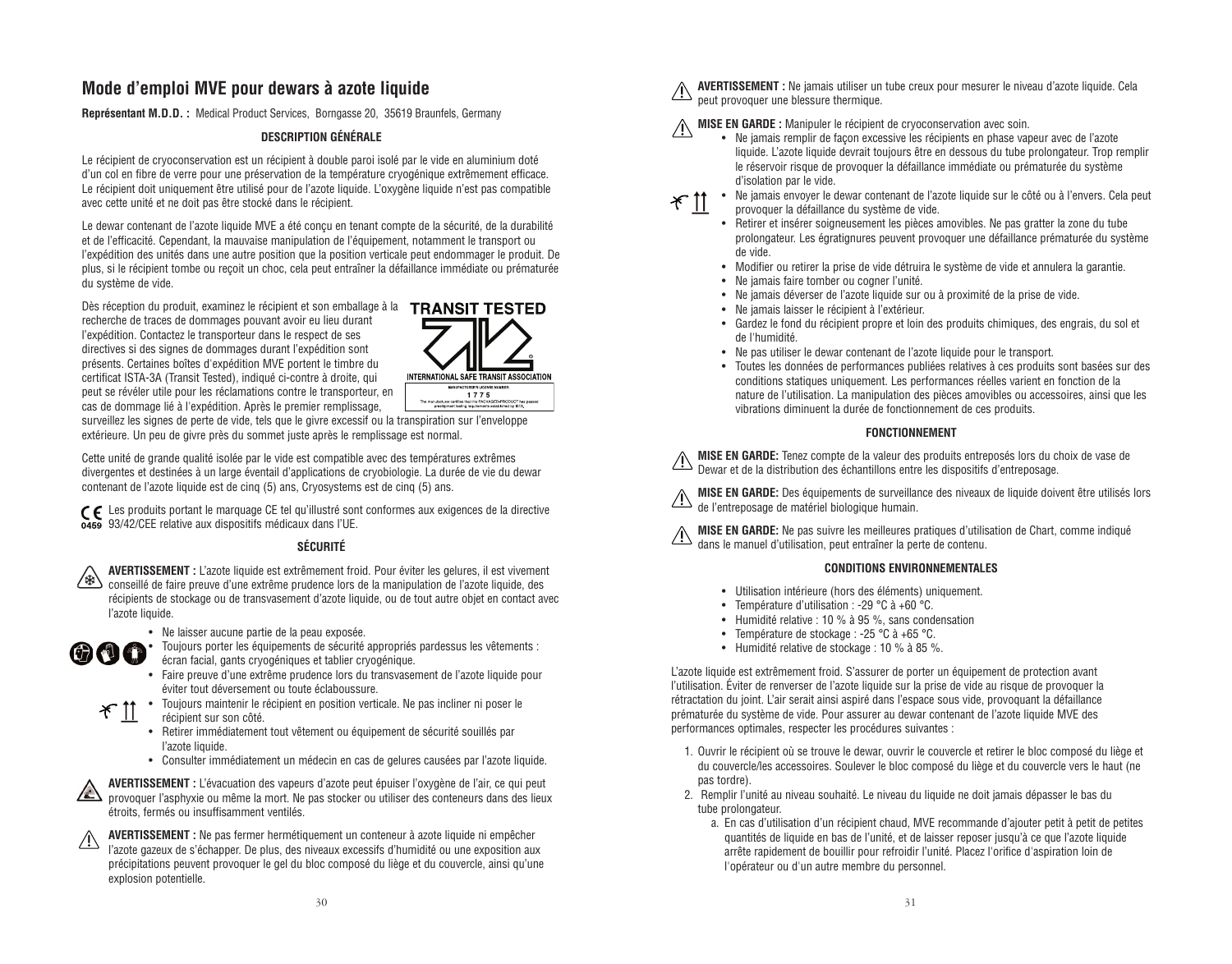# Mode d'emploi MVE pour dewars à azote liquide

**Représentant M.D.D. :** Medical Product Services, Borngasse 20, 35619 Braunfels, Germany

### DESCRIPTION GÉNÉRALE

Le récipient de cryoconservation est un récipient à double paroi isolé par le vide en aluminium doté d'un col en fibre de verre pour une préservation de la température cryogénique extrêmement efficace. Le récipient doit uniquement être utilisé pour de l'azote liquide. L'oxygène liquide n'est pas compatible avec cette unité et ne doit pas être stocké dans le récipient.

Le dewar contenant de l'azote liquide MVE a été conçu en tenant compte de la sécurité, de la durabilité et de l'efficacité. Cependant, la mauvaise manipulation de l'équipement, notamment le transport ou l'expédition des unités dans une autre position que la position verticale peut endommager le produit. De plus, si le récipient tombe ou reçoit un choc, cela peut entraîner la défaillance immédiate ou prématurée du système de vide.

Dès réception du produit, examinez le récipient et son emballage à la recherche de traces de dommages pouvant avoir eu lieu durant l'expédition. Contactez le transporteur dans le respect de ses directives si des signes de dommages durant l'expédition sont présents. Certaines boîtes d'expédition MVE portent le timbre du certificat ISTA-3A (Transit Tested), indiqué ci-contre à droite, qui peut se révéler utile pour les réclamations contre le transporteur, en cas de dommage lié à l'expédition. Après le premier remplissage, surveillez les signes de perte de vide, tels que le givre excessif ou la transpiration sur l'enveloppe extérieure. Un peu de givre près du sommet juste après le remplissage est normal.

TRANSIT TESTED
INTERNATIONAL SAFE TRANSIT ASSOCIATION
MANUFACTURER'S LICENSE NUMBER
1775
The manufacturer certifies that the PACKAGED-PRODUCT has passed preshipment testing requirements established by ISTA.

Cette unité de grande qualité isolée par le vide est compatible avec des températures extrêmes divergentes et destinées à un large éventail d'applications de cryobiologie. La durée de vie du dewar contenant de l'azote liquide est de cinq (5) ans, Cryosystems est de cinq (5) ans.

CE 0459 Les produits portant le marquage CE tel qu'illustré sont conformes aux exigences de la directive 93/42/CEE relative aux dispositifs médicaux dans l'UE.

### SÉCURITÉ

**AVERTISSEMENT :** L'azote liquide est extrêmement froid. Pour éviter les gelures, il est vivement conseillé de faire preuve d'une extrême prudence lors de la manipulation de l'azote liquide, des récipients de stockage ou de transvasement d'azote liquide, ou de tout autre objet en contact avec l'azote liquide.

- Ne laisser aucune partie de la peau exposée.
- Toujours porter les équipements de sécurité appropriés pardessus les vêtements : écran facial, gants cryogéniques et tablier cryogénique.
- Faire preuve d'une extrême prudence lors du transvasement de l'azote liquide pour éviter tout déversement ou toute éclaboussure.
- Toujours maintenir le récipient en position verticale. Ne pas incliner ni poser le récipient sur son côté.
- Retirer immédiatement tout vêtement ou équipement de sécurité souillés par l'azote liquide.
- Consulter immédiatement un médecin en cas de gelures causées par l'azote liquide.

**AVERTISSEMENT :** L'évacuation des vapeurs d'azote peut épuiser l'oxygène de l'air, ce qui peut provoquer l'asphyxie ou même la mort. Ne pas stocker ou utiliser des conteneurs dans des lieux étroits, fermés ou insuffisamment ventilés.

**AVERTISSEMENT :** Ne pas fermer hermétiquement un conteneur à azote liquide ni empêcher l'azote gazeux de s'échapper. De plus, des niveaux excessifs d'humidité ou une exposition aux précipitations peuvent provoquer le gel du bloc composé du liège et du couvercle, ainsi qu'une explosion potentielle.

**AVERTISSEMENT :** Ne jamais utiliser un tube creux pour mesurer le niveau d'azote liquide. Cela peut provoquer une blessure thermique.

**MISE EN GARDE :** Manipuler le récipient de cryoconservation avec soin.

- Ne jamais remplir de façon excessive les récipients en phase vapeur avec de l'azote liquide. L'azote liquide devrait toujours être en dessous du tube prolongateur. Trop remplir le réservoir risque de provoquer la défaillance immédiate ou prématurée du système d'isolation par le vide.
- Ne jamais envoyer le dewar contenant de l'azote liquide sur le côté ou à l'envers. Cela peut provoquer la défaillance du système de vide.
- Retirer et insérer soigneusement les pièces amovibles. Ne pas gratter la zone du tube prolongateur. Les égratignures peuvent provoquer une défaillance prématurée du système de vide.
- Modifier ou retirer la prise de vide détruira le système de vide et annulera la garantie.
- Ne jamais faire tomber ou cogner l'unité.
- Ne jamais déverser de l'azote liquide sur ou à proximité de la prise de vide.
- Ne jamais laisser le récipient à l'extérieur.
- Gardez le fond du récipient propre et loin des produits chimiques, des engrais, du sol et de l'humidité.
- Ne pas utiliser le dewar contenant de l'azote liquide pour le transport.
- Toutes les données de performances publiées relatives à ces produits sont basées sur des conditions statiques uniquement. Les performances réelles varient en fonction de la nature de l'utilisation. La manipulation des pièces amovibles ou accessoires, ainsi que les vibrations diminuent la durée de fonctionnement de ces produits.

### FONCTIONNEMENT

**MISE EN GARDE:** Tenez compte de la valeur des produits entreposés lors du choix de vase de Dewar et de la distribution des échantillons entre les dispositifs d'entreposage.

**MISE EN GARDE:** Des équipements de surveillance des niveaux de liquide doivent être utilisés lors de l'entreposage de matériel biologique humain.

**MISE EN GARDE:** Ne pas suivre les meilleures pratiques d'utilisation de Chart, comme indiqué dans le manuel d'utilisation, peut entraîner la perte de contenu.

### CONDITIONS ENVIRONNEMENTALES

- Utilisation intérieure (hors des éléments) uniquement.
- Température d'utilisation : -29 °C à +60 °C.
- Humidité relative : 10 % à 95 %, sans condensation
- Température de stockage : -25 °C à +65 °C.
- Humidité relative de stockage : 10 % à 85 %.

L'azote liquide est extrêmement froid. S'assurer de porter un équipement de protection avant l'utilisation. Éviter de renverser de l'azote liquide sur la prise de vide au risque de provoquer la rétractation du joint. L'air serait ainsi aspiré dans l'espace sous vide, provoquant la défaillance prématurée du système de vide. Pour assurer au dewar contenant de l'azote liquide MVE des performances optimales, respecter les procédures suivantes :

1. Ouvrir le récipient où se trouve le dewar, ouvrir le couvercle et retirer le bloc composé du liège et du couvercle/les accessoires. Soulever le bloc composé du liège et du couvercle vers le haut (ne pas tordre).
2. Remplir l'unité au niveau souhaité. Le niveau du liquide ne doit jamais dépasser le bas du tube prolongateur.
   a. En cas d'utilisation d'un récipient chaud, MVE recommande d'ajouter petit à petit de petites quantités de liquide en bas de l'unité, et de laisser reposer jusqu'à ce que l'azote liquide arrête rapidement de bouillir pour refroidir l'unité. Placez l'orifice d'aspiration loin de l'opérateur ou d'un autre membre du personnel.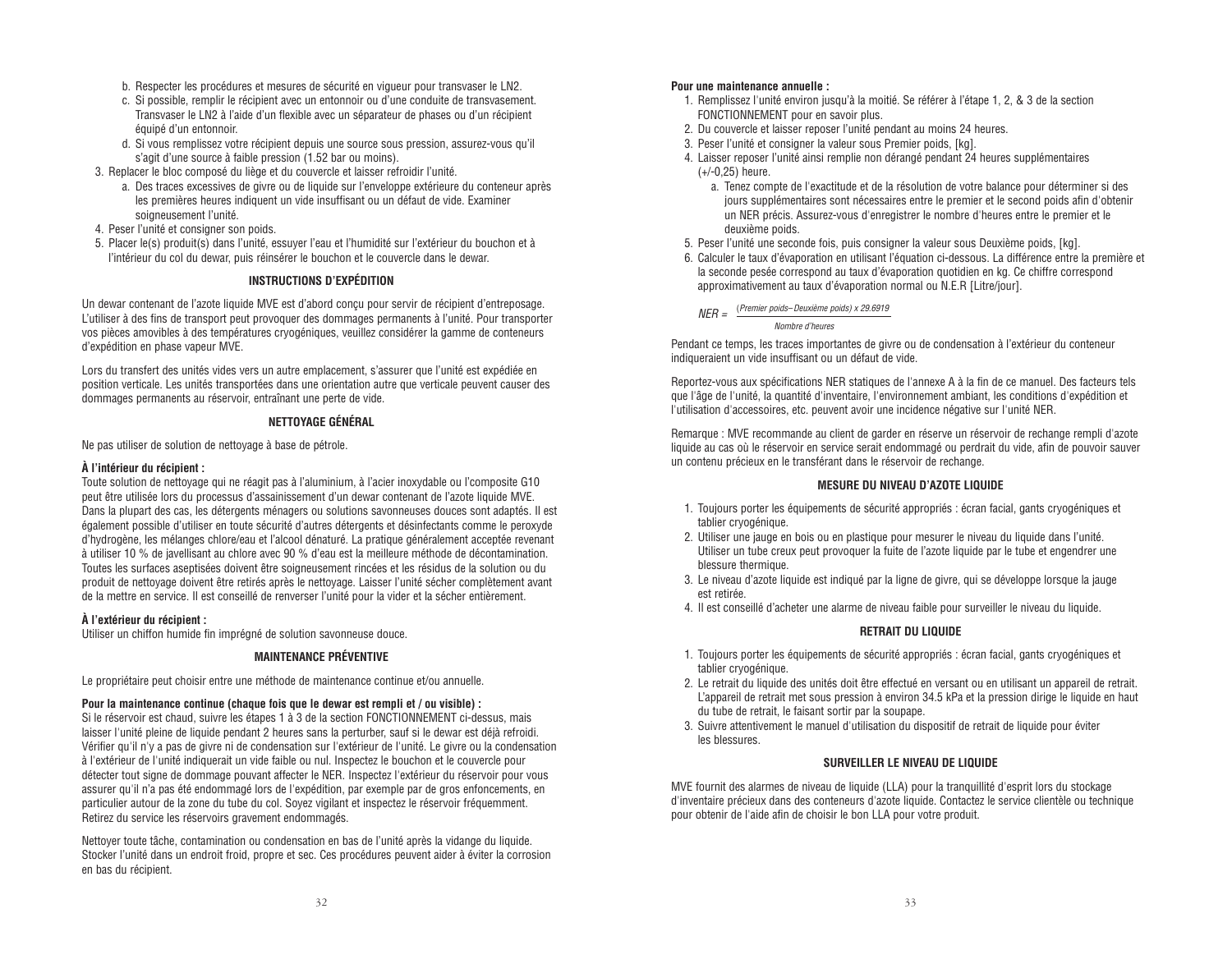b. Respecter les procédures et mesures de sécurité en vigueur pour transvaser le LN2.
c. Si possible, remplir le récipient avec un entonnoir ou d'une conduite de transvasement. Transvaser le LN2 à l'aide d'un flexible avec un séparateur de phases ou d'un récipient équipé d'un entonnoir.
d. Si vous remplissez votre récipient depuis une source sous pression, assurez-vous qu'il s'agit d'une source à faible pression (1.52 bar ou moins).

3. Replacer le bloc composé du liège et du couvercle et laisser refroidir l'unité.
   a. Des traces excessives de givre ou de liquide sur l'enveloppe extérieure du conteneur après les premières heures indiquent un vide insuffisant ou un défaut de vide. Examiner soigneusement l'unité.
4. Peser l'unité et consigner son poids.
5. Placer le(s) produit(s) dans l'unité, essuyer l'eau et l'humidité sur l'extérieur du bouchon et à l'intérieur du col du dewar, puis réinsérer le bouchon et le couvercle dans le dewar.

### INSTRUCTIONS D'EXPÉDITION

Un dewar contenant de l'azote liquide MVE est d'abord conçu pour servir de récipient d'entreposage. L'utiliser à des fins de transport peut provoquer des dommages permanents à l'unité. Pour transporter vos pièces amovibles à des températures cryogéniques, veuillez considérer la gamme de conteneurs d'expédition en phase vapeur MVE.

Lors du transfert des unités vides vers un autre emplacement, s'assurer que l'unité est expédiée en position verticale. Les unités transportées dans une orientation autre que verticale peuvent causer des dommages permanents au réservoir, entraînant une perte de vide.

### NETTOYAGE GÉNÉRAL

Ne pas utiliser de solution de nettoyage à base de pétrole.

**À l'intérieur du récipient :**
Toute solution de nettoyage qui ne réagit pas à l'aluminium, à l'acier inoxydable ou l'composite G10 peut être utilisée lors du processus d'assainissement d'un dewar contenant de l'azote liquide MVE. Dans la plupart des cas, les détergents ménagers ou solutions savonneuses douces sont adaptés. Il est également possible d'utiliser en toute sécurité d'autres détergents et désinfectants comme le peroxyde d'hydrogène, les mélanges chlore/eau et l'alcool dénaturé. La pratique généralement acceptée revenant à utiliser 10 % de javellisant au chlore avec 90 % d'eau est la meilleure méthode de décontamination. Toutes les surfaces aseptisées doivent être soigneusement rincées et les résidus de la solution ou du produit de nettoyage doivent être retirés après le nettoyage. Laisser l'unité sécher complètement avant de la mettre en service. Il est conseillé de renverser l'unité pour la vider et la sécher entièrement.

**À l'extérieur du récipient :**
Utiliser un chiffon humide fin imprégné de solution savonneuse douce.

### MAINTENANCE PRÉVENTIVE

Le propriétaire peut choisir entre une méthode de maintenance continue et/ou annuelle.

**Pour la maintenance continue (chaque fois que le dewar est rempli et / ou visible) :**
Si le réservoir est chaud, suivre les étapes 1 à 3 de la section FONCTIONNEMENT ci-dessus, mais laisser l'unité pleine de liquide pendant 2 heures sans la perturber, sauf si le dewar est déjà refroidi. Vérifier qu'il n'y a pas de givre ni de condensation sur l'extérieur de l'unité. Le givre ou la condensation à l'extérieur de l'unité indiquerait un vide faible ou nul. Inspectez le bouchon et le couvercle pour détecter tout signe de dommage pouvant affecter le NER. Inspectez l'extérieur du réservoir pour vous assurer qu'il n'a pas été endommagé lors de l'expédition, par exemple par de gros enfoncements, en particulier autour de la zone du tube du col. Soyez vigilant et inspectez le réservoir fréquemment. Retirez du service les réservoirs gravement endommagés.

Nettoyer toute tâche, contamination ou condensation en bas de l'unité après la vidange du liquide. Stocker l'unité dans un endroit froid, propre et sec. Ces procédures peuvent aider à éviter la corrosion en bas du récipient.

**Pour une maintenance annuelle :**

1. Remplissez l'unité environ jusqu'à la moitié. Se référer à l'étape 1, 2, & 3 de la section FONCTIONNEMENT pour en savoir plus.
2. Du couvercle et laisser reposer l'unité pendant au moins 24 heures.
3. Peser l'unité et consigner la valeur sous Premier poids, [kg].
4. Laisser reposer l'unité ainsi remplie non dérangé pendant 24 heures supplémentaires (+/-0,25) heure.
   a. Tenez compte de l'exactitude et de la résolution de votre balance pour déterminer si des jours supplémentaires sont nécessaires entre le premier et le second poids afin d'obtenir un NER précis. Assurez-vous d'enregistrer le nombre d'heures entre le premier et le deuxième poids.
5. Peser l'unité une seconde fois, puis consigner la valeur sous Deuxième poids, [kg].
6. Calculer le taux d'évaporation en utilisant l'équation ci-dessous. La différence entre la première et la seconde pesée correspond au taux d'évaporation quotidien en kg. Ce chiffre correspond approximativement au taux d'évaporation normal ou N.E.R [Litre/jour].

$$NER = \frac{(\text{Premier poids} - \text{Deuxième poids}) \times 29.6919}{\text{Nombre d'heures}}$$

Pendant ce temps, les traces importantes de givre ou de condensation à l'extérieur du conteneur indiqueraient un vide insuffisant ou un défaut de vide.

Reportez-vous aux spécifications NER statiques de l'annexe A à la fin de ce manuel. Des facteurs tels que l'âge de l'unité, la quantité d'inventaire, l'environnement ambiant, les conditions d'expédition et l'utilisation d'accessoires, etc. peuvent avoir une incidence négative sur l'unité NER.

Remarque : MVE recommande au client de garder en réserve un réservoir de rechange rempli d'azote liquide au cas où le réservoir en service serait endommagé ou perdrait du vide, afin de pouvoir sauver un contenu précieux en le transférant dans le réservoir de rechange.

### MESURE DU NIVEAU D'AZOTE LIQUIDE

1. Toujours porter les équipements de sécurité appropriés : écran facial, gants cryogéniques et tablier cryogénique.
2. Utiliser une jauge en bois ou en plastique pour mesurer le niveau du liquide dans l'unité. Utiliser un tube creux peut provoquer la fuite de l'azote liquide par le tube et engendrer une blessure thermique.
3. Le niveau d'azote liquide est indiqué par la ligne de givre, qui se développe lorsque la jauge est retirée.
4. Il est conseillé d'acheter une alarme de niveau faible pour surveiller le niveau du liquide.

### RETRAIT DU LIQUIDE

1. Toujours porter les équipements de sécurité appropriés : écran facial, gants cryogéniques et tablier cryogénique.
2. Le retrait du liquide des unités doit être effectué en versant ou en utilisant un appareil de retrait. L'appareil de retrait met sous pression à environ 34.5 kPa et la pression dirige le liquide en haut du tube de retrait, le faisant sortir par la soupape.
3. Suivre attentivement le manuel d'utilisation du dispositif de retrait de liquide pour éviter les blessures.

### SURVEILLER LE NIVEAU DE LIQUIDE

MVE fournit des alarmes de niveau de liquide (LLA) pour la tranquillité d'esprit lors du stockage d'inventaire précieux dans des conteneurs d'azote liquide. Contactez le service clientèle ou technique pour obtenir de l'aide afin de choisir le bon LLA pour votre produit.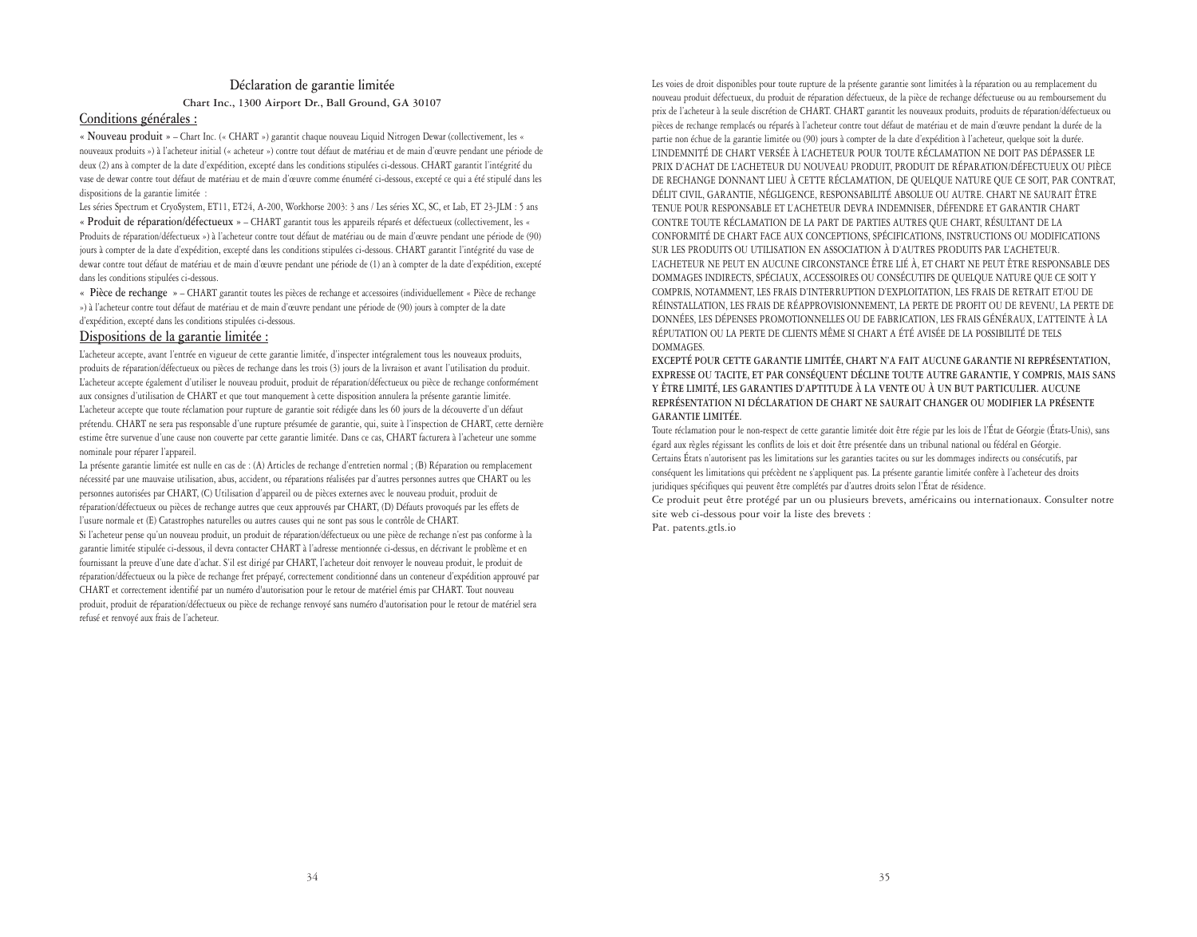# Déclaration de garantie limitée

**Chart Inc., 1300 Airport Dr., Ball Ground, GA 30107**

## Conditions générales :

« Nouveau produit » – Chart Inc. (« CHART ») garantit chaque nouveau Liquid Nitrogen Dewar (collectivement, les « nouveaux produits ») à l'acheteur initial (« acheteur ») contre tout défaut de matériau et de main d'œuvre pendant une période de deux (2) ans à compter de la date d'expédition, excepté dans les conditions stipulées ci-dessous. CHART garantit l'intégrité du vase de dewar contre tout défaut de matériau et de main d'œuvre comme énuméré ci-dessous, excepté ce qui a été stipulé dans les dispositions de la garantie limitée :

Les séries Spectrum et CryoSystem, ET11, ET24, A-200, Workhorse 2003: 3 ans / Les séries XC, SC, et Lab, ET 23-JLM : 5 ans

« Produit de réparation/défectueux » – CHART garantit tous les appareils réparés et défectueux (collectivement, les « Produits de réparation/défectueux ») à l'acheteur contre tout défaut de matériau ou de main d'œuvre pendant une période de (90) jours à compter de la date d'expédition, excepté dans les conditions stipulées ci-dessous. CHART garantit l'intégrité du vase de dewar contre tout défaut de matériau et de main d'œuvre pendant une période de (1) an à compter de la date d'expédition, excepté dans les conditions stipulées ci-dessous.

« Pièce de rechange » – CHART garantit toutes les pièces de rechange et accessoires (individuellement « Pièce de rechange ») à l'acheteur contre tout défaut de matériau et de main d'œuvre pendant une période de (90) jours à compter de la date d'expédition, excepté dans les conditions stipulées ci-dessous.

## Dispositions de la garantie limitée :

L'acheteur accepte, avant l'entrée en vigueur de cette garantie limitée, d'inspecter intégralement tous les nouveaux produits, produits de réparation/défectueux ou pièces de rechange dans les trois (3) jours de la livraison et avant l'utilisation du produit. L'acheteur accepte également d'utiliser le nouveau produit, produit de réparation/défectueux ou pièce de rechange conformément aux consignes d'utilisation de CHART et que tout manquement à cette disposition annulera la présente garantie limitée.

L'acheteur accepte que toute réclamation pour rupture de garantie soit rédigée dans les 60 jours de la découverte d'un défaut prétendu. CHART ne sera pas responsable d'une rupture présumée de garantie, qui, suite à l'inspection de CHART, cette dernière estime être survenue d'une cause non couverte par cette garantie limitée. Dans ce cas, CHART facturera à l'acheteur une somme nominale pour réparer l'appareil.

La présente garantie limitée est nulle en cas de : (A) Articles de rechange d'entretien normal ; (B) Réparation ou remplacement nécessité par une mauvaise utilisation, abus, accident, ou réparations réalisées par d'autres personnes autres que CHART ou les personnes autorisées par CHART, (C) Utilisation d'appareil ou de pièces externes avec le nouveau produit, produit de réparation/défectueux ou pièces de rechange autres que ceux approuvés par CHART, (D) Défauts provoqués par les effets de l'usure normale et (E) Catastrophes naturelles ou autres causes qui ne sont pas sous le contrôle de CHART.

Si l'acheteur pense qu'un nouveau produit, un produit de réparation/défectueux ou une pièce de rechange n'est pas conforme à la garantie limitée stipulée ci-dessous, il devra contacter CHART à l'adresse mentionnée ci-dessus, en décrivant le problème et en fournissant la preuve d'une date d'achat. S'il est dirigé par CHART, l'acheteur doit renvoyer le nouveau produit, le produit de réparation/défectueux ou la pièce de rechange fret prépayé, correctement conditionné dans un conteneur d'expédition approuvé par CHART et correctement identifié par un numéro d'autorisation pour le retour de matériel émis par CHART. Tout nouveau produit, produit de réparation/défectueux ou pièce de rechange renvoyé sans numéro d'autorisation pour le retour de matériel sera refusé et renvoyé aux frais de l'acheteur.

Les voies de droit disponibles pour toute rupture de la présente garantie sont limitées à la réparation ou au remplacement du nouveau produit défectueux, du produit de réparation défectueux, de la pièce de rechange défectueuse ou au remboursement du prix de l'acheteur à la seule discrétion de CHART. CHART garantit les nouveaux produits, produits de réparation/défectueux ou pièces de rechange remplacés ou réparés à l'acheteur contre tout défaut de matériau et de main d'œuvre pendant la durée de la partie non échue de la garantie limitée ou (90) jours à compter de la date d'expédition à l'acheteur, quelque soit la durée.

L'INDEMNITÉ DE CHART VERSÉE À L'ACHETEUR POUR TOUTE RÉCLAMATION NE DOIT PAS DÉPASSER LE PRIX D'ACHAT DE L'ACHETEUR DU NOUVEAU PRODUIT, PRODUIT DE RÉPARATION/DÉFECTUEUX OU PIÈCE DE RECHANGE DONNANT LIEU À CETTE RÉCLAMATION, DE QUELQUE NATURE QUE CE SOIT, PAR CONTRAT, DÉLIT CIVIL, GARANTIE, NÉGLIGENCE, RESPONSABILITÉ ABSOLUE OU AUTRE. CHART NE SAURAIT ÊTRE TENUE POUR RESPONSABLE ET L'ACHETEUR DEVRA INDEMNISER, DÉFENDRE ET GARANTIR CHART CONTRE TOUTE RÉCLAMATION DE LA PART DE PARTIES AUTRES QUE CHART, RÉSULTANT DE LA CONFORMITÉ DE CHART FACE AUX CONCEPTIONS, SPÉCIFICATIONS, INSTRUCTIONS OU MODIFICATIONS SUR LES PRODUITS OU UTILISATION EN ASSOCIATION À D'AUTRES PRODUITS PAR L'ACHETEUR.

L'ACHETEUR NE PEUT EN AUCUNE CIRCONSTANCE ÊTRE LIÉ À, ET CHART NE PEUT ÊTRE RESPONSABLE DES DOMMAGES INDIRECTS, SPÉCIAUX, ACCESSOIRES OU CONSÉCUTIFS DE QUELQUE NATURE QUE CE SOIT Y COMPRIS, NOTAMMENT, LES FRAIS D'INTERRUPTION D'EXPLOITATION, LES FRAIS DE RETRAIT ET/OU DE RÉINSTALLATION, LES FRAIS DE RÉAPPROVISIONNEMENT, LA PERTE DE PROFIT OU DE REVENU, LA PERTE DE DONNÉES, LES DÉPENSES PROMOTIONNELLES OU DE FABRICATION, LES FRAIS GÉNÉRAUX, L'ATTEINTE À LA RÉPUTATION OU LA PERTE DE CLIENTS MÊME SI CHART A ÉTÉ AVISÉE DE LA POSSIBILITÉ DE TELS DOMMAGES.

**EXCEPTÉ POUR CETTE GARANTIE LIMITÉE, CHART N'A FAIT AUCUNE GARANTIE NI REPRÉSENTATION, EXPRESSE OU TACITE, ET PAR CONSÉQUENT DÉCLINE TOUTE AUTRE GARANTIE, Y COMPRIS, MAIS SANS Y ÊTRE LIMITÉ, LES GARANTIES D'APTITUDE À LA VENTE OU À UN BUT PARTICULIER. AUCUNE REPRÉSENTATION NI DÉCLARATION DE CHART NE SAURAIT CHANGER OU MODIFIER LA PRÉSENTE GARANTIE LIMITÉE.**

Toute réclamation pour le non-respect de cette garantie limitée doit être régie par les lois de l'État de Géorgie (États-Unis), sans égard aux règles régissant les conflits de lois et doit être présentée dans un tribunal national ou fédéral en Géorgie.

Certains États n'autorisent pas les limitations sur les garanties tacites ou sur les dommages indirects ou consécutifs, par conséquent les limitations qui précèdent ne s'appliquent pas. La présente garantie limitée confère à l'acheteur des droits juridiques spécifiques qui peuvent être complétés par d'autres droits selon l'État de résidence.

Ce produit peut être protégé par un ou plusieurs brevets, américains ou internationaux. Consulter notre site web ci-dessous pour voir la liste des brevets :

Pat. patents.gtls.io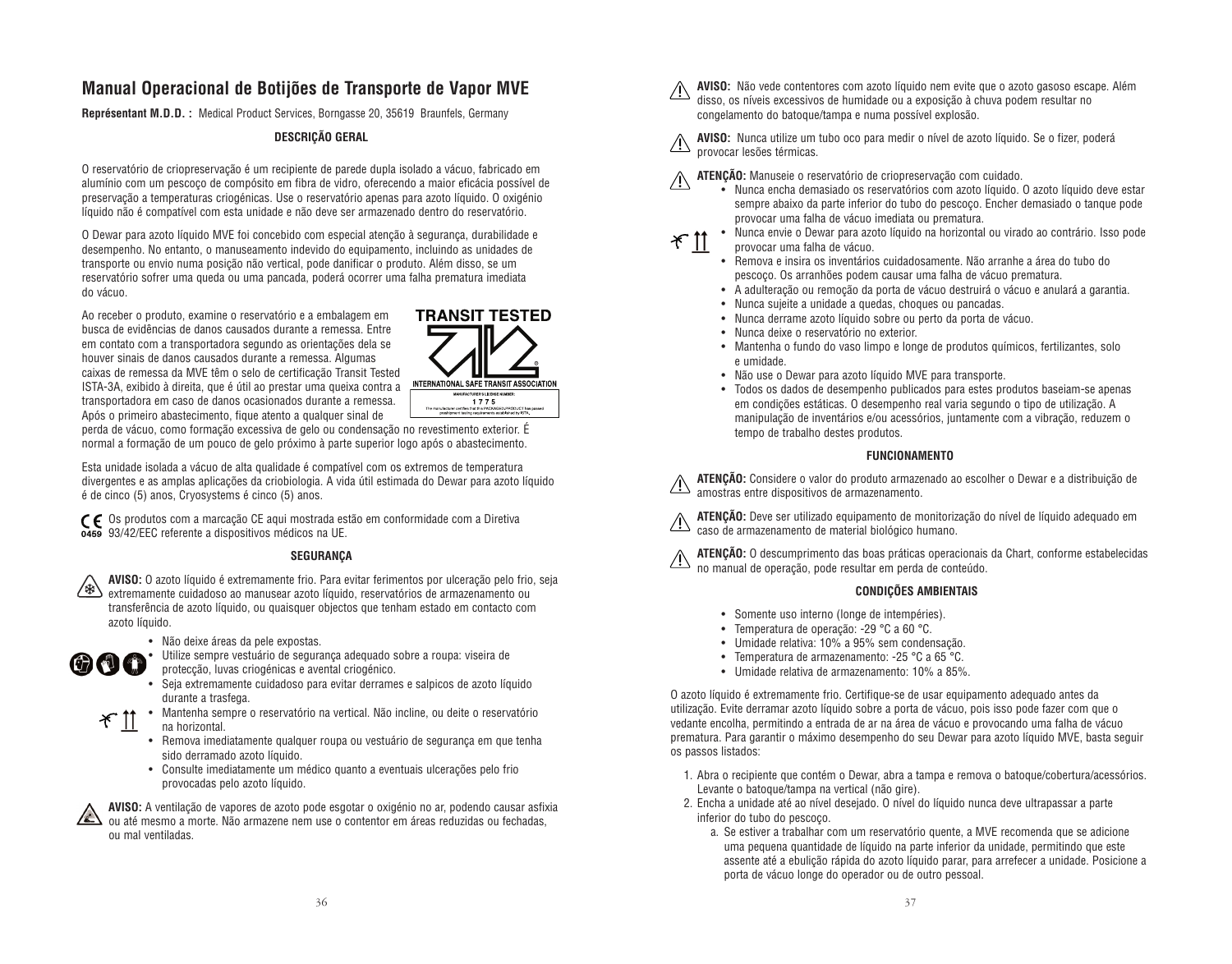# Manual Operacional de Botijões de Transporte de Vapor MVE

**Représentant M.D.D. :** Medical Product Services, Borngasse 20, 35619 Braunfels, Germany

### DESCRIÇÃO GERAL

O reservatório de criopreservação é um recipiente de parede dupla isolado a vácuo, fabricado em alumínio com um pescoço de compósito em fibra de vidro, oferecendo a maior eficácia possível de preservação a temperaturas criogénicas. Use o reservatório apenas para azoto líquido. O oxigénio líquido não é compatível com esta unidade e não deve ser armazenado dentro do reservatório.

O Dewar para azoto líquido MVE foi concebido com especial atenção à segurança, durabilidade e desempenho. No entanto, o manuseamento indevido do equipamento, incluindo as unidades de transporte ou envio numa posição não vertical, pode danificar o produto. Além disso, se um reservatório sofrer uma queda ou uma pancada, poderá ocorrer uma falha prematura imediata do vácuo.

Ao receber o produto, examine o reservatório e a embalagem em busca de evidências de danos causados durante a remessa. Entre em contato com a transportadora segundo as orientações dela se houver sinais de danos causados durante a remessa. Algumas caixas de remessa da MVE têm o selo de certificação Transit Tested ISTA-3A, exibido à direita, que é útil ao prestar uma queixa contra a transportadora em caso de danos ocasionados durante a remessa. Após o primeiro abastecimento, fique atento a qualquer sinal de perda de vácuo, como formação excessiva de gelo ou condensação no revestimento exterior. É normal a formação de um pouco de gelo próximo à parte superior logo após o abastecimento.

TRANSIT TESTED
INTERNATIONAL SAFE TRANSIT ASSOCIATION
MANUFACTURER'S LICENSE NUMBER:
1775
The manufacturer certifies that this PACKAGED-PRODUCT has passed preshipment testing requirements established by ISTA.

Esta unidade isolada a vácuo de alta qualidade é compatível com os extremos de temperatura divergentes e as amplas aplicações da criobiologia. A vida útil estimada do Dewar para azoto líquido é de cinco (5) anos, Cryosystems é cinco (5) anos.

CE 0459 Os produtos com a marcação CE aqui mostrada estão em conformidade com a Diretiva 93/42/EEC referente a dispositivos médicos na UE.

### SEGURANÇA

**AVISO:** O azoto líquido é extremamente frio. Para evitar ferimentos por ulceração pelo frio, seja extremamente cuidadoso ao manusear azoto líquido, reservatórios de armazenamento ou transferência de azoto líquido, ou quaisquer objectos que tenham estado em contacto com azoto líquido.

- Não deixe áreas da pele expostas.
- Utilize sempre vestuário de segurança adequado sobre a roupa: viseira de protecção, luvas criogénicas e avental criogénico.
- Seja extremamente cuidadoso para evitar derrames e salpicos de azoto líquido durante a trasfega.
- Mantenha sempre o reservatório na vertical. Não incline, ou deite o reservatório na horizontal.
- Remova imediatamente qualquer roupa ou vestuário de segurança em que tenha sido derramado azoto líquido.
- Consulte imediatamente um médico quanto a eventuais ulcerações pelo frio provocadas pelo azoto líquido.

**AVISO:** A ventilação de vapores de azoto pode esgotar o oxigénio no ar, podendo causar asfixia ou até mesmo a morte. Não armazene nem use o contentor em áreas reduzidas ou fechadas, ou mal ventiladas.

**AVISO:** Não vede contentores com azoto líquido nem evite que o azoto gasoso escape. Além disso, os níveis excessivos de humidade ou a exposição à chuva podem resultar no congelamento do batoque/tampa e numa possível explosão.

**AVISO:** Nunca utilize um tubo oco para medir o nível de azoto líquido. Se o fizer, poderá provocar lesões térmicas.

**ATENÇÃO:** Manuseie o reservatório de criopreservação com cuidado.

- Nunca encha demasiado os reservatórios com azoto líquido. O azoto líquido deve estar sempre abaixo da parte inferior do tubo do pescoço. Encher demasiado o tanque pode provocar uma falha de vácuo imediata ou prematura.
- Nunca envie o Dewar para azoto líquido na horizontal ou virado ao contrário. Isso pode provocar uma falha de vácuo.
- Remova e insira os inventários cuidadosamente. Não arranhe a área do tubo do pescoço. Os arranhões podem causar uma falha de vácuo prematura.
- A adulteração ou remoção da porta de vácuo destruirá o vácuo e anulará a garantia.
- Nunca sujeite a unidade a quedas, choques ou pancadas.
- Nunca derrame azoto líquido sobre ou perto da porta de vácuo.
- Nunca deixe o reservatório no exterior.
- Mantenha o fundo do vaso limpo e longe de produtos químicos, fertilizantes, solo e umidade.
- Não use o Dewar para azoto líquido MVE para transporte.
- Todos os dados de desempenho publicados para estes produtos baseiam-se apenas em condições estáticas. O desempenho real varia segundo o tipo de utilização. A manipulação de inventários e/ou acessórios, juntamente com a vibração, reduzem o tempo de trabalho destes produtos.

### FUNCIONAMENTO

**ATENÇÃO:** Considere o valor do produto armazenado ao escolher o Dewar e a distribuição de amostras entre dispositivos de armazenamento.

**ATENÇÃO:** Deve ser utilizado equipamento de monitorização do nível de líquido adequado em caso de armazenamento de material biológico humano.

**ATENÇÃO:** O descumprimento das boas práticas operacionais da Chart, conforme estabelecidas no manual de operação, pode resultar em perda de conteúdo.

### CONDIÇÕES AMBIENTAIS

- Somente uso interno (longe de intempéries).
- Temperatura de operação: -29 °C a 60 °C.
- Umidade relativa: 10% a 95% sem condensação.
- Temperatura de armazenamento: -25 °C a 65 °C.
- Umidade relativa de armazenamento: 10% a 85%.

O azoto líquido é extremamente frio. Certifique-se de usar equipamento adequado antes da utilização. Evite derramar azoto líquido sobre a porta de vácuo, pois isso pode fazer com que o vedante encolha, permitindo a entrada de ar na área de vácuo e provocando uma falha de vácuo prematura. Para garantir o máximo desempenho do seu Dewar para azoto líquido MVE, basta seguir os passos listados:

1. Abra o recipiente que contém o Dewar, abra a tampa e remova o batoque/cobertura/acessórios. Levante o batoque/tampa na vertical (não gire).
2. Encha a unidade até ao nível desejado. O nível do líquido nunca deve ultrapassar a parte inferior do tubo do pescoço.
   a. Se estiver a trabalhar com um reservatório quente, a MVE recomenda que se adicione uma pequena quantidade de líquido na parte inferior da unidade, permitindo que este assente até a ebulição rápida do azoto líquido parar, para arrefecer a unidade. Posicione a porta de vácuo longe do operador ou de outro pessoal.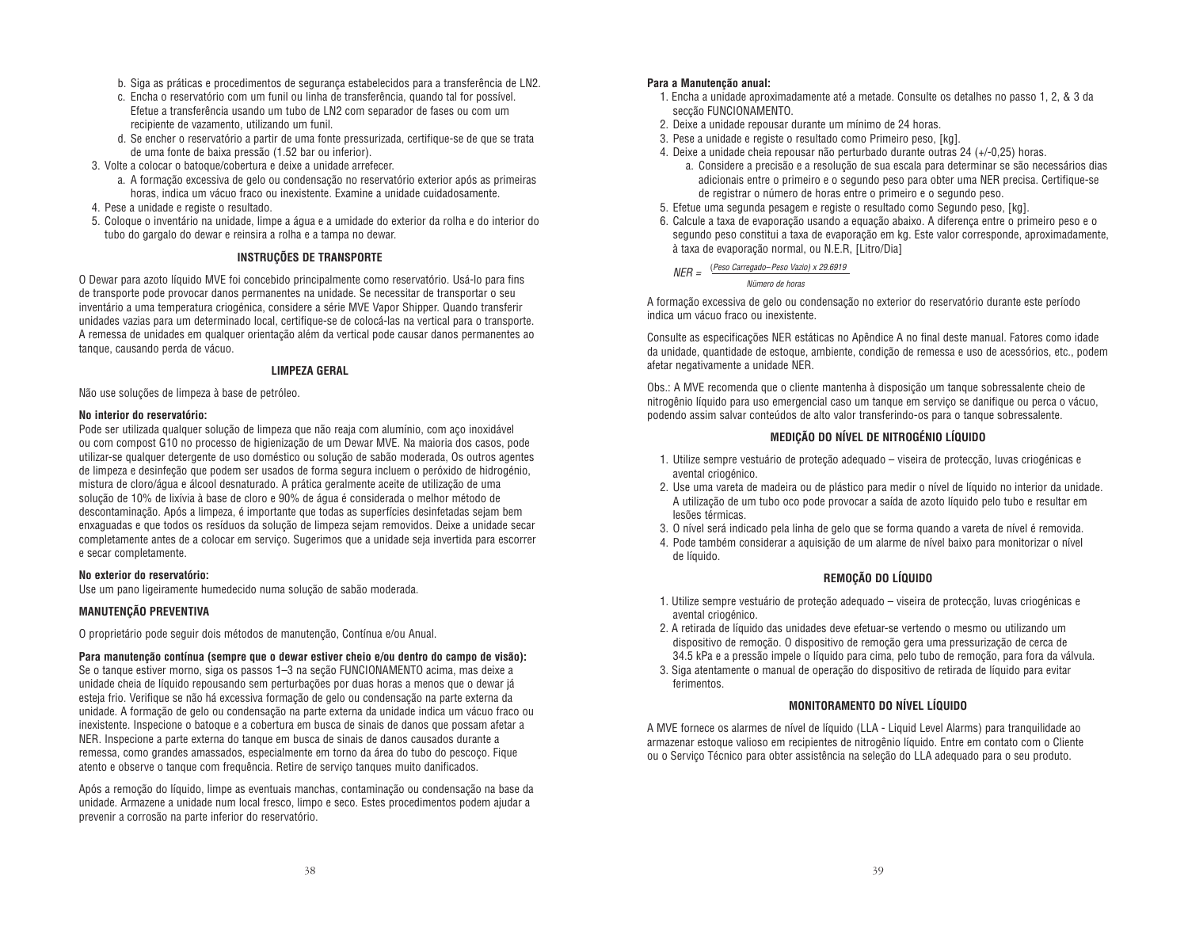b. Siga as práticas e procedimentos de segurança estabelecidos para a transferência de LN2.
c. Encha o reservatório com um funil ou linha de transferência, quando tal for possível. Efetue a transferência usando um tubo de LN2 com separador de fases ou com um recipiente de vazamento, utilizando um funil.
d. Se encher o reservatório a partir de uma fonte pressurizada, certifique-se de que se trata de uma fonte de baixa pressão (1.52 bar ou inferior).

3. Volte a colocar o batoque/cobertura e deixe a unidade arrefecer.
   a. A formação excessiva de gelo ou condensação no reservatório exterior após as primeiras horas, indica um vácuo fraco ou inexistente. Examine a unidade cuidadosamente.
4. Pese a unidade e registe o resultado.
5. Coloque o inventário na unidade, limpe a água e a umidade do exterior da rolha e do interior do tubo do gargalo do dewar e reinsira a rolha e a tampa no dewar.

**INSTRUÇÕES DE TRANSPORTE**

O Dewar para azoto líquido MVE foi concebido principalmente como reservatório. Usá-lo para fins de transporte pode provocar danos permanentes na unidade. Se necessitar de transportar o seu inventário a uma temperatura criogénica, considere a série MVE Vapor Shipper. Quando transferir unidades vazias para um determinado local, certifique-se de colocá-las na vertical para o transporte. A remessa de unidades em qualquer orientação além da vertical pode causar danos permanentes ao tanque, causando perda de vácuo.

**LIMPEZA GERAL**

Não use soluções de limpeza à base de petróleo.

**No interior do reservatório:**
Pode ser utilizada qualquer solução de limpeza que não reaja com alumínio, com aço inoxidável ou com compost G10 no processo de higienização de um Dewar MVE. Na maioria dos casos, pode utilizar-se qualquer detergente de uso doméstico ou solução de sabão moderada, Os outros agentes de limpeza e desinfeção que podem ser usados de forma segura incluem o peróxido de hidrogénio, mistura de cloro/água e álcool desnaturado. A prática geralmente aceite de utilização de uma solução de 10% de lixívia à base de cloro e 90% de água é considerada o melhor método de descontaminação. Após a limpeza, é importante que todas as superfícies desinfetadas sejam bem enxaguadas e que todos os resíduos da solução de limpeza sejam removidos. Deixe a unidade secar completamente antes de a colocar em serviço. Sugerimos que a unidade seja invertida para escorrer e secar completamente.

**No exterior do reservatório:**
Use um pano ligeiramente humedecido numa solução de sabão moderada.

**MANUTENÇÃO PREVENTIVA**

O proprietário pode seguir dois métodos de manutenção, Contínua e/ou Anual.

**Para manutenção contínua (sempre que o dewar estiver cheio e/ou dentro do campo de visão):**
Se o tanque estiver morno, siga os passos 1–3 na seção FUNCIONAMENTO acima, mas deixe a unidade cheia de líquido repousando sem perturbações por duas horas a menos que o dewar já esteja frio. Verifique se não há excessiva formação de gelo ou condensação na parte externa da unidade. A formação de gelo ou condensação na parte externa da unidade indica um vácuo fraco ou inexistente. Inspecione o batoque e a cobertura em busca de sinais de danos que possam afetar a NER. Inspecione a parte externa do tanque em busca de sinais de danos causados durante a remessa, como grandes amassados, especialmente em torno da área do tubo do pescoço. Fique atento e observe o tanque com frequência. Retire de serviço tanques muito danificados.

Após a remoção do líquido, limpe as eventuais manchas, contaminação ou condensação na base da unidade. Armazene a unidade num local fresco, limpo e seco. Estes procedimentos podem ajudar a prevenir a corrosão na parte inferior do reservatório.

**Para a Manutenção anual:**

1. Encha a unidade aproximadamente até a metade. Consulte os detalhes no passo 1, 2, & 3 da secção FUNCIONAMENTO.
2. Deixe a unidade repousar durante um mínimo de 24 horas.
3. Pese a unidade e registe o resultado como Primeiro peso, [kg].
4. Deixe a unidade cheia repousar não perturbado durante outras 24 (+/-0,25) horas.
   a. Considere a precisão e a resolução de sua escala para determinar se são necessários dias adicionais entre o primeiro e o segundo peso para obter uma NER precisa. Certifique-se de registrar o número de horas entre o primeiro e o segundo peso.
5. Efetue uma segunda pesagem e registe o resultado como Segundo peso, [kg].
6. Calcule a taxa de evaporação usando a equação abaixo. A diferença entre o primeiro peso e o segundo peso constitui a taxa de evaporação em kg. Este valor corresponde, aproximadamente, à taxa de evaporação normal, ou N.E.R, [Litro/Dia]

$$NER = \frac{(\text{Peso Carregado} - \text{Peso Vazio}) \times 29.6919}{\text{Número de horas}}$$

A formação excessiva de gelo ou condensação no exterior do reservatório durante este período indica um vácuo fraco ou inexistente.

Consulte as especificações NER estáticas no Apêndice A no final deste manual. Fatores como idade da unidade, quantidade de estoque, ambiente, condição de remessa e uso de acessórios, etc., podem afetar negativamente a unidade NER.

Obs.: A MVE recomenda que o cliente mantenha à disposição um tanque sobressalente cheio de nitrogênio líquido para uso emergencial caso um tanque em serviço se danifique ou perca o vácuo, podendo assim salvar conteúdos de alto valor transferindo-os para o tanque sobressalente.

**MEDIÇÃO DO NÍVEL DE NITROGÉNIO LÍQUIDO**

1. Utilize sempre vestuário de proteção adequado – viseira de protecção, luvas criogénicas e avental criogénico.
2. Use uma vareta de madeira ou de plástico para medir o nível de líquido no interior da unidade. A utilização de um tubo oco pode provocar a saída de azoto líquido pelo tubo e resultar em lesões térmicas.
3. O nível será indicado pela linha de gelo que se forma quando a vareta de nível é removida.
4. Pode também considerar a aquisição de um alarme de nível baixo para monitorizar o nível de líquido.

**REMOÇÃO DO LÍQUIDO**

1. Utilize sempre vestuário de proteção adequado – viseira de protecção, luvas criogénicas e avental criogénico.
2. A retirada de líquido das unidades deve efetuar-se vertendo o mesmo ou utilizando um dispositivo de remoção. O dispositivo de remoção gera uma pressurização de cerca de 34.5 kPa e a pressão impele o líquido para cima, pelo tubo de remoção, para fora da válvula.
3. Siga atentamente o manual de operação do dispositivo de retirada de líquido para evitar ferimentos.

**MONITORAMENTO DO NÍVEL LÍQUIDO**

A MVE fornece os alarmes de nível de líquido (LLA - Liquid Level Alarms) para tranquilidade ao armazenar estoque valioso em recipientes de nitrogênio líquido. Entre em contato com o Cliente ou o Serviço Técnico para obter assistência na seleção do LLA adequado para o seu produto.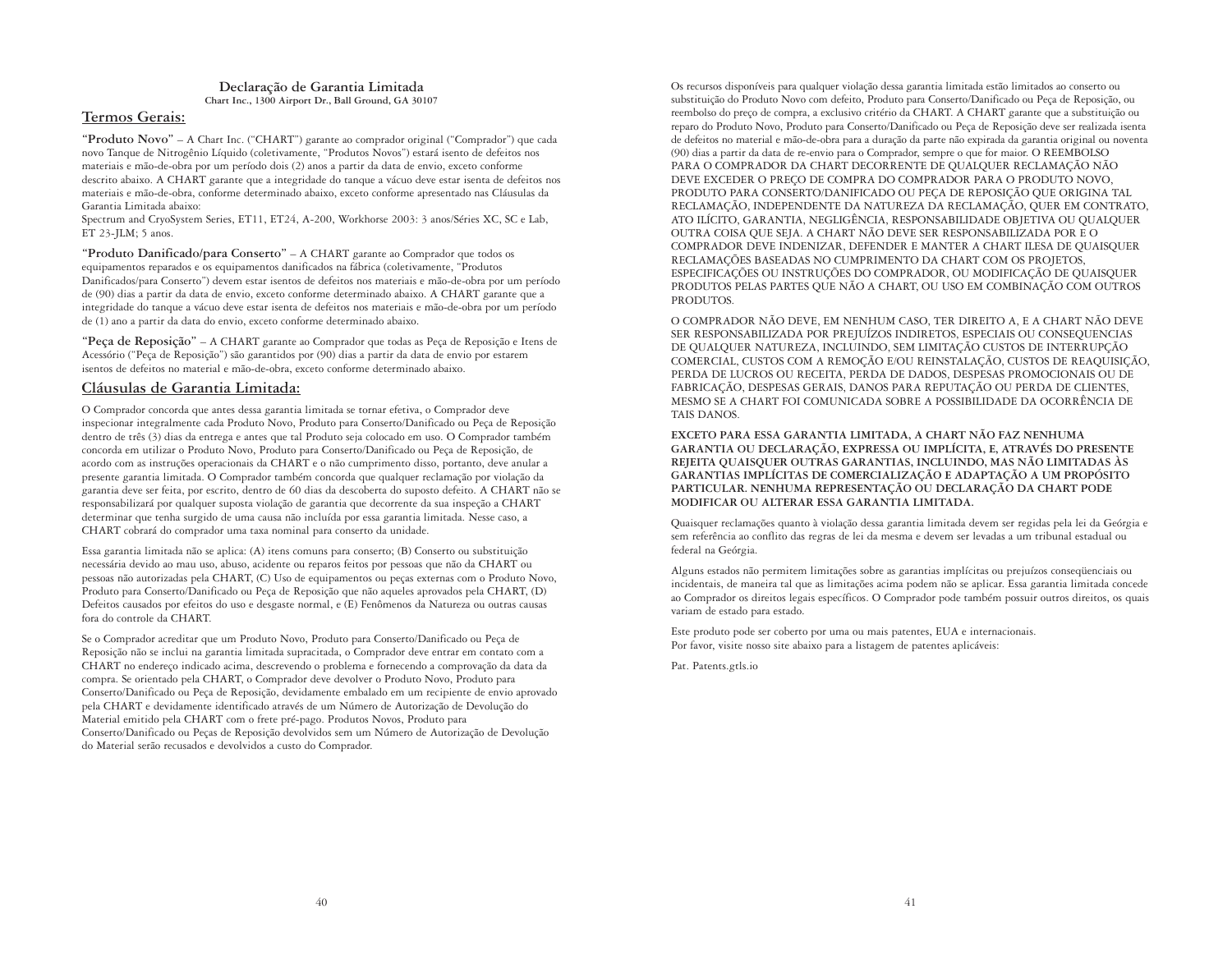# Declaração de Garantia Limitada

**Chart Inc., 1300 Airport Dr., Ball Ground, GA 30107**

## Termos Gerais:

**"Produto Novo"** – A Chart Inc. ("CHART") garante ao comprador original ("Comprador") que cada novo Tanque de Nitrogênio Líquido (coletivamente, "Produtos Novos") estará isento de defeitos nos materiais e mão-de-obra por um período dois (2) anos a partir da data de envio, exceto conforme descrito abaixo. A CHART garante que a integridade do tanque a vácuo deve estar isenta de defeitos nos materiais e mão-de-obra, conforme determinado abaixo, exceto conforme apresentado nas Cláusulas da Garantia Limitada abaixo:
Spectrum and CryoSystem Series, ET11, ET24, A-200, Workhorse 2003: 3 anos/Séries XC, SC e Lab, ET 23-JLM; 5 anos.

**"Produto Danificado/para Conserto"** – A CHART garante ao Comprador que todos os equipamentos reparados e os equipamentos danificados na fábrica (coletivamente, "Produtos Danificados/para Conserto") devem estar isentos de defeitos nos materiais e mão-de-obra por um período de (90) dias a partir da data de envio, exceto conforme determinado abaixo. A CHART garante que a integridade do tanque a vácuo deve estar isenta de defeitos nos materiais e mão-de-obra por um período de (1) ano a partir da data do envio, exceto conforme determinado abaixo.

**"Peça de Reposição"** – A CHART garante ao Comprador que todas as Peça de Reposição e Itens de Acessório ("Peça de Reposição") são garantidos por (90) dias a partir da data de envio por estarem isentos de defeitos no material e mão-de-obra, exceto conforme determinado abaixo.

## Cláusulas de Garantia Limitada:

O Comprador concorda que antes dessa garantia limitada se tornar efetiva, o Comprador deve inspecionar integralmente cada Produto Novo, Produto para Conserto/Danificado ou Peça de Reposição dentro de três (3) dias da entrega e antes que tal Produto seja colocado em uso. O Comprador também concorda em utilizar o Produto Novo, Produto para Conserto/Danificado ou Peça de Reposição, de acordo com as instruções operacionais da CHART e o não cumprimento disso, portanto, deve anular a presente garantia limitada. O Comprador também concorda que qualquer reclamação por violação da garantia deve ser feita, por escrito, dentro de 60 dias da descoberta do suposto defeito. A CHART não se responsabilizará por qualquer suposta violação de garantia que decorrente da sua inspeção a CHART determinar que tenha surgido de uma causa não incluída por essa garantia limitada. Nesse caso, a CHART cobrará do comprador uma taxa nominal para conserto da unidade.

Essa garantia limitada não se aplica: (A) itens comuns para conserto; (B) Conserto ou substituição necessária devido ao mau uso, abuso, acidente ou reparos feitos por pessoas que não da CHART ou pessoas não autorizadas pela CHART, (C) Uso de equipamentos ou peças externas com o Produto Novo, Produto para Conserto/Danificado ou Peça de Reposição que não aqueles aprovados pela CHART, (D) Defeitos causados por efeitos do uso e desgaste normal, e (E) Fenômenos da Natureza ou outras causas fora do controle da CHART.

Se o Comprador acreditar que um Produto Novo, Produto para Conserto/Danificado ou Peça de Reposição não se inclui na garantia limitada supracitada, o Comprador deve entrar em contato com a CHART no endereço indicado acima, descrevendo o problema e fornecendo a comprovação da data da compra. Se orientado pela CHART, o Comprador deve devolver o Produto Novo, Produto para Conserto/Danificado ou Peça de Reposição, devidamente embalado em um recipiente de envio aprovado pela CHART e devidamente identificado através de um Número de Autorização de Devolução do Material emitido pela CHART com o frete pré-pago. Produtos Novos, Produto para Conserto/Danificado ou Peças de Reposição devolvidos sem um Número de Autorização de Devolução do Material serão recusados e devolvidos a custo do Comprador.

Os recursos disponíveis para qualquer violação dessa garantia limitada estão limitados ao conserto ou substituição do Produto Novo com defeito, Produto para Conserto/Danificado ou Peça de Reposição, ou reembolso do preço de compra, a exclusivo critério da CHART. A CHART garante que a substituição ou reparo do Produto Novo, Produto para Conserto/Danificado ou Peça de Reposição deve ser realizada isenta de defeitos no material e mão-de-obra para a duração da parte não expirada da garantia original ou noventa (90) dias a partir da data de re-envio para o Comprador, sempre o que for maior. O REEMBOLSO PARA O COMPRADOR DA CHART DECORRENTE DE QUALQUER RECLAMAÇÃO NÃO DEVE EXCEDER O PREÇO DE COMPRA DO COMPRADOR PARA O PRODUTO NOVO, PRODUTO PARA CONSERTO/DANIFICADO OU PEÇA DE REPOSIÇÃO QUE ORIGINA TAL RECLAMAÇÃO, INDEPENDENTE DA NATUREZA DA RECLAMAÇÃO, QUER EM CONTRATO, ATO ILÍCITO, GARANTIA, NEGLIGÊNCIA, RESPONSABILIDADE OBJETIVA OU QUALQUER OUTRA COISA QUE SEJA. A CHART NÃO DEVE SER RESPONSABILIZADA POR E O COMPRADOR DEVE INDENIZAR, DEFENDER E MANTER A CHART ILESA DE QUAISQUER RECLAMAÇÕES BASEADAS NO CUMPRIMENTO DA CHART COM OS PROJETOS, ESPECIFICAÇÕES OU INSTRUÇÕES DO COMPRADOR, OU MODIFICAÇÃO DE QUAISQUER PRODUTOS PELAS PARTES QUE NÃO A CHART, OU USO EM COMBINAÇÃO COM OUTROS PRODUTOS.

O COMPRADOR NÃO DEVE, EM NENHUM CASO, TER DIREITO A, E A CHART NÃO DEVE SER RESPONSABILIZADA POR PREJUÍZOS INDIRETOS, ESPECIAIS OU CONSEQUENCIAS DE QUALQUER NATUREZA, INCLUINDO, SEM LIMITAÇÃO CUSTOS DE INTERRUPÇÃO COMERCIAL, CUSTOS COM A REMOÇÃO E/OU REINSTALAÇÃO, CUSTOS DE REAQUISIÇÃO, PERDA DE LUCROS OU RECEITA, PERDA DE DADOS, DESPESAS PROMOCIONAIS OU DE FABRICAÇÃO, DESPESAS GERAIS, DANOS PARA REPUTAÇÃO OU PERDA DE CLIENTES, MESMO SE A CHART FOI COMUNICADA SOBRE A POSSIBILIDADE DA OCORRÊNCIA DE TAIS DANOS.

**EXCETO PARA ESSA GARANTIA LIMITADA, A CHART NÃO FAZ NENHUMA GARANTIA OU DECLARAÇÃO, EXPRESSA OU IMPLÍCITA, E, ATRAVÉS DO PRESENTE REJEITA QUAISQUER OUTRAS GARANTIAS, INCLUINDO, MAS NÃO LIMITADAS ÀS GARANTIAS IMPLÍCITAS DE COMERCIALIZAÇÃO E ADAPTAÇÃO A UM PROPÓSITO PARTICULAR. NENHUMA REPRESENTAÇÃO OU DECLARAÇÃO DA CHART PODE MODIFICAR OU ALTERAR ESSA GARANTIA LIMITADA.**

Quaisquer reclamações quanto à violação dessa garantia limitada devem ser regidas pela lei da Geórgia e sem referência ao conflito das regras de lei da mesma e devem ser levadas a um tribunal estadual ou federal na Geórgia.

Alguns estados não permitem limitações sobre as garantias implícitas ou prejuízos conseqüenciais ou incidentais, de maneira tal que as limitações acima podem não se aplicar. Essa garantia limitada concede ao Comprador os direitos legais específicos. O Comprador pode também possuir outros direitos, os quais variam de estado para estado.

Este produto pode ser coberto por uma ou mais patentes, EUA e internacionais.
Por favor, visite nosso site abaixo para a listagem de patentes aplicáveis:

Pat. Patents.gtls.io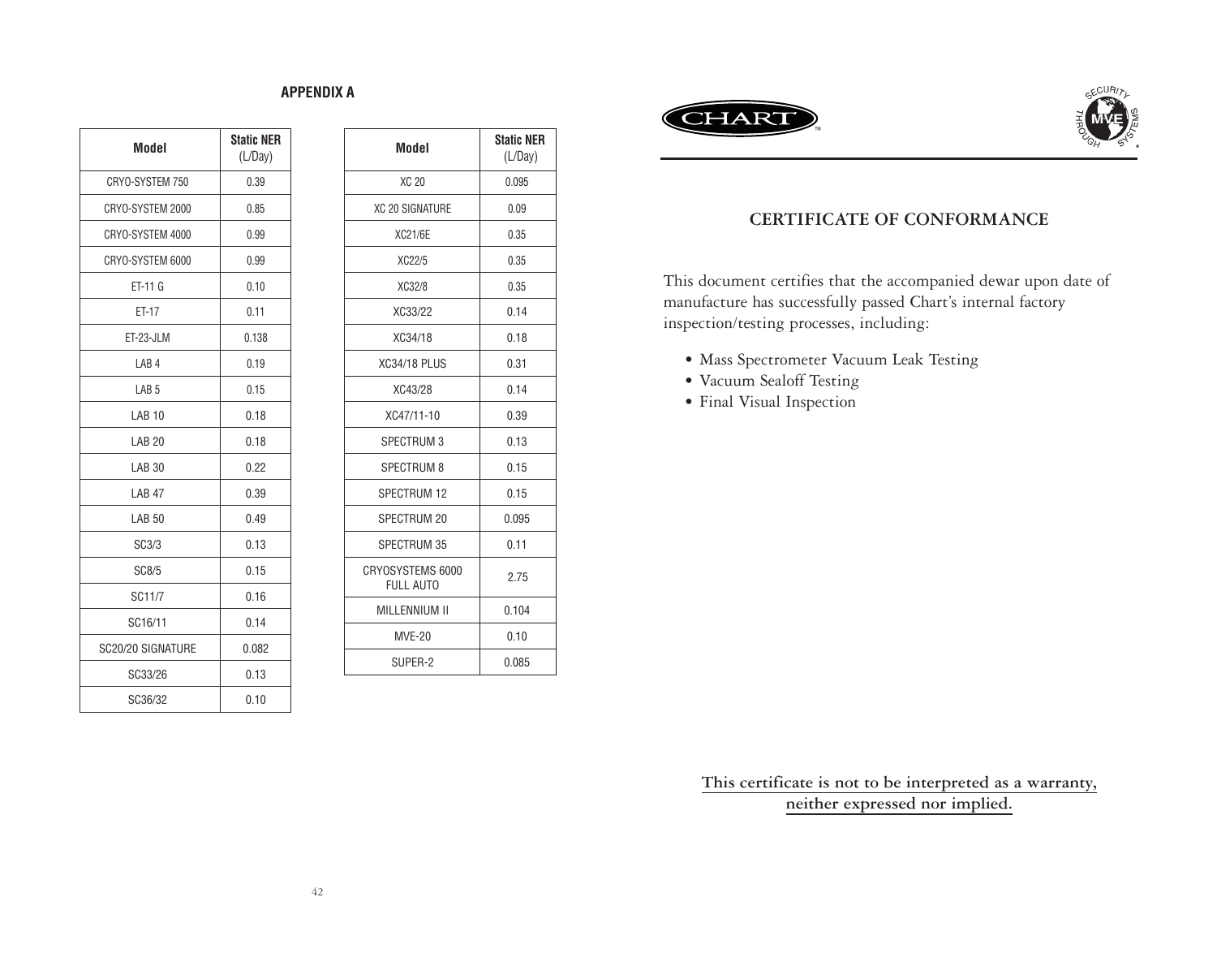## APPENDIX A

| Model | Static NER (L/Day) |
|---|---|
| CRYO-SYSTEM 750 | 0.39 |
| CRYO-SYSTEM 2000 | 0.85 |
| CRYO-SYSTEM 4000 | 0.99 |
| CRYO-SYSTEM 6000 | 0.99 |
| ET-11 G | 0.10 |
| ET-17 | 0.11 |
| ET-23-JLM | 0.138 |
| LAB 4 | 0.19 |
| LAB 5 | 0.15 |
| LAB 10 | 0.18 |
| LAB 20 | 0.18 |
| LAB 30 | 0.22 |
| LAB 47 | 0.39 |
| LAB 50 | 0.49 |
| SC3/3 | 0.13 |
| SC8/5 | 0.15 |
| SC11/7 | 0.16 |
| SC16/11 | 0.14 |
| SC20/20 SIGNATURE | 0.082 |
| SC33/26 | 0.13 |
| SC36/32 | 0.10 |

| Model | Static NER (L/Day) |
|---|---|
| XC 20 | 0.095 |
| XC 20 SIGNATURE | 0.09 |
| XC21/6E | 0.35 |
| XC22/5 | 0.35 |
| XC32/8 | 0.35 |
| XC33/22 | 0.14 |
| XC34/18 | 0.18 |
| XC34/18 PLUS | 0.31 |
| XC43/28 | 0.14 |
| XC47/11-10 | 0.39 |
| SPECTRUM 3 | 0.13 |
| SPECTRUM 8 | 0.15 |
| SPECTRUM 12 | 0.15 |
| SPECTRUM 20 | 0.095 |
| SPECTRUM 35 | 0.11 |
| CRYOSYSTEMS 6000 FULL AUTO | 2.75 |
| MILLENNIUM II | 0.104 |
| MVE-20 | 0.10 |
| SUPER-2 | 0.085 |

CHART™

SECURITY THROUGH SYSTEMS MVE

## CERTIFICATE OF CONFORMANCE

This document certifies that the accompanied dewar upon date of manufacture has successfully passed Chart's internal factory inspection/testing processes, including:

- Mass Spectrometer Vacuum Leak Testing
- Vacuum Sealoff Testing
- Final Visual Inspection

**This certificate is not to be interpreted as a warranty, neither expressed nor implied.**